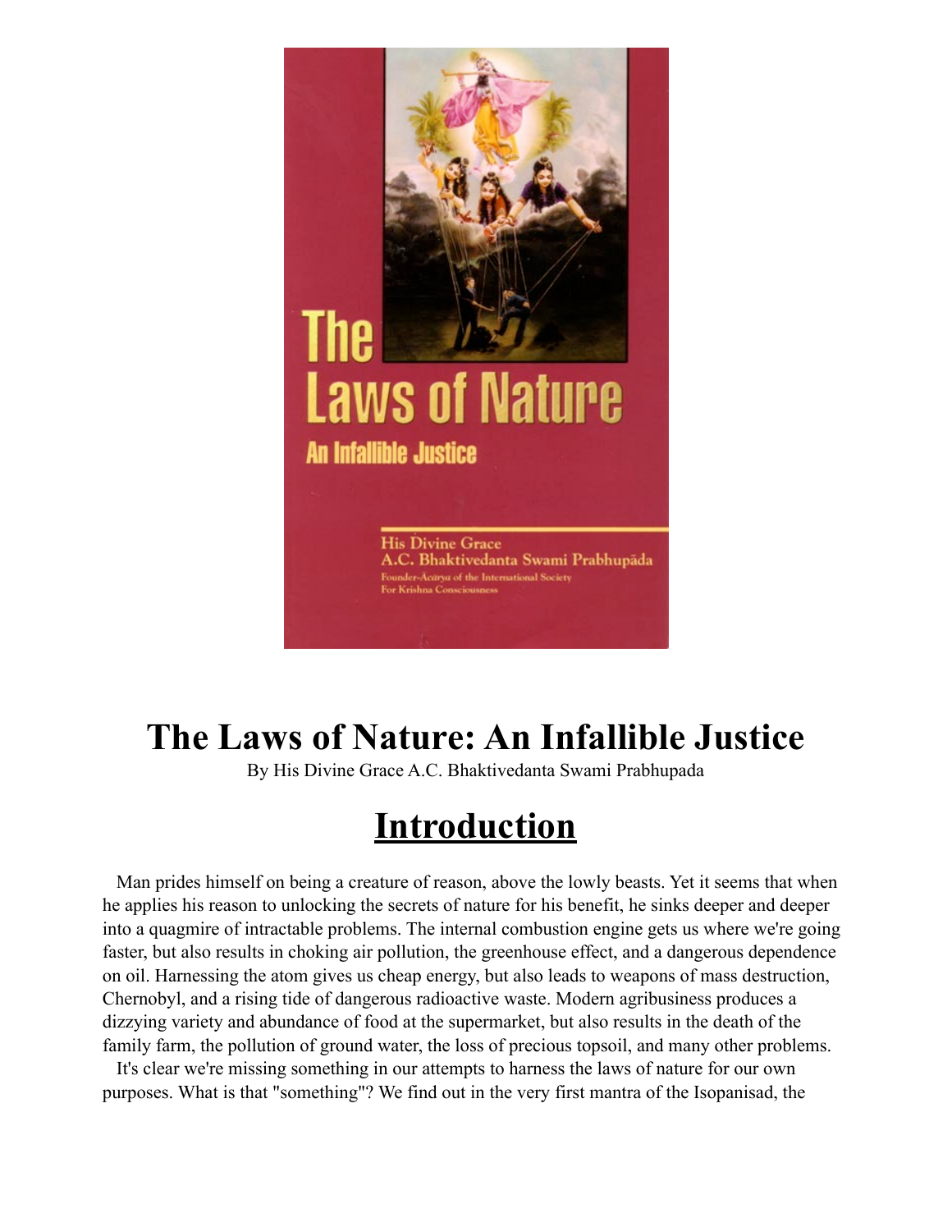# The Laws of Nature: An Infallible Justice

By His Divine Grace A.C. Bhaktivedanta Swami Prabhupada

## Introduction

Man prides himself on being a creature of reason, above the lowly beasts. Yet it seems that when he applies his reason to unlocking the secrets of nature for his benefit, he sinks deeper and deeper into a quagmire of intractable problems. The internal combustion engine gets us where we're going faster, but also results in choking air pollution, the greenhouse effect, and a dangerous dependence on oil. Harnessing the atom gives us cheap energy, but also leads to weapons of mass destruction, Chernobyl, and a rising tide of dangerous radioactive waste. Modern agribusiness produces a dizzying variety and abundance of food at the supermarket, but also results in the death of the family farm, the pollution of ground water, the loss of precious topsoil, and many other problems.

It's clear we're missing something in our attempts to harness the laws of nature for our own purposes. What is that "something"? We find out in the very first mantra of the Isopanisad, the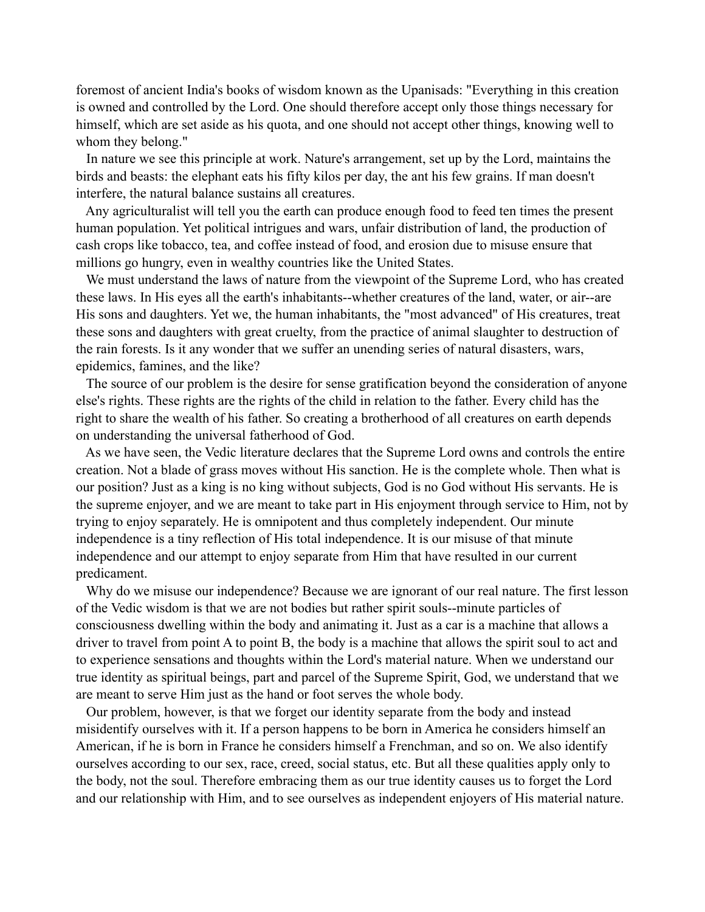foremost of ancient India's books of wisdom known as the Upanisads: "Everything in this creation is owned and controlled by the Lord. One should therefore accept only those things necessary for himself, which are set aside as his quota, and one should not accept other things, knowing well to whom they belong."

In nature we see this principle at work. Nature's arrangement, set up by the Lord, maintains the birds and beasts: the elephant eats his fifty kilos per day, the ant his few grains. If man doesn't interfere, the natural balance sustains all creatures.

Any agriculturalist will tell you the earth can produce enough food to feed ten times the present human population. Yet political intrigues and wars, unfair distribution of land, the production of cash crops like tobacco, tea, and coffee instead of food, and erosion due to misuse ensure that millions go hungry, even in wealthy countries like the United States.

We must understand the laws of nature from the viewpoint of the Supreme Lord, who has created these laws. In His eyes all the earth's inhabitants--whether creatures of the land, water, or air--are His sons and daughters. Yet we, the human inhabitants, the "most advanced" of His creatures, treat these sons and daughters with great cruelty, from the practice of animal slaughter to destruction of the rain forests. Is it any wonder that we suffer an unending series of natural disasters, wars, epidemics, famines, and the like?

The source of our problem is the desire for sense gratification beyond the consideration of anyone else's rights. These rights are the rights of the child in relation to the father. Every child has the right to share the wealth of his father. So creating a brotherhood of all creatures on earth depends on understanding the universal fatherhood of God.

As we have seen, the Vedic literature declares that the Supreme Lord owns and controls the entire creation. Not a blade of grass moves without His sanction. He is the complete whole. Then what is our position? Just as a king is no king without subjects, God is no God without His servants. He is the supreme enjoyer, and we are meant to take part in His enjoyment through service to Him, not by trying to enjoy separately. He is omnipotent and thus completely independent. Our minute independence is a tiny reflection of His total independence. It is our misuse of that minute independence and our attempt to enjoy separate from Him that have resulted in our current predicament.

Why do we misuse our independence? Because we are ignorant of our real nature. The first lesson of the Vedic wisdom is that we are not bodies but rather spirit souls--minute particles of consciousness dwelling within the body and animating it. Just as a car is a machine that allows a driver to travel from point A to point B, the body is a machine that allows the spirit soul to act and to experience sensations and thoughts within the Lord's material nature. When we understand our true identity as spiritual beings, part and parcel of the Supreme Spirit, God, we understand that we are meant to serve Him just as the hand or foot serves the whole body.

Our problem, however, is that we forget our identity separate from the body and instead misidentify ourselves with it. If a person happens to be born in America he considers himself an American, if he is born in France he considers himself a Frenchman, and so on. We also identify ourselves according to our sex, race, creed, social status, etc. But all these qualities apply only to the body, not the soul. Therefore embracing them as our true identity causes us to forget the Lord and our relationship with Him, and to see ourselves as independent enjoyers of His material nature.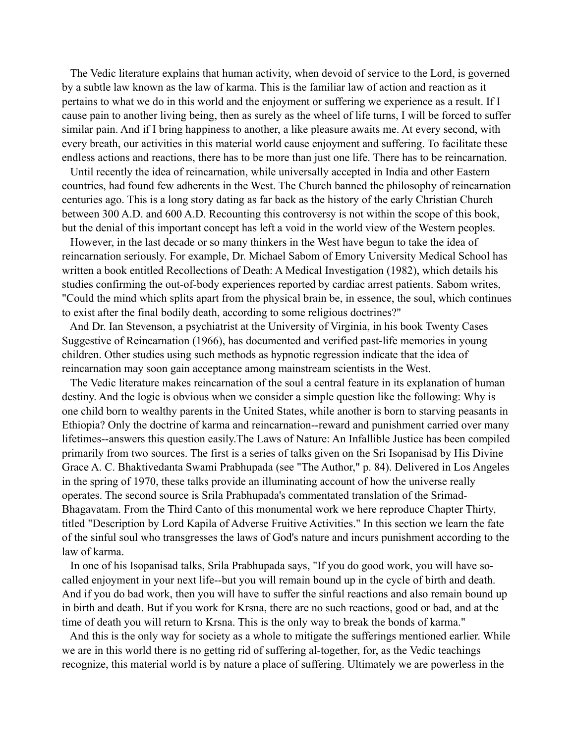The Vedic literature explains that human activity, when devoid of service to the Lord, is governed by a subtle law known as the law of karma. This is the familiar law of action and reaction as it pertains to what we do in this world and the enjoyment or suffering we experience as a result. If I cause pain to another living being, then as surely as the wheel of life turns, I will be forced to suffer similar pain. And if I bring happiness to another, a like pleasure awaits me. At every second, with every breath, our activities in this material world cause enjoyment and suffering. To facilitate these endless actions and reactions, there has to be more than just one life. There has to be reincarnation.

Until recently the idea of reincarnation, while universally accepted in India and other Eastern countries, had found few adherents in the West. The Church banned the philosophy of reincarnation centuries ago. This is a long story dating as far back as the history of the early Christian Church between 300 A.D. and 600 A.D. Recounting this controversy is not within the scope of this book, but the denial of this important concept has left a void in the world view of the Western peoples.

However, in the last decade or so many thinkers in the West have begun to take the idea of reincarnation seriously. For example, Dr. Michael Sabom of Emory University Medical School has written a book entitled Recollections of Death: A Medical Investigation (1982), which details his studies confirming the out-of-body experiences reported by cardiac arrest patients. Sabom writes, "Could the mind which splits apart from the physical brain be, in essence, the soul, which continues to exist after the final bodily death, according to some religious doctrines?"

And Dr. Ian Stevenson, a psychiatrist at the University of Virginia, in his book Twenty Cases Suggestive of Reincarnation (1966), has documented and verified past-life memories in young children. Other studies using such methods as hypnotic regression indicate that the idea of reincarnation may soon gain acceptance among mainstream scientists in the West.

The Vedic literature makes reincarnation of the soul a central feature in its explanation of human destiny. And the logic is obvious when we consider a simple question like the following: Why is one child born to wealthy parents in the United States, while another is born to starving peasants in Ethiopia? Only the doctrine of karma and reincarnation--reward and punishment carried over many lifetimes--answers this question easily.The Laws of Nature: An Infallible Justice has been compiled primarily from two sources. The first is a series of talks given on the Sri Isopanisad by His Divine Grace A. C. Bhaktivedanta Swami Prabhupada (see "The Author," p. 84). Delivered in Los Angeles in the spring of 1970, these talks provide an illuminating account of how the universe really operates. The second source is Srila Prabhupada's commentated translation of the Srimad-Bhagavatam. From the Third Canto of this monumental work we here reproduce Chapter Thirty, titled "Description by Lord Kapila of Adverse Fruitive Activities." In this section we learn the fate of the sinful soul who transgresses the laws of God's nature and incurs punishment according to the law of karma.

In one of his Isopanisad talks, Srila Prabhupada says, "If you do good work, you will have so-called enjoyment in your next life--but you will remain bound up in the cycle of birth and death. And if you do bad work, then you will have to suffer the sinful reactions and also remain bound up in birth and death. But if you work for Krsna, there are no such reactions, good or bad, and at the time of death you will return to Krsna. This is the only way to break the bonds of karma."

And this is the only way for society as a whole to mitigate the sufferings mentioned earlier. While we are in this world there is no getting rid of suffering al-together, for, as the Vedic teachings recognize, this material world is by nature a place of suffering. Ultimately we are powerless in the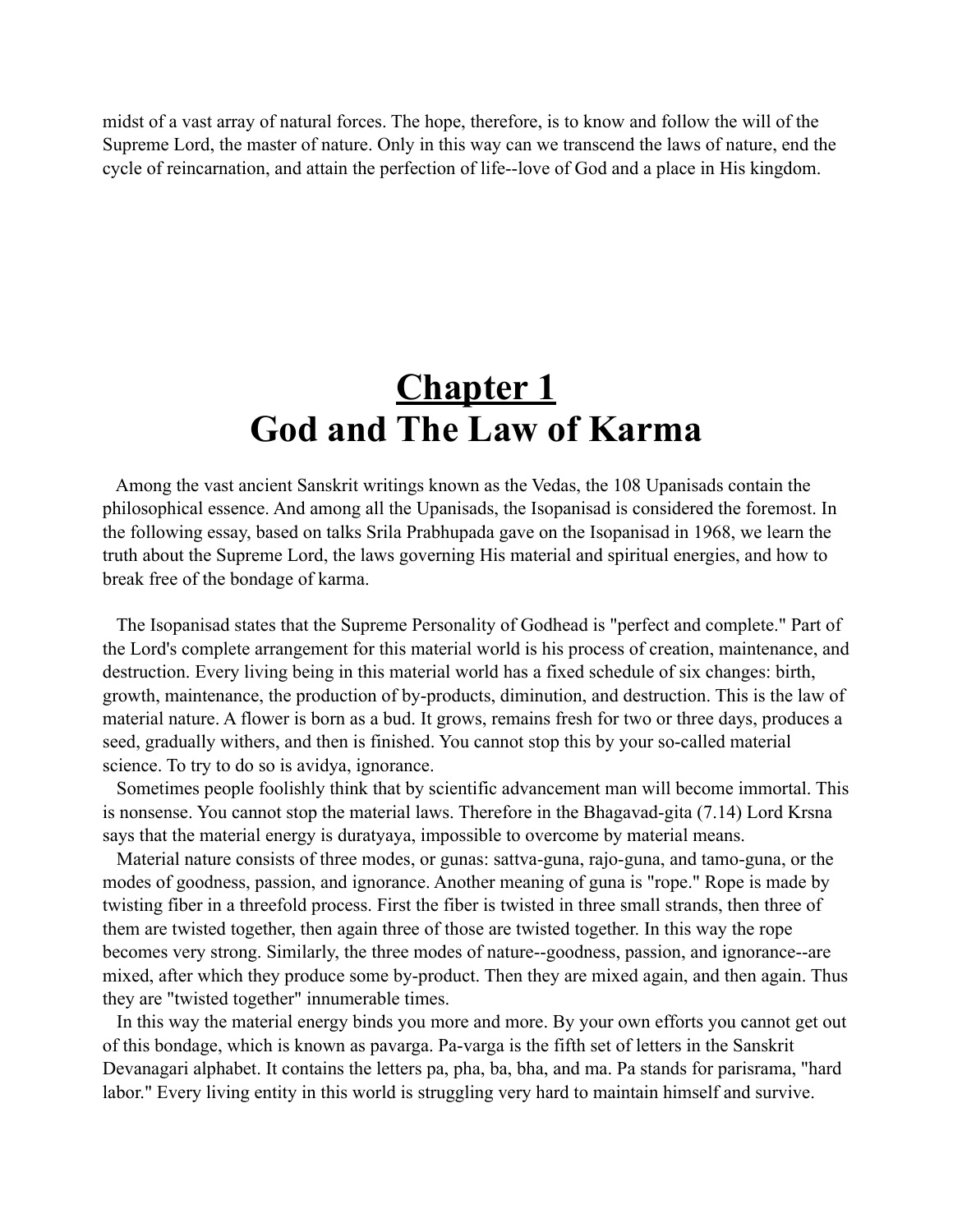midst of a vast array of natural forces. The hope, therefore, is to know and follow the will of the Supreme Lord, the master of nature. Only in this way can we transcend the laws of nature, end the cycle of reincarnation, and attain the perfection of life--love of God and a place in His kingdom.

# Chapter 1
# God and The Law of Karma

Among the vast ancient Sanskrit writings known as the Vedas, the 108 Upanisads contain the philosophical essence. And among all the Upanisads, the Isopanisad is considered the foremost. In the following essay, based on talks Srila Prabhupada gave on the Isopanisad in 1968, we learn the truth about the Supreme Lord, the laws governing His material and spiritual energies, and how to break free of the bondage of karma.

The Isopanisad states that the Supreme Personality of Godhead is "perfect and complete." Part of the Lord's complete arrangement for this material world is his process of creation, maintenance, and destruction. Every living being in this material world has a fixed schedule of six changes: birth, growth, maintenance, the production of by-products, diminution, and destruction. This is the law of material nature. A flower is born as a bud. It grows, remains fresh for two or three days, produces a seed, gradually withers, and then is finished. You cannot stop this by your so-called material science. To try to do so is avidya, ignorance.

Sometimes people foolishly think that by scientific advancement man will become immortal. This is nonsense. You cannot stop the material laws. Therefore in the Bhagavad-gita (7.14) Lord Krsna says that the material energy is duratyaya, impossible to overcome by material means.

Material nature consists of three modes, or gunas: sattva-guna, rajo-guna, and tamo-guna, or the modes of goodness, passion, and ignorance. Another meaning of guna is "rope." Rope is made by twisting fiber in a threefold process. First the fiber is twisted in three small strands, then three of them are twisted together, then again three of those are twisted together. In this way the rope becomes very strong. Similarly, the three modes of nature--goodness, passion, and ignorance--are mixed, after which they produce some by-product. Then they are mixed again, and then again. Thus they are "twisted together" innumerable times.

In this way the material energy binds you more and more. By your own efforts you cannot get out of this bondage, which is known as pavarga. Pa-varga is the fifth set of letters in the Sanskrit Devanagari alphabet. It contains the letters pa, pha, ba, bha, and ma. Pa stands for parisrama, "hard labor." Every living entity in this world is struggling very hard to maintain himself and survive.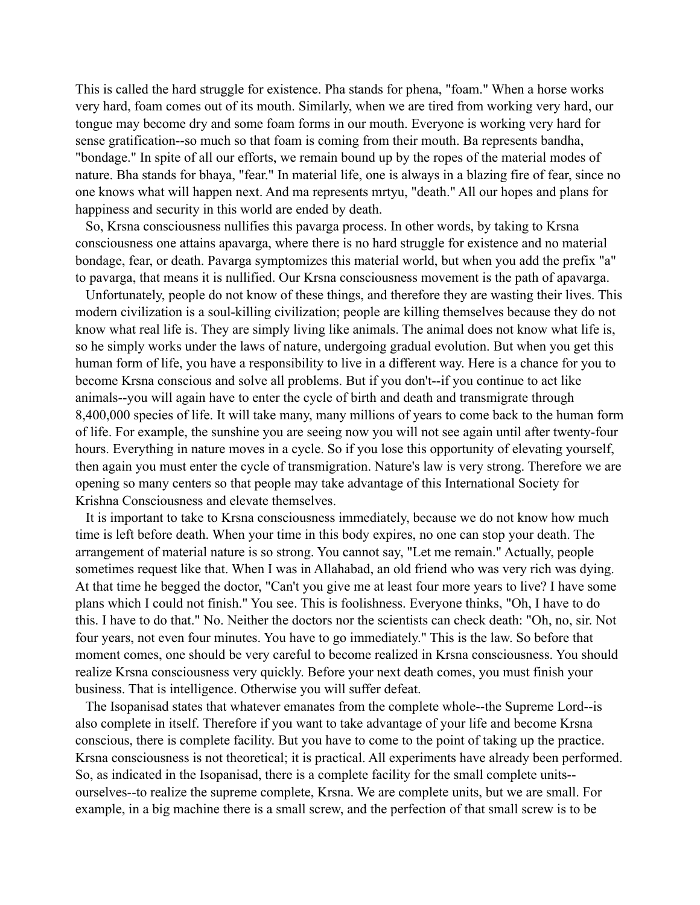This is called the hard struggle for existence. Pha stands for phena, "foam." When a horse works very hard, foam comes out of its mouth. Similarly, when we are tired from working very hard, our tongue may become dry and some foam forms in our mouth. Everyone is working very hard for sense gratification--so much so that foam is coming from their mouth. Ba represents bandha, "bondage." In spite of all our efforts, we remain bound up by the ropes of the material modes of nature. Bha stands for bhaya, "fear." In material life, one is always in a blazing fire of fear, since no one knows what will happen next. And ma represents mrtyu, "death." All our hopes and plans for happiness and security in this world are ended by death.

So, Krsna consciousness nullifies this pavarga process. In other words, by taking to Krsna consciousness one attains apavarga, where there is no hard struggle for existence and no material bondage, fear, or death. Pavarga symptomizes this material world, but when you add the prefix "a" to pavarga, that means it is nullified. Our Krsna consciousness movement is the path of apavarga.

Unfortunately, people do not know of these things, and therefore they are wasting their lives. This modern civilization is a soul-killing civilization; people are killing themselves because they do not know what real life is. They are simply living like animals. The animal does not know what life is, so he simply works under the laws of nature, undergoing gradual evolution. But when you get this human form of life, you have a responsibility to live in a different way. Here is a chance for you to become Krsna conscious and solve all problems. But if you don't--if you continue to act like animals--you will again have to enter the cycle of birth and death and transmigrate through 8,400,000 species of life. It will take many, many millions of years to come back to the human form of life. For example, the sunshine you are seeing now you will not see again until after twenty-four hours. Everything in nature moves in a cycle. So if you lose this opportunity of elevating yourself, then again you must enter the cycle of transmigration. Nature's law is very strong. Therefore we are opening so many centers so that people may take advantage of this International Society for Krishna Consciousness and elevate themselves.

It is important to take to Krsna consciousness immediately, because we do not know how much time is left before death. When your time in this body expires, no one can stop your death. The arrangement of material nature is so strong. You cannot say, "Let me remain." Actually, people sometimes request like that. When I was in Allahabad, an old friend who was very rich was dying. At that time he begged the doctor, "Can't you give me at least four more years to live? I have some plans which I could not finish." You see. This is foolishness. Everyone thinks, "Oh, I have to do this. I have to do that." No. Neither the doctors nor the scientists can check death: "Oh, no, sir. Not four years, not even four minutes. You have to go immediately." This is the law. So before that moment comes, one should be very careful to become realized in Krsna consciousness. You should realize Krsna consciousness very quickly. Before your next death comes, you must finish your business. That is intelligence. Otherwise you will suffer defeat.

The Isopanisad states that whatever emanates from the complete whole--the Supreme Lord--is also complete in itself. Therefore if you want to take advantage of your life and become Krsna conscious, there is complete facility. But you have to come to the point of taking up the practice. Krsna consciousness is not theoretical; it is practical. All experiments have already been performed. So, as indicated in the Isopanisad, there is a complete facility for the small complete units--ourselves--to realize the supreme complete, Krsna. We are complete units, but we are small. For example, in a big machine there is a small screw, and the perfection of that small screw is to be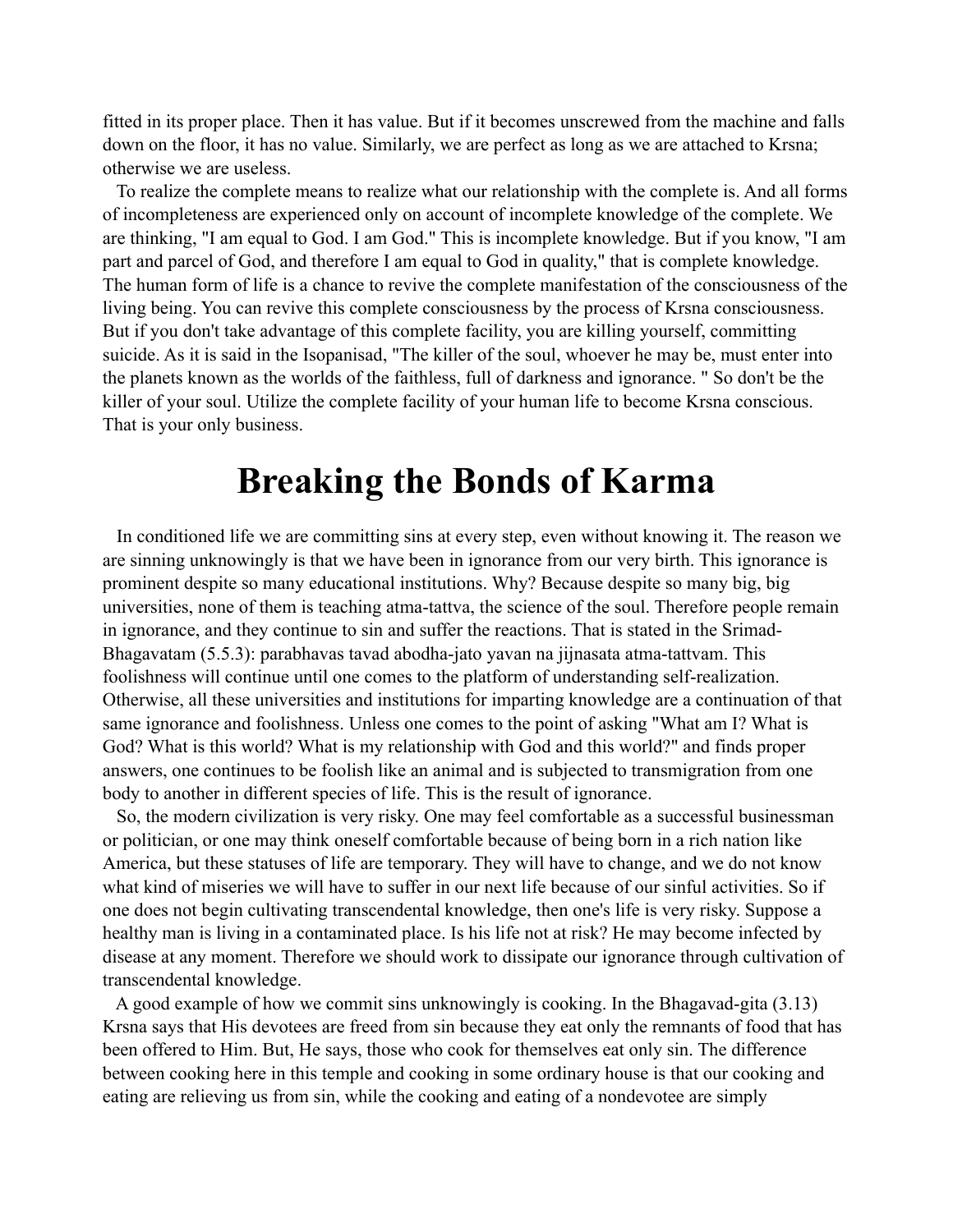fitted in its proper place. Then it has value. But if it becomes unscrewed from the machine and falls down on the floor, it has no value. Similarly, we are perfect as long as we are attached to Krsna; otherwise we are useless.

To realize the complete means to realize what our relationship with the complete is. And all forms of incompleteness are experienced only on account of incomplete knowledge of the complete. We are thinking, "I am equal to God. I am God." This is incomplete knowledge. But if you know, "I am part and parcel of God, and therefore I am equal to God in quality," that is complete knowledge. The human form of life is a chance to revive the complete manifestation of the consciousness of the living being. You can revive this complete consciousness by the process of Krsna consciousness. But if you don't take advantage of this complete facility, you are killing yourself, committing suicide. As it is said in the Isopanisad, "The killer of the soul, whoever he may be, must enter into the planets known as the worlds of the faithless, full of darkness and ignorance. " So don't be the killer of your soul. Utilize the complete facility of your human life to become Krsna conscious. That is your only business.

# Breaking the Bonds of Karma

In conditioned life we are committing sins at every step, even without knowing it. The reason we are sinning unknowingly is that we have been in ignorance from our very birth. This ignorance is prominent despite so many educational institutions. Why? Because despite so many big, big universities, none of them is teaching atma-tattva, the science of the soul. Therefore people remain in ignorance, and they continue to sin and suffer the reactions. That is stated in the Srimad-Bhagavatam (5.5.3): parabhavas tavad abodha-jato yavan na jijnasata atma-tattvam. This foolishness will continue until one comes to the platform of understanding self-realization. Otherwise, all these universities and institutions for imparting knowledge are a continuation of that same ignorance and foolishness. Unless one comes to the point of asking "What am I? What is God? What is this world? What is my relationship with God and this world?" and finds proper answers, one continues to be foolish like an animal and is subjected to transmigration from one body to another in different species of life. This is the result of ignorance.

So, the modern civilization is very risky. One may feel comfortable as a successful businessman or politician, or one may think oneself comfortable because of being born in a rich nation like America, but these statuses of life are temporary. They will have to change, and we do not know what kind of miseries we will have to suffer in our next life because of our sinful activities. So if one does not begin cultivating transcendental knowledge, then one's life is very risky. Suppose a healthy man is living in a contaminated place. Is his life not at risk? He may become infected by disease at any moment. Therefore we should work to dissipate our ignorance through cultivation of transcendental knowledge.

A good example of how we commit sins unknowingly is cooking. In the Bhagavad-gita (3.13) Krsna says that His devotees are freed from sin because they eat only the remnants of food that has been offered to Him. But, He says, those who cook for themselves eat only sin. The difference between cooking here in this temple and cooking in some ordinary house is that our cooking and eating are relieving us from sin, while the cooking and eating of a nondevotee are simply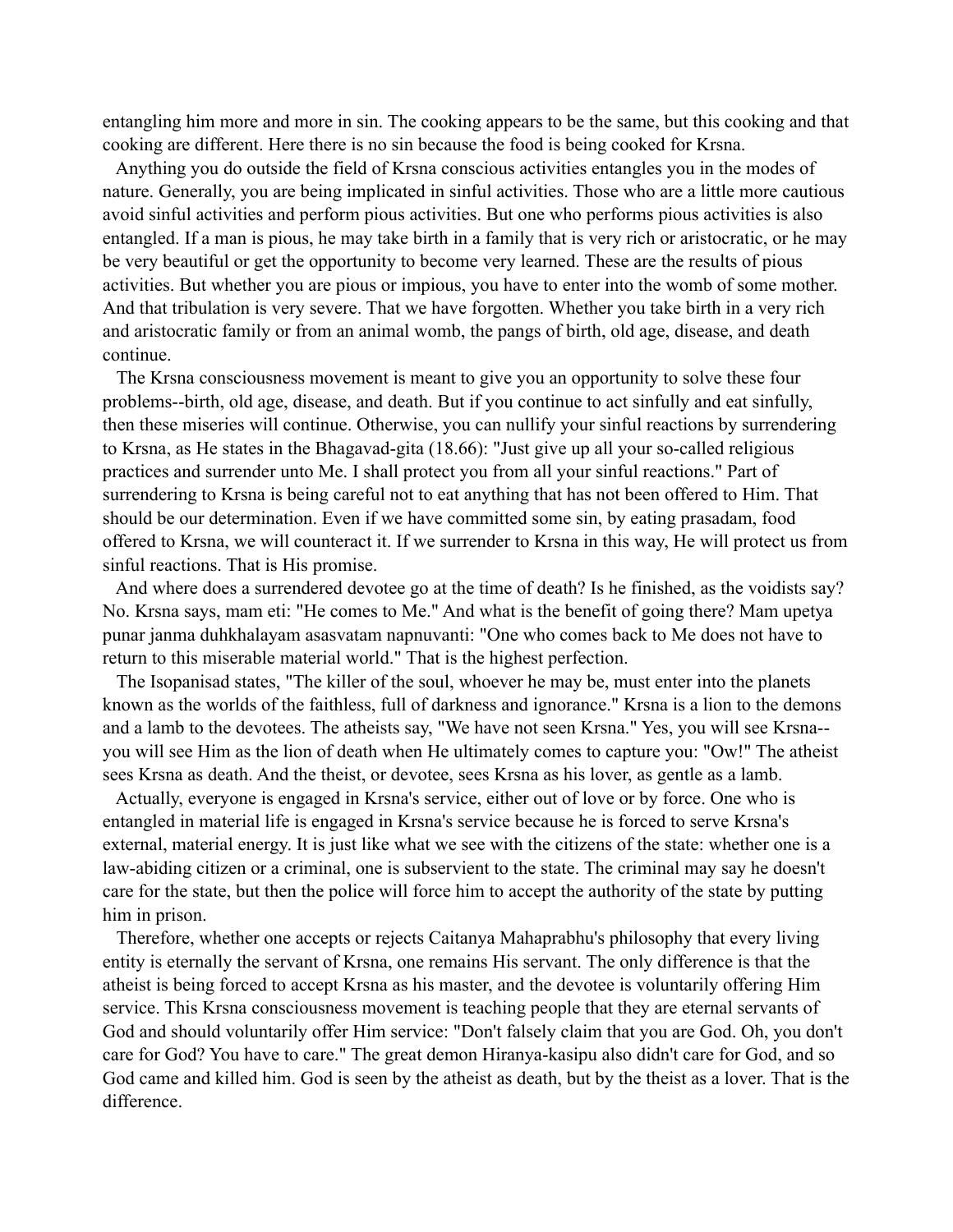entangling him more and more in sin. The cooking appears to be the same, but this cooking and that cooking are different. Here there is no sin because the food is being cooked for Krsna.

Anything you do outside the field of Krsna conscious activities entangles you in the modes of nature. Generally, you are being implicated in sinful activities. Those who are a little more cautious avoid sinful activities and perform pious activities. But one who performs pious activities is also entangled. If a man is pious, he may take birth in a family that is very rich or aristocratic, or he may be very beautiful or get the opportunity to become very learned. These are the results of pious activities. But whether you are pious or impious, you have to enter into the womb of some mother. And that tribulation is very severe. That we have forgotten. Whether you take birth in a very rich and aristocratic family or from an animal womb, the pangs of birth, old age, disease, and death continue.

The Krsna consciousness movement is meant to give you an opportunity to solve these four problems--birth, old age, disease, and death. But if you continue to act sinfully and eat sinfully, then these miseries will continue. Otherwise, you can nullify your sinful reactions by surrendering to Krsna, as He states in the Bhagavad-gita (18.66): "Just give up all your so-called religious practices and surrender unto Me. I shall protect you from all your sinful reactions." Part of surrendering to Krsna is being careful not to eat anything that has not been offered to Him. That should be our determination. Even if we have committed some sin, by eating prasadam, food offered to Krsna, we will counteract it. If we surrender to Krsna in this way, He will protect us from sinful reactions. That is His promise.

And where does a surrendered devotee go at the time of death? Is he finished, as the voidists say? No. Krsna says, mam eti: "He comes to Me." And what is the benefit of going there? Mam upetya punar janma duhkhalayam asasvatam napnuvanti: "One who comes back to Me does not have to return to this miserable material world." That is the highest perfection.

The Isopanisad states, "The killer of the soul, whoever he may be, must enter into the planets known as the worlds of the faithless, full of darkness and ignorance." Krsna is a lion to the demons and a lamb to the devotees. The atheists say, "We have not seen Krsna." Yes, you will see Krsna--you will see Him as the lion of death when He ultimately comes to capture you: "Ow!" The atheist sees Krsna as death. And the theist, or devotee, sees Krsna as his lover, as gentle as a lamb.

Actually, everyone is engaged in Krsna's service, either out of love or by force. One who is entangled in material life is engaged in Krsna's service because he is forced to serve Krsna's external, material energy. It is just like what we see with the citizens of the state: whether one is a law-abiding citizen or a criminal, one is subservient to the state. The criminal may say he doesn't care for the state, but then the police will force him to accept the authority of the state by putting him in prison.

Therefore, whether one accepts or rejects Caitanya Mahaprabhu's philosophy that every living entity is eternally the servant of Krsna, one remains His servant. The only difference is that the atheist is being forced to accept Krsna as his master, and the devotee is voluntarily offering Him service. This Krsna consciousness movement is teaching people that they are eternal servants of God and should voluntarily offer Him service: "Don't falsely claim that you are God. Oh, you don't care for God? You have to care." The great demon Hiranya-kasipu also didn't care for God, and so God came and killed him. God is seen by the atheist as death, but by the theist as a lover. That is the difference.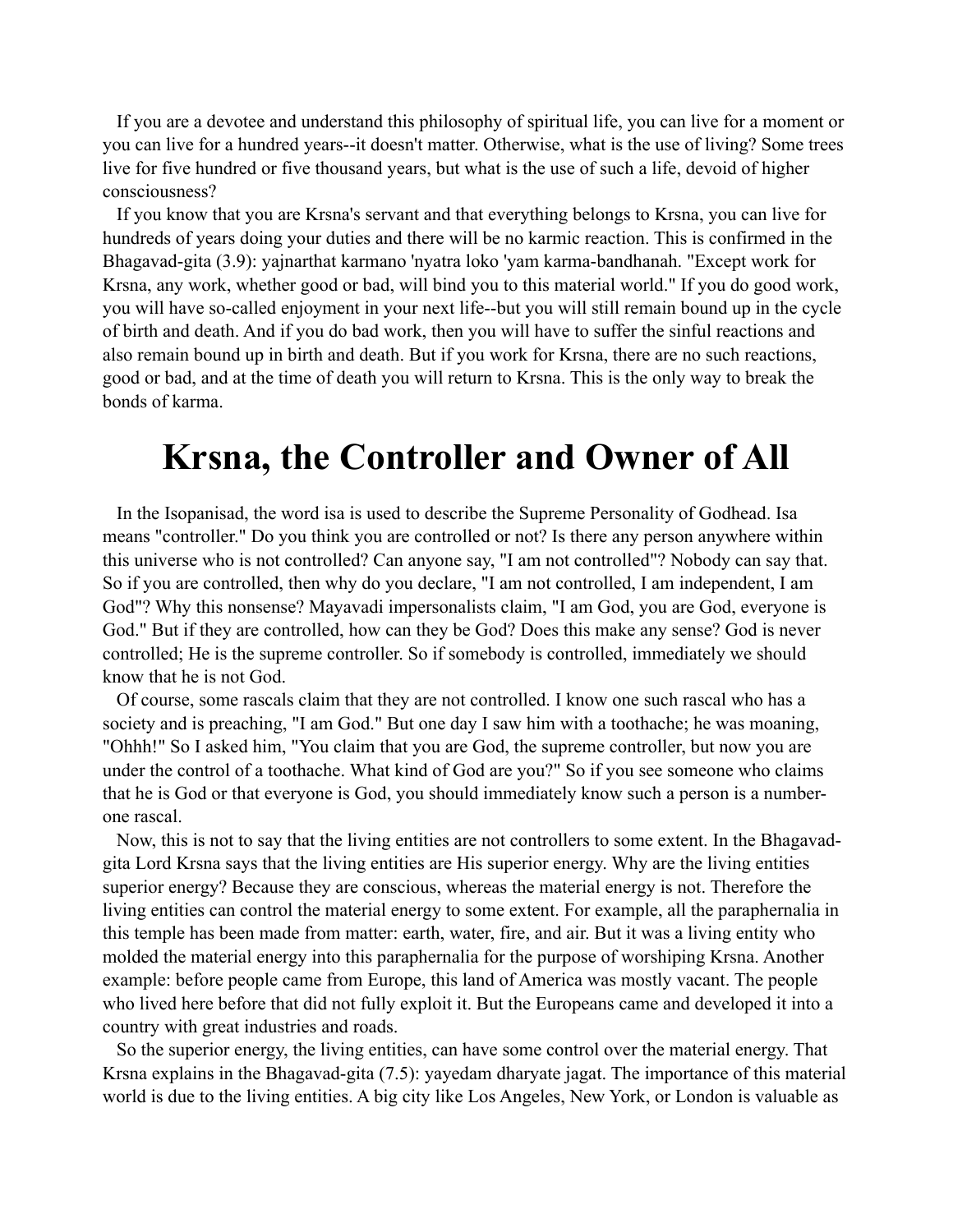If you are a devotee and understand this philosophy of spiritual life, you can live for a moment or you can live for a hundred years--it doesn't matter. Otherwise, what is the use of living? Some trees live for five hundred or five thousand years, but what is the use of such a life, devoid of higher consciousness?

If you know that you are Krsna's servant and that everything belongs to Krsna, you can live for hundreds of years doing your duties and there will be no karmic reaction. This is confirmed in the Bhagavad-gita (3.9): yajnarthat karmano 'nyatra loko 'yam karma-bandhanah. "Except work for Krsna, any work, whether good or bad, will bind you to this material world." If you do good work, you will have so-called enjoyment in your next life--but you will still remain bound up in the cycle of birth and death. And if you do bad work, then you will have to suffer the sinful reactions and also remain bound up in birth and death. But if you work for Krsna, there are no such reactions, good or bad, and at the time of death you will return to Krsna. This is the only way to break the bonds of karma.

# Krsna, the Controller and Owner of All

In the Isopanisad, the word isa is used to describe the Supreme Personality of Godhead. Isa means "controller." Do you think you are controlled or not? Is there any person anywhere within this universe who is not controlled? Can anyone say, "I am not controlled"? Nobody can say that. So if you are controlled, then why do you declare, "I am not controlled, I am independent, I am God"? Why this nonsense? Mayavadi impersonalists claim, "I am God, you are God, everyone is God." But if they are controlled, how can they be God? Does this make any sense? God is never controlled; He is the supreme controller. So if somebody is controlled, immediately we should know that he is not God.

Of course, some rascals claim that they are not controlled. I know one such rascal who has a society and is preaching, "I am God." But one day I saw him with a toothache; he was moaning, "Ohhh!" So I asked him, "You claim that you are God, the supreme controller, but now you are under the control of a toothache. What kind of God are you?" So if you see someone who claims that he is God or that everyone is God, you should immediately know such a person is a number-one rascal.

Now, this is not to say that the living entities are not controllers to some extent. In the Bhagavad-gita Lord Krsna says that the living entities are His superior energy. Why are the living entities superior energy? Because they are conscious, whereas the material energy is not. Therefore the living entities can control the material energy to some extent. For example, all the paraphernalia in this temple has been made from matter: earth, water, fire, and air. But it was a living entity who molded the material energy into this paraphernalia for the purpose of worshiping Krsna. Another example: before people came from Europe, this land of America was mostly vacant. The people who lived here before that did not fully exploit it. But the Europeans came and developed it into a country with great industries and roads.

So the superior energy, the living entities, can have some control over the material energy. That Krsna explains in the Bhagavad-gita (7.5): yayedam dharyate jagat. The importance of this material world is due to the living entities. A big city like Los Angeles, New York, or London is valuable as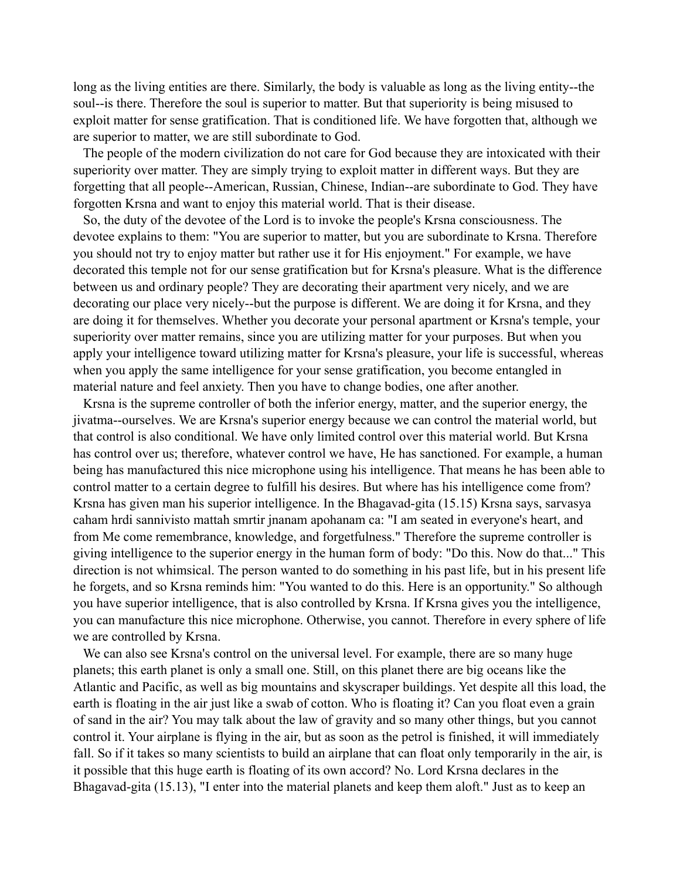long as the living entities are there. Similarly, the body is valuable as long as the living entity--the soul--is there. Therefore the soul is superior to matter. But that superiority is being misused to exploit matter for sense gratification. That is conditioned life. We have forgotten that, although we are superior to matter, we are still subordinate to God.

The people of the modern civilization do not care for God because they are intoxicated with their superiority over matter. They are simply trying to exploit matter in different ways. But they are forgetting that all people--American, Russian, Chinese, Indian--are subordinate to God. They have forgotten Krsna and want to enjoy this material world. That is their disease.

So, the duty of the devotee of the Lord is to invoke the people's Krsna consciousness. The devotee explains to them: "You are superior to matter, but you are subordinate to Krsna. Therefore you should not try to enjoy matter but rather use it for His enjoyment." For example, we have decorated this temple not for our sense gratification but for Krsna's pleasure. What is the difference between us and ordinary people? They are decorating their apartment very nicely, and we are decorating our place very nicely--but the purpose is different. We are doing it for Krsna, and they are doing it for themselves. Whether you decorate your personal apartment or Krsna's temple, your superiority over matter remains, since you are utilizing matter for your purposes. But when you apply your intelligence toward utilizing matter for Krsna's pleasure, your life is successful, whereas when you apply the same intelligence for your sense gratification, you become entangled in material nature and feel anxiety. Then you have to change bodies, one after another.

Krsna is the supreme controller of both the inferior energy, matter, and the superior energy, the jivatma--ourselves. We are Krsna's superior energy because we can control the material world, but that control is also conditional. We have only limited control over this material world. But Krsna has control over us; therefore, whatever control we have, He has sanctioned. For example, a human being has manufactured this nice microphone using his intelligence. That means he has been able to control matter to a certain degree to fulfill his desires. But where has his intelligence come from? Krsna has given man his superior intelligence. In the Bhagavad-gita (15.15) Krsna says, sarvasya caham hrdi sannivisto mattah smrtir jnanam apohanam ca: "I am seated in everyone's heart, and from Me come remembrance, knowledge, and forgetfulness." Therefore the supreme controller is giving intelligence to the superior energy in the human form of body: "Do this. Now do that..." This direction is not whimsical. The person wanted to do something in his past life, but in his present life he forgets, and so Krsna reminds him: "You wanted to do this. Here is an opportunity." So although you have superior intelligence, that is also controlled by Krsna. If Krsna gives you the intelligence, you can manufacture this nice microphone. Otherwise, you cannot. Therefore in every sphere of life we are controlled by Krsna.

We can also see Krsna's control on the universal level. For example, there are so many huge planets; this earth planet is only a small one. Still, on this planet there are big oceans like the Atlantic and Pacific, as well as big mountains and skyscraper buildings. Yet despite all this load, the earth is floating in the air just like a swab of cotton. Who is floating it? Can you float even a grain of sand in the air? You may talk about the law of gravity and so many other things, but you cannot control it. Your airplane is flying in the air, but as soon as the petrol is finished, it will immediately fall. So if it takes so many scientists to build an airplane that can float only temporarily in the air, is it possible that this huge earth is floating of its own accord? No. Lord Krsna declares in the Bhagavad-gita (15.13), "I enter into the material planets and keep them aloft." Just as to keep an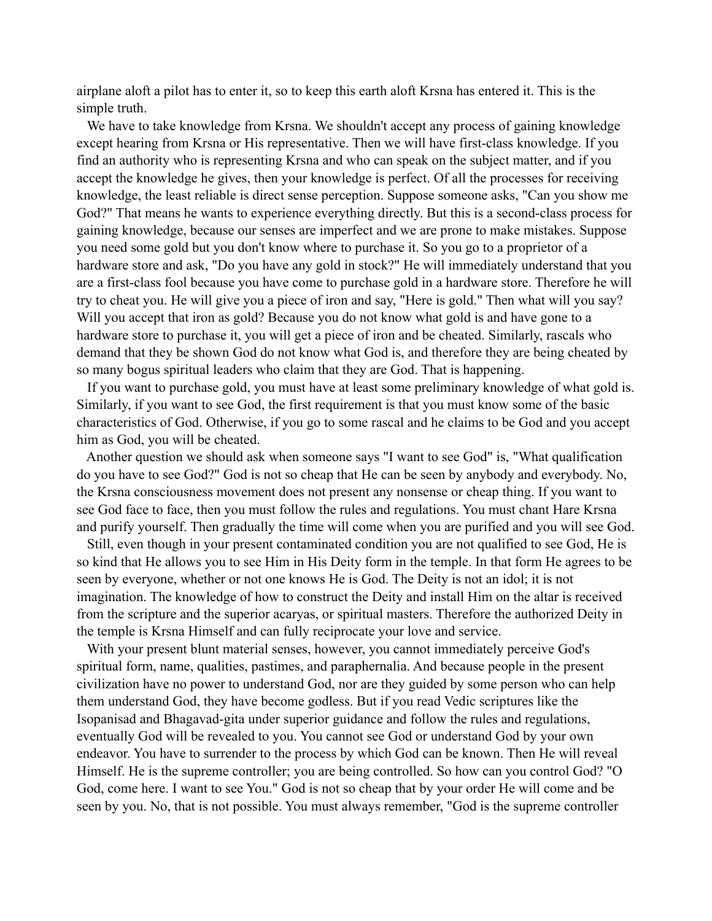airplane aloft a pilot has to enter it, so to keep this earth aloft Krsna has entered it. This is the simple truth.

We have to take knowledge from Krsna. We shouldn't accept any process of gaining knowledge except hearing from Krsna or His representative. Then we will have first-class knowledge. If you find an authority who is representing Krsna and who can speak on the subject matter, and if you accept the knowledge he gives, then your knowledge is perfect. Of all the processes for receiving knowledge, the least reliable is direct sense perception. Suppose someone asks, "Can you show me God?" That means he wants to experience everything directly. But this is a second-class process for gaining knowledge, because our senses are imperfect and we are prone to make mistakes. Suppose you need some gold but you don't know where to purchase it. So you go to a proprietor of a hardware store and ask, "Do you have any gold in stock?" He will immediately understand that you are a first-class fool because you have come to purchase gold in a hardware store. Therefore he will try to cheat you. He will give you a piece of iron and say, "Here is gold." Then what will you say? Will you accept that iron as gold? Because you do not know what gold is and have gone to a hardware store to purchase it, you will get a piece of iron and be cheated. Similarly, rascals who demand that they be shown God do not know what God is, and therefore they are being cheated by so many bogus spiritual leaders who claim that they are God. That is happening.

If you want to purchase gold, you must have at least some preliminary knowledge of what gold is. Similarly, if you want to see God, the first requirement is that you must know some of the basic characteristics of God. Otherwise, if you go to some rascal and he claims to be God and you accept him as God, you will be cheated.

Another question we should ask when someone says "I want to see God" is, "What qualification do you have to see God?" God is not so cheap that He can be seen by anybody and everybody. No, the Krsna consciousness movement does not present any nonsense or cheap thing. If you want to see God face to face, then you must follow the rules and regulations. You must chant Hare Krsna and purify yourself. Then gradually the time will come when you are purified and you will see God.

Still, even though in your present contaminated condition you are not qualified to see God, He is so kind that He allows you to see Him in His Deity form in the temple. In that form He agrees to be seen by everyone, whether or not one knows He is God. The Deity is not an idol; it is not imagination. The knowledge of how to construct the Deity and install Him on the altar is received from the scripture and the superior acaryas, or spiritual masters. Therefore the authorized Deity in the temple is Krsna Himself and can fully reciprocate your love and service.

With your present blunt material senses, however, you cannot immediately perceive God's spiritual form, name, qualities, pastimes, and paraphernalia. And because people in the present civilization have no power to understand God, nor are they guided by some person who can help them understand God, they have become godless. But if you read Vedic scriptures like the Isopanisad and Bhagavad-gita under superior guidance and follow the rules and regulations, eventually God will be revealed to you. You cannot see God or understand God by your own endeavor. You have to surrender to the process by which God can be known. Then He will reveal Himself. He is the supreme controller; you are being controlled. So how can you control God? "O God, come here. I want to see You." God is not so cheap that by your order He will come and be seen by you. No, that is not possible. You must always remember, "God is the supreme controller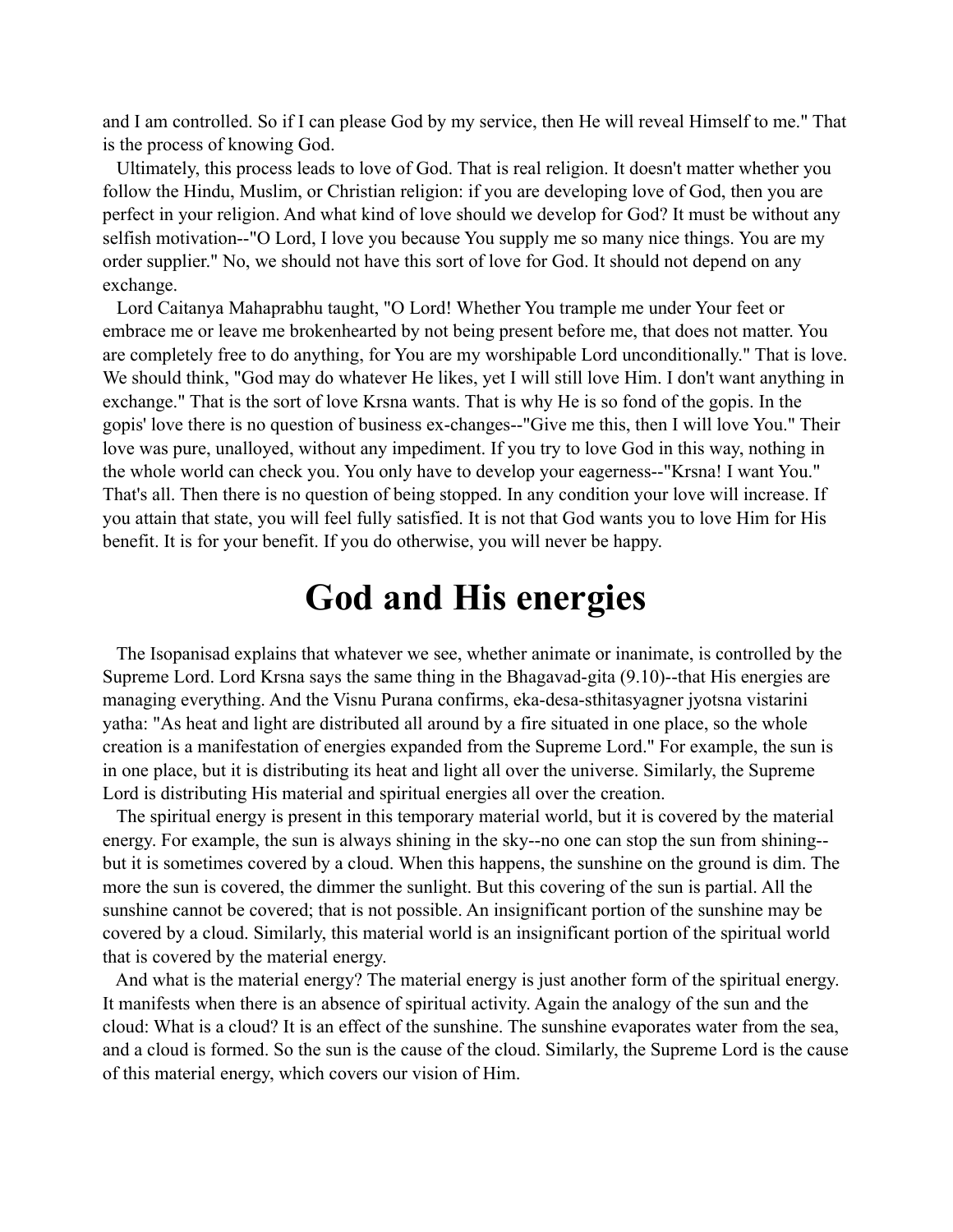and I am controlled. So if I can please God by my service, then He will reveal Himself to me." That is the process of knowing God.

Ultimately, this process leads to love of God. That is real religion. It doesn't matter whether you follow the Hindu, Muslim, or Christian religion: if you are developing love of God, then you are perfect in your religion. And what kind of love should we develop for God? It must be without any selfish motivation--"O Lord, I love you because You supply me so many nice things. You are my order supplier." No, we should not have this sort of love for God. It should not depend on any exchange.

Lord Caitanya Mahaprabhu taught, "O Lord! Whether You trample me under Your feet or embrace me or leave me brokenhearted by not being present before me, that does not matter. You are completely free to do anything, for You are my worshipable Lord unconditionally." That is love. We should think, "God may do whatever He likes, yet I will still love Him. I don't want anything in exchange." That is the sort of love Krsna wants. That is why He is so fond of the gopis. In the gopis' love there is no question of business ex-changes--"Give me this, then I will love You." Their love was pure, unalloyed, without any impediment. If you try to love God in this way, nothing in the whole world can check you. You only have to develop your eagerness--"Krsna! I want You." That's all. Then there is no question of being stopped. In any condition your love will increase. If you attain that state, you will feel fully satisfied. It is not that God wants you to love Him for His benefit. It is for your benefit. If you do otherwise, you will never be happy.

# God and His energies

The Isopanisad explains that whatever we see, whether animate or inanimate, is controlled by the Supreme Lord. Lord Krsna says the same thing in the Bhagavad-gita (9.10)--that His energies are managing everything. And the Visnu Purana confirms, eka-desa-sthitasyagner jyotsna vistarini yatha: "As heat and light are distributed all around by a fire situated in one place, so the whole creation is a manifestation of energies expanded from the Supreme Lord." For example, the sun is in one place, but it is distributing its heat and light all over the universe. Similarly, the Supreme Lord is distributing His material and spiritual energies all over the creation.

The spiritual energy is present in this temporary material world, but it is covered by the material energy. For example, the sun is always shining in the sky--no one can stop the sun from shining--but it is sometimes covered by a cloud. When this happens, the sunshine on the ground is dim. The more the sun is covered, the dimmer the sunlight. But this covering of the sun is partial. All the sunshine cannot be covered; that is not possible. An insignificant portion of the sunshine may be covered by a cloud. Similarly, this material world is an insignificant portion of the spiritual world that is covered by the material energy.

And what is the material energy? The material energy is just another form of the spiritual energy. It manifests when there is an absence of spiritual activity. Again the analogy of the sun and the cloud: What is a cloud? It is an effect of the sunshine. The sunshine evaporates water from the sea, and a cloud is formed. So the sun is the cause of the cloud. Similarly, the Supreme Lord is the cause of this material energy, which covers our vision of Him.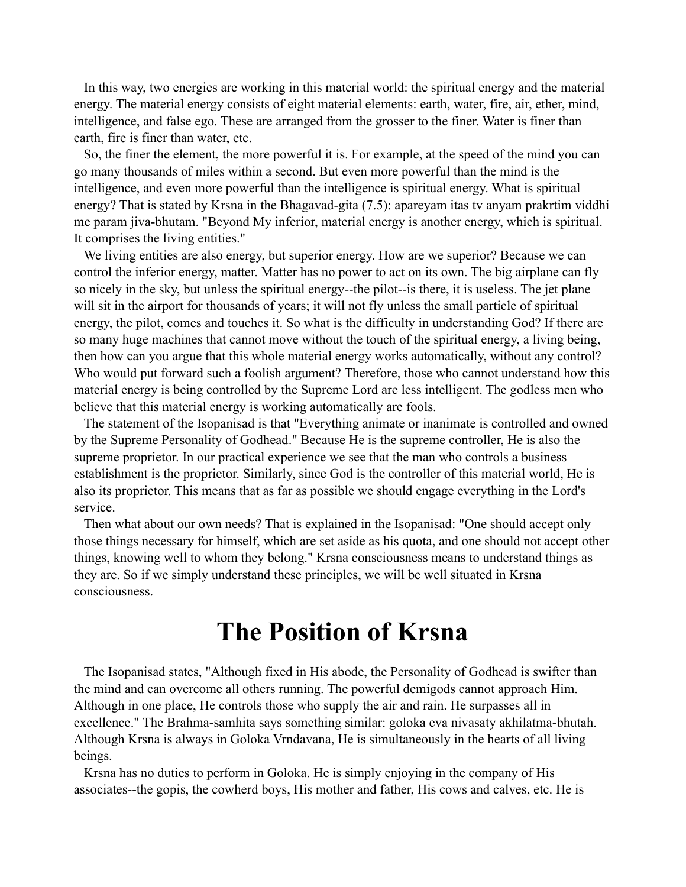In this way, two energies are working in this material world: the spiritual energy and the material energy. The material energy consists of eight material elements: earth, water, fire, air, ether, mind, intelligence, and false ego. These are arranged from the grosser to the finer. Water is finer than earth, fire is finer than water, etc.

So, the finer the element, the more powerful it is. For example, at the speed of the mind you can go many thousands of miles within a second. But even more powerful than the mind is the intelligence, and even more powerful than the intelligence is spiritual energy. What is spiritual energy? That is stated by Krsna in the Bhagavad-gita (7.5): apareyam itas tv anyam prakrtim viddhi me param jiva-bhutam. "Beyond My inferior, material energy is another energy, which is spiritual. It comprises the living entities."

We living entities are also energy, but superior energy. How are we superior? Because we can control the inferior energy, matter. Matter has no power to act on its own. The big airplane can fly so nicely in the sky, but unless the spiritual energy--the pilot--is there, it is useless. The jet plane will sit in the airport for thousands of years; it will not fly unless the small particle of spiritual energy, the pilot, comes and touches it. So what is the difficulty in understanding God? If there are so many huge machines that cannot move without the touch of the spiritual energy, a living being, then how can you argue that this whole material energy works automatically, without any control? Who would put forward such a foolish argument? Therefore, those who cannot understand how this material energy is being controlled by the Supreme Lord are less intelligent. The godless men who believe that this material energy is working automatically are fools.

The statement of the Isopanisad is that "Everything animate or inanimate is controlled and owned by the Supreme Personality of Godhead." Because He is the supreme controller, He is also the supreme proprietor. In our practical experience we see that the man who controls a business establishment is the proprietor. Similarly, since God is the controller of this material world, He is also its proprietor. This means that as far as possible we should engage everything in the Lord's service.

Then what about our own needs? That is explained in the Isopanisad: "One should accept only those things necessary for himself, which are set aside as his quota, and one should not accept other things, knowing well to whom they belong." Krsna consciousness means to understand things as they are. So if we simply understand these principles, we will be well situated in Krsna consciousness.

# The Position of Krsna

The Isopanisad states, "Although fixed in His abode, the Personality of Godhead is swifter than the mind and can overcome all others running. The powerful demigods cannot approach Him. Although in one place, He controls those who supply the air and rain. He surpasses all in excellence." The Brahma-samhita says something similar: goloka eva nivasaty akhilatma-bhutah. Although Krsna is always in Goloka Vrndavana, He is simultaneously in the hearts of all living beings.

Krsna has no duties to perform in Goloka. He is simply enjoying in the company of His associates--the gopis, the cowherd boys, His mother and father, His cows and calves, etc. He is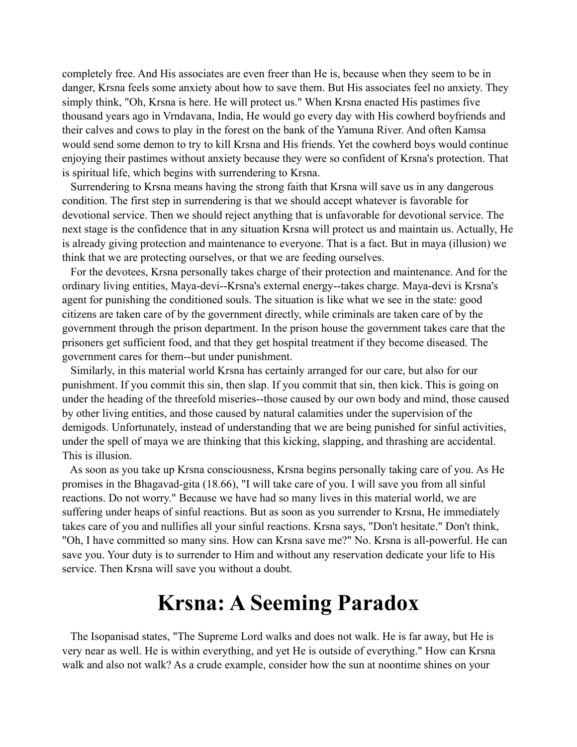completely free. And His associates are even freer than He is, because when they seem to be in danger, Krsna feels some anxiety about how to save them. But His associates feel no anxiety. They simply think, "Oh, Krsna is here. He will protect us." When Krsna enacted His pastimes five thousand years ago in Vrndavana, India, He would go every day with His cowherd boyfriends and their calves and cows to play in the forest on the bank of the Yamuna River. And often Kamsa would send some demon to try to kill Krsna and His friends. Yet the cowherd boys would continue enjoying their pastimes without anxiety because they were so confident of Krsna's protection. That is spiritual life, which begins with surrendering to Krsna.

Surrendering to Krsna means having the strong faith that Krsna will save us in any dangerous condition. The first step in surrendering is that we should accept whatever is favorable for devotional service. Then we should reject anything that is unfavorable for devotional service. The next stage is the confidence that in any situation Krsna will protect us and maintain us. Actually, He is already giving protection and maintenance to everyone. That is a fact. But in maya (illusion) we think that we are protecting ourselves, or that we are feeding ourselves.

For the devotees, Krsna personally takes charge of their protection and maintenance. And for the ordinary living entities, Maya-devi--Krsna's external energy--takes charge. Maya-devi is Krsna's agent for punishing the conditioned souls. The situation is like what we see in the state: good citizens are taken care of by the government directly, while criminals are taken care of by the government through the prison department. In the prison house the government takes care that the prisoners get sufficient food, and that they get hospital treatment if they become diseased. The government cares for them--but under punishment.

Similarly, in this material world Krsna has certainly arranged for our care, but also for our punishment. If you commit this sin, then slap. If you commit that sin, then kick. This is going on under the heading of the threefold miseries--those caused by our own body and mind, those caused by other living entities, and those caused by natural calamities under the supervision of the demigods. Unfortunately, instead of understanding that we are being punished for sinful activities, under the spell of maya we are thinking that this kicking, slapping, and thrashing are accidental. This is illusion.

As soon as you take up Krsna consciousness, Krsna begins personally taking care of you. As He promises in the Bhagavad-gita (18.66), "I will take care of you. I will save you from all sinful reactions. Do not worry." Because we have had so many lives in this material world, we are suffering under heaps of sinful reactions. But as soon as you surrender to Krsna, He immediately takes care of you and nullifies all your sinful reactions. Krsna says, "Don't hesitate." Don't think, "Oh, I have committed so many sins. How can Krsna save me?" No. Krsna is all-powerful. He can save you. Your duty is to surrender to Him and without any reservation dedicate your life to His service. Then Krsna will save you without a doubt.

# Krsna: A Seeming Paradox

The Isopanisad states, "The Supreme Lord walks and does not walk. He is far away, but He is very near as well. He is within everything, and yet He is outside of everything." How can Krsna walk and also not walk? As a crude example, consider how the sun at noontime shines on your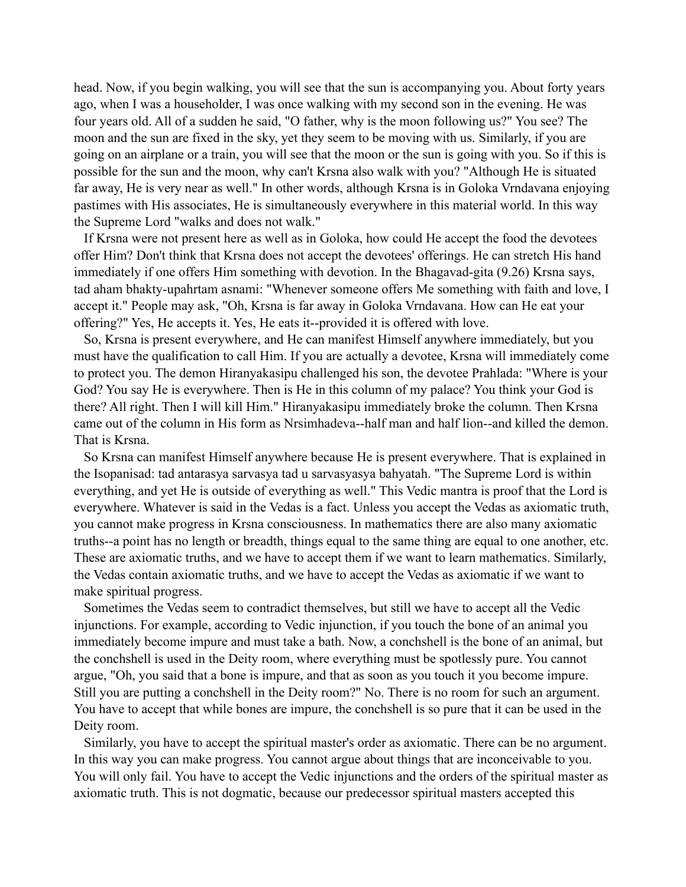head. Now, if you begin walking, you will see that the sun is accompanying you. About forty years ago, when I was a householder, I was once walking with my second son in the evening. He was four years old. All of a sudden he said, "O father, why is the moon following us?" You see? The moon and the sun are fixed in the sky, yet they seem to be moving with us. Similarly, if you are going on an airplane or a train, you will see that the moon or the sun is going with you. So if this is possible for the sun and the moon, why can't Krsna also walk with you? "Although He is situated far away, He is very near as well." In other words, although Krsna is in Goloka Vrndavana enjoying pastimes with His associates, He is simultaneously everywhere in this material world. In this way the Supreme Lord "walks and does not walk."

If Krsna were not present here as well as in Goloka, how could He accept the food the devotees offer Him? Don't think that Krsna does not accept the devotees' offerings. He can stretch His hand immediately if one offers Him something with devotion. In the Bhagavad-gita (9.26) Krsna says, tad aham bhakty-upahrtam asnami: "Whenever someone offers Me something with faith and love, I accept it." People may ask, "Oh, Krsna is far away in Goloka Vrndavana. How can He eat your offering?" Yes, He accepts it. Yes, He eats it--provided it is offered with love.

So, Krsna is present everywhere, and He can manifest Himself anywhere immediately, but you must have the qualification to call Him. If you are actually a devotee, Krsna will immediately come to protect you. The demon Hiranyakasipu challenged his son, the devotee Prahlada: "Where is your God? You say He is everywhere. Then is He in this column of my palace? You think your God is there? All right. Then I will kill Him." Hiranyakasipu immediately broke the column. Then Krsna came out of the column in His form as Nrsimhadeva--half man and half lion--and killed the demon. That is Krsna.

So Krsna can manifest Himself anywhere because He is present everywhere. That is explained in the Isopanisad: tad antarasya sarvasya tad u sarvasyasya bahyatah. "The Supreme Lord is within everything, and yet He is outside of everything as well." This Vedic mantra is proof that the Lord is everywhere. Whatever is said in the Vedas is a fact. Unless you accept the Vedas as axiomatic truth, you cannot make progress in Krsna consciousness. In mathematics there are also many axiomatic truths--a point has no length or breadth, things equal to the same thing are equal to one another, etc. These are axiomatic truths, and we have to accept them if we want to learn mathematics. Similarly, the Vedas contain axiomatic truths, and we have to accept the Vedas as axiomatic if we want to make spiritual progress.

Sometimes the Vedas seem to contradict themselves, but still we have to accept all the Vedic injunctions. For example, according to Vedic injunction, if you touch the bone of an animal you immediately become impure and must take a bath. Now, a conchshell is the bone of an animal, but the conchshell is used in the Deity room, where everything must be spotlessly pure. You cannot argue, "Oh, you said that a bone is impure, and that as soon as you touch it you become impure. Still you are putting a conchshell in the Deity room?" No. There is no room for such an argument. You have to accept that while bones are impure, the conchshell is so pure that it can be used in the Deity room.

Similarly, you have to accept the spiritual master's order as axiomatic. There can be no argument. In this way you can make progress. You cannot argue about things that are inconceivable to you. You will only fail. You have to accept the Vedic injunctions and the orders of the spiritual master as axiomatic truth. This is not dogmatic, because our predecessor spiritual masters accepted this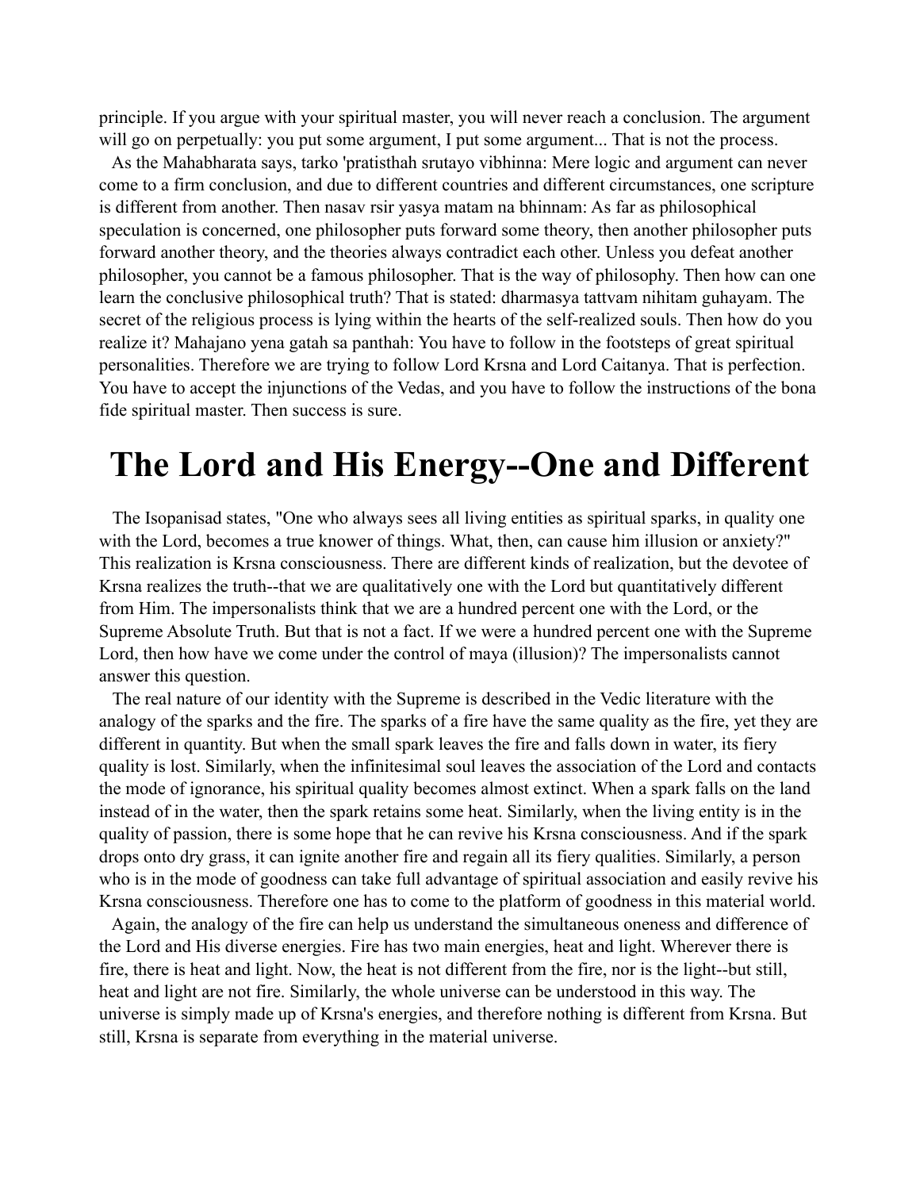principle. If you argue with your spiritual master, you will never reach a conclusion. The argument will go on perpetually: you put some argument, I put some argument... That is not the process.

As the Mahabharata says, tarko 'pratisthah srutayo vibhinna: Mere logic and argument can never come to a firm conclusion, and due to different countries and different circumstances, one scripture is different from another. Then nasav rsir yasya matam na bhinnam: As far as philosophical speculation is concerned, one philosopher puts forward some theory, then another philosopher puts forward another theory, and the theories always contradict each other. Unless you defeat another philosopher, you cannot be a famous philosopher. That is the way of philosophy. Then how can one learn the conclusive philosophical truth? That is stated: dharmasya tattvam nihitam guhayam. The secret of the religious process is lying within the hearts of the self-realized souls. Then how do you realize it? Mahajano yena gatah sa panthah: You have to follow in the footsteps of great spiritual personalities. Therefore we are trying to follow Lord Krsna and Lord Caitanya. That is perfection. You have to accept the injunctions of the Vedas, and you have to follow the instructions of the bona fide spiritual master. Then success is sure.

# The Lord and His Energy--One and Different

The Isopanisad states, "One who always sees all living entities as spiritual sparks, in quality one with the Lord, becomes a true knower of things. What, then, can cause him illusion or anxiety?" This realization is Krsna consciousness. There are different kinds of realization, but the devotee of Krsna realizes the truth--that we are qualitatively one with the Lord but quantitatively different from Him. The impersonalists think that we are a hundred percent one with the Lord, or the Supreme Absolute Truth. But that is not a fact. If we were a hundred percent one with the Supreme Lord, then how have we come under the control of maya (illusion)? The impersonalists cannot answer this question.

The real nature of our identity with the Supreme is described in the Vedic literature with the analogy of the sparks and the fire. The sparks of a fire have the same quality as the fire, yet they are different in quantity. But when the small spark leaves the fire and falls down in water, its fiery quality is lost. Similarly, when the infinitesimal soul leaves the association of the Lord and contacts the mode of ignorance, his spiritual quality becomes almost extinct. When a spark falls on the land instead of in the water, then the spark retains some heat. Similarly, when the living entity is in the quality of passion, there is some hope that he can revive his Krsna consciousness. And if the spark drops onto dry grass, it can ignite another fire and regain all its fiery qualities. Similarly, a person who is in the mode of goodness can take full advantage of spiritual association and easily revive his Krsna consciousness. Therefore one has to come to the platform of goodness in this material world.

Again, the analogy of the fire can help us understand the simultaneous oneness and difference of the Lord and His diverse energies. Fire has two main energies, heat and light. Wherever there is fire, there is heat and light. Now, the heat is not different from the fire, nor is the light--but still, heat and light are not fire. Similarly, the whole universe can be understood in this way. The universe is simply made up of Krsna's energies, and therefore nothing is different from Krsna. But still, Krsna is separate from everything in the material universe.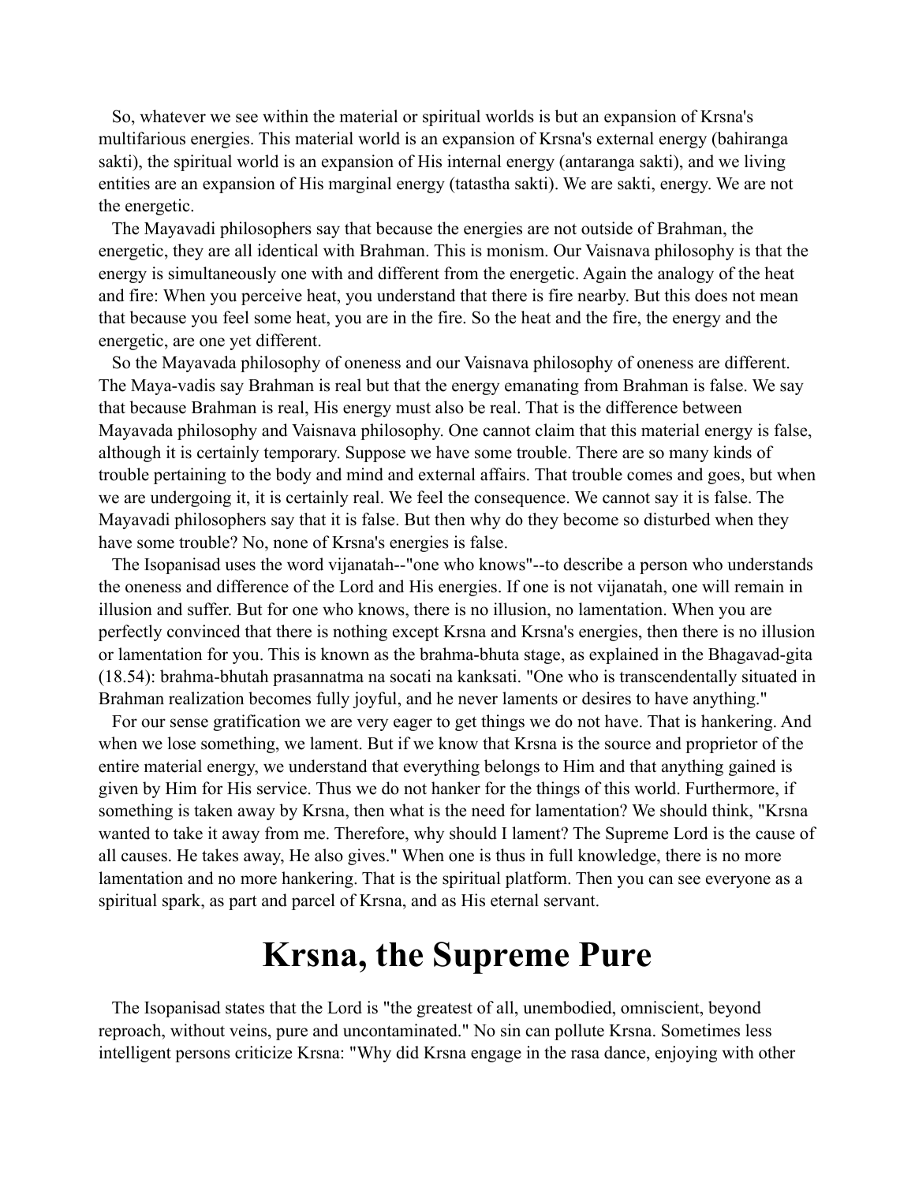So, whatever we see within the material or spiritual worlds is but an expansion of Krsna's multifarious energies. This material world is an expansion of Krsna's external energy (bahiranga sakti), the spiritual world is an expansion of His internal energy (antaranga sakti), and we living entities are an expansion of His marginal energy (tatastha sakti). We are sakti, energy. We are not the energetic.

The Mayavadi philosophers say that because the energies are not outside of Brahman, the energetic, they are all identical with Brahman. This is monism. Our Vaisnava philosophy is that the energy is simultaneously one with and different from the energetic. Again the analogy of the heat and fire: When you perceive heat, you understand that there is fire nearby. But this does not mean that because you feel some heat, you are in the fire. So the heat and the fire, the energy and the energetic, are one yet different.

So the Mayavada philosophy of oneness and our Vaisnava philosophy of oneness are different. The Maya-vadis say Brahman is real but that the energy emanating from Brahman is false. We say that because Brahman is real, His energy must also be real. That is the difference between Mayavada philosophy and Vaisnava philosophy. One cannot claim that this material energy is false, although it is certainly temporary. Suppose we have some trouble. There are so many kinds of trouble pertaining to the body and mind and external affairs. That trouble comes and goes, but when we are undergoing it, it is certainly real. We feel the consequence. We cannot say it is false. The Mayavadi philosophers say that it is false. But then why do they become so disturbed when they have some trouble? No, none of Krsna's energies is false.

The Isopanisad uses the word vijanatah--"one who knows"--to describe a person who understands the oneness and difference of the Lord and His energies. If one is not vijanatah, one will remain in illusion and suffer. But for one who knows, there is no illusion, no lamentation. When you are perfectly convinced that there is nothing except Krsna and Krsna's energies, then there is no illusion or lamentation for you. This is known as the brahma-bhuta stage, as explained in the Bhagavad-gita (18.54): brahma-bhutah prasannatma na socati na kanksati. "One who is transcendentally situated in Brahman realization becomes fully joyful, and he never laments or desires to have anything."

For our sense gratification we are very eager to get things we do not have. That is hankering. And when we lose something, we lament. But if we know that Krsna is the source and proprietor of the entire material energy, we understand that everything belongs to Him and that anything gained is given by Him for His service. Thus we do not hanker for the things of this world. Furthermore, if something is taken away by Krsna, then what is the need for lamentation? We should think, "Krsna wanted to take it away from me. Therefore, why should I lament? The Supreme Lord is the cause of all causes. He takes away, He also gives." When one is thus in full knowledge, there is no more lamentation and no more hankering. That is the spiritual platform. Then you can see everyone as a spiritual spark, as part and parcel of Krsna, and as His eternal servant.

# Krsna, the Supreme Pure

The Isopanisad states that the Lord is "the greatest of all, unembodied, omniscient, beyond reproach, without veins, pure and uncontaminated." No sin can pollute Krsna. Sometimes less intelligent persons criticize Krsna: "Why did Krsna engage in the rasa dance, enjoying with other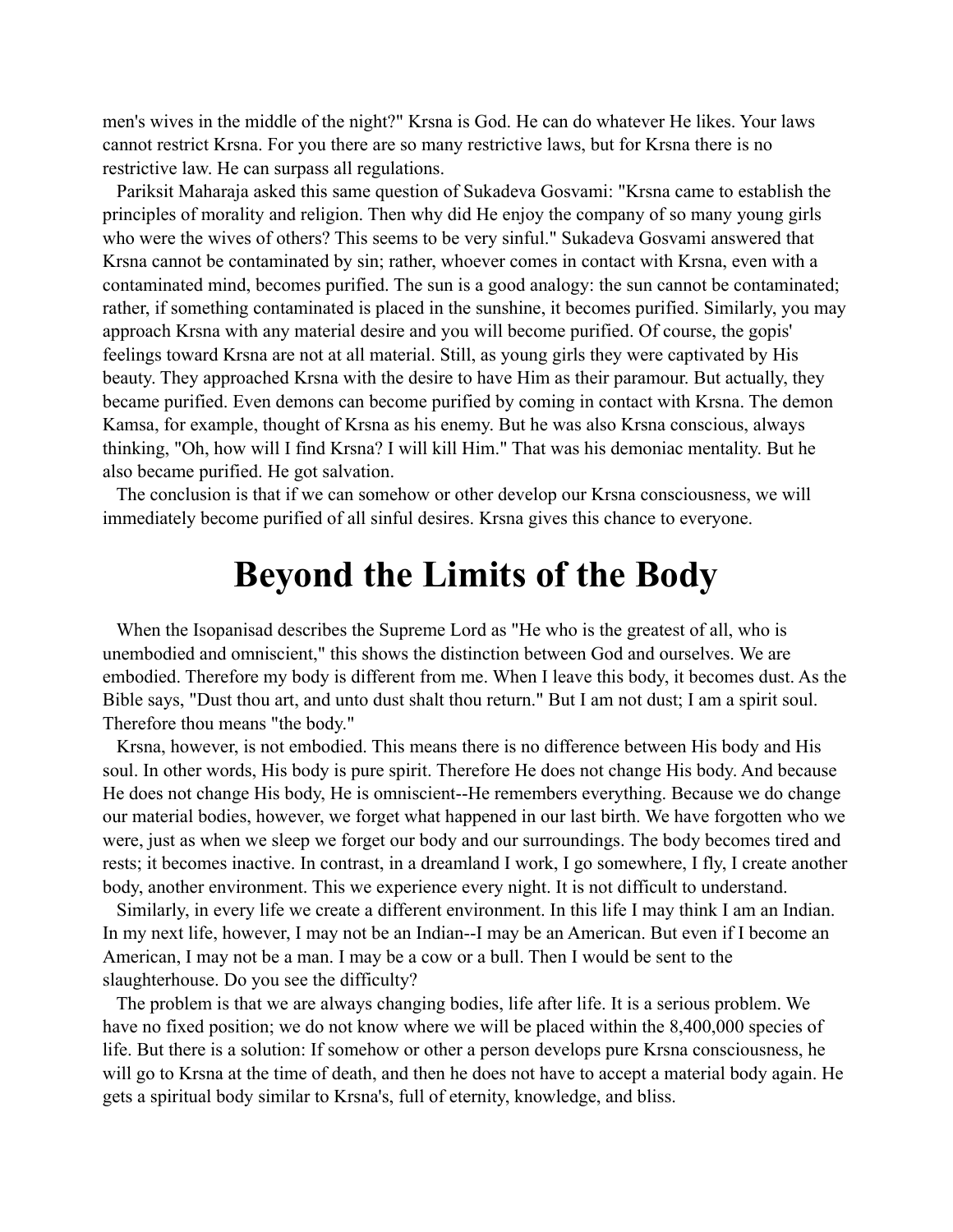men's wives in the middle of the night?" Krsna is God. He can do whatever He likes. Your laws cannot restrict Krsna. For you there are so many restrictive laws, but for Krsna there is no restrictive law. He can surpass all regulations.

Pariksit Maharaja asked this same question of Sukadeva Gosvami: "Krsna came to establish the principles of morality and religion. Then why did He enjoy the company of so many young girls who were the wives of others? This seems to be very sinful." Sukadeva Gosvami answered that Krsna cannot be contaminated by sin; rather, whoever comes in contact with Krsna, even with a contaminated mind, becomes purified. The sun is a good analogy: the sun cannot be contaminated; rather, if something contaminated is placed in the sunshine, it becomes purified. Similarly, you may approach Krsna with any material desire and you will become purified. Of course, the gopis' feelings toward Krsna are not at all material. Still, as young girls they were captivated by His beauty. They approached Krsna with the desire to have Him as their paramour. But actually, they became purified. Even demons can become purified by coming in contact with Krsna. The demon Kamsa, for example, thought of Krsna as his enemy. But he was also Krsna conscious, always thinking, "Oh, how will I find Krsna? I will kill Him." That was his demoniac mentality. But he also became purified. He got salvation.

The conclusion is that if we can somehow or other develop our Krsna consciousness, we will immediately become purified of all sinful desires. Krsna gives this chance to everyone.

# Beyond the Limits of the Body

When the Isopanisad describes the Supreme Lord as "He who is the greatest of all, who is unembodied and omniscient," this shows the distinction between God and ourselves. We are embodied. Therefore my body is different from me. When I leave this body, it becomes dust. As the Bible says, "Dust thou art, and unto dust shalt thou return." But I am not dust; I am a spirit soul. Therefore thou means "the body."

Krsna, however, is not embodied. This means there is no difference between His body and His soul. In other words, His body is pure spirit. Therefore He does not change His body. And because He does not change His body, He is omniscient--He remembers everything. Because we do change our material bodies, however, we forget what happened in our last birth. We have forgotten who we were, just as when we sleep we forget our body and our surroundings. The body becomes tired and rests; it becomes inactive. In contrast, in a dreamland I work, I go somewhere, I fly, I create another body, another environment. This we experience every night. It is not difficult to understand.

Similarly, in every life we create a different environment. In this life I may think I am an Indian. In my next life, however, I may not be an Indian--I may be an American. But even if I become an American, I may not be a man. I may be a cow or a bull. Then I would be sent to the slaughterhouse. Do you see the difficulty?

The problem is that we are always changing bodies, life after life. It is a serious problem. We have no fixed position; we do not know where we will be placed within the 8,400,000 species of life. But there is a solution: If somehow or other a person develops pure Krsna consciousness, he will go to Krsna at the time of death, and then he does not have to accept a material body again. He gets a spiritual body similar to Krsna's, full of eternity, knowledge, and bliss.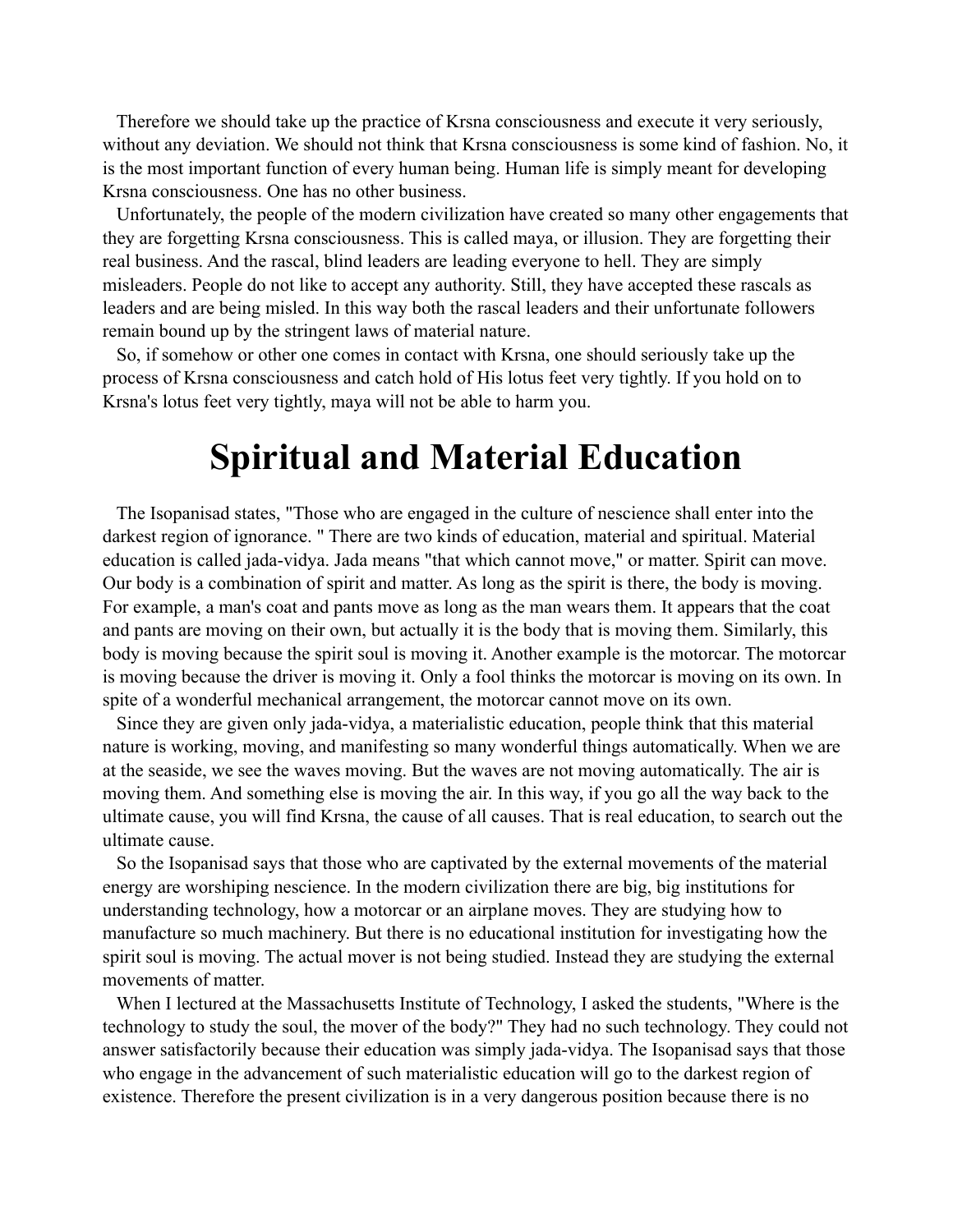Therefore we should take up the practice of Krsna consciousness and execute it very seriously, without any deviation. We should not think that Krsna consciousness is some kind of fashion. No, it is the most important function of every human being. Human life is simply meant for developing Krsna consciousness. One has no other business.

Unfortunately, the people of the modern civilization have created so many other engagements that they are forgetting Krsna consciousness. This is called maya, or illusion. They are forgetting their real business. And the rascal, blind leaders are leading everyone to hell. They are simply misleaders. People do not like to accept any authority. Still, they have accepted these rascals as leaders and are being misled. In this way both the rascal leaders and their unfortunate followers remain bound up by the stringent laws of material nature.

So, if somehow or other one comes in contact with Krsna, one should seriously take up the process of Krsna consciousness and catch hold of His lotus feet very tightly. If you hold on to Krsna's lotus feet very tightly, maya will not be able to harm you.

# Spiritual and Material Education

The Isopanisad states, "Those who are engaged in the culture of nescience shall enter into the darkest region of ignorance. " There are two kinds of education, material and spiritual. Material education is called jada-vidya. Jada means "that which cannot move," or matter. Spirit can move. Our body is a combination of spirit and matter. As long as the spirit is there, the body is moving. For example, a man's coat and pants move as long as the man wears them. It appears that the coat and pants are moving on their own, but actually it is the body that is moving them. Similarly, this body is moving because the spirit soul is moving it. Another example is the motorcar. The motorcar is moving because the driver is moving it. Only a fool thinks the motorcar is moving on its own. In spite of a wonderful mechanical arrangement, the motorcar cannot move on its own.

Since they are given only jada-vidya, a materialistic education, people think that this material nature is working, moving, and manifesting so many wonderful things automatically. When we are at the seaside, we see the waves moving. But the waves are not moving automatically. The air is moving them. And something else is moving the air. In this way, if you go all the way back to the ultimate cause, you will find Krsna, the cause of all causes. That is real education, to search out the ultimate cause.

So the Isopanisad says that those who are captivated by the external movements of the material energy are worshiping nescience. In the modern civilization there are big, big institutions for understanding technology, how a motorcar or an airplane moves. They are studying how to manufacture so much machinery. But there is no educational institution for investigating how the spirit soul is moving. The actual mover is not being studied. Instead they are studying the external movements of matter.

When I lectured at the Massachusetts Institute of Technology, I asked the students, "Where is the technology to study the soul, the mover of the body?" They had no such technology. They could not answer satisfactorily because their education was simply jada-vidya. The Isopanisad says that those who engage in the advancement of such materialistic education will go to the darkest region of existence. Therefore the present civilization is in a very dangerous position because there is no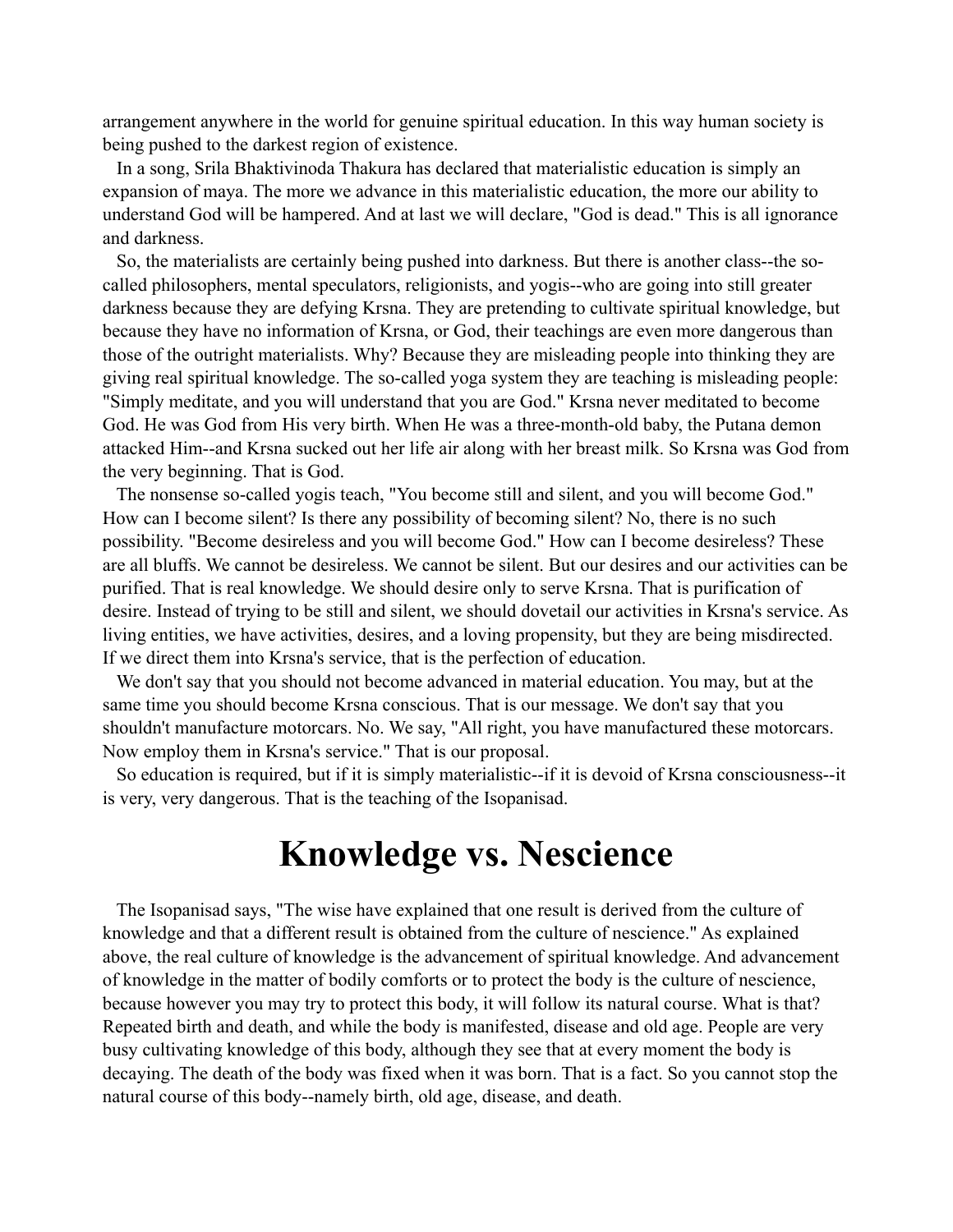arrangement anywhere in the world for genuine spiritual education. In this way human society is being pushed to the darkest region of existence.

In a song, Srila Bhaktivinoda Thakura has declared that materialistic education is simply an expansion of maya. The more we advance in this materialistic education, the more our ability to understand God will be hampered. And at last we will declare, "God is dead." This is all ignorance and darkness.

So, the materialists are certainly being pushed into darkness. But there is another class--the so-called philosophers, mental speculators, religionists, and yogis--who are going into still greater darkness because they are defying Krsna. They are pretending to cultivate spiritual knowledge, but because they have no information of Krsna, or God, their teachings are even more dangerous than those of the outright materialists. Why? Because they are misleading people into thinking they are giving real spiritual knowledge. The so-called yoga system they are teaching is misleading people: "Simply meditate, and you will understand that you are God." Krsna never meditated to become God. He was God from His very birth. When He was a three-month-old baby, the Putana demon attacked Him--and Krsna sucked out her life air along with her breast milk. So Krsna was God from the very beginning. That is God.

The nonsense so-called yogis teach, "You become still and silent, and you will become God." How can I become silent? Is there any possibility of becoming silent? No, there is no such possibility. "Become desireless and you will become God." How can I become desireless? These are all bluffs. We cannot be desireless. We cannot be silent. But our desires and our activities can be purified. That is real knowledge. We should desire only to serve Krsna. That is purification of desire. Instead of trying to be still and silent, we should dovetail our activities in Krsna's service. As living entities, we have activities, desires, and a loving propensity, but they are being misdirected. If we direct them into Krsna's service, that is the perfection of education.

We don't say that you should not become advanced in material education. You may, but at the same time you should become Krsna conscious. That is our message. We don't say that you shouldn't manufacture motorcars. No. We say, "All right, you have manufactured these motorcars. Now employ them in Krsna's service." That is our proposal.

So education is required, but if it is simply materialistic--if it is devoid of Krsna consciousness--it is very, very dangerous. That is the teaching of the Isopanisad.

# Knowledge vs. Nescience

The Isopanisad says, "The wise have explained that one result is derived from the culture of knowledge and that a different result is obtained from the culture of nescience." As explained above, the real culture of knowledge is the advancement of spiritual knowledge. And advancement of knowledge in the matter of bodily comforts or to protect the body is the culture of nescience, because however you may try to protect this body, it will follow its natural course. What is that? Repeated birth and death, and while the body is manifested, disease and old age. People are very busy cultivating knowledge of this body, although they see that at every moment the body is decaying. The death of the body was fixed when it was born. That is a fact. So you cannot stop the natural course of this body--namely birth, old age, disease, and death.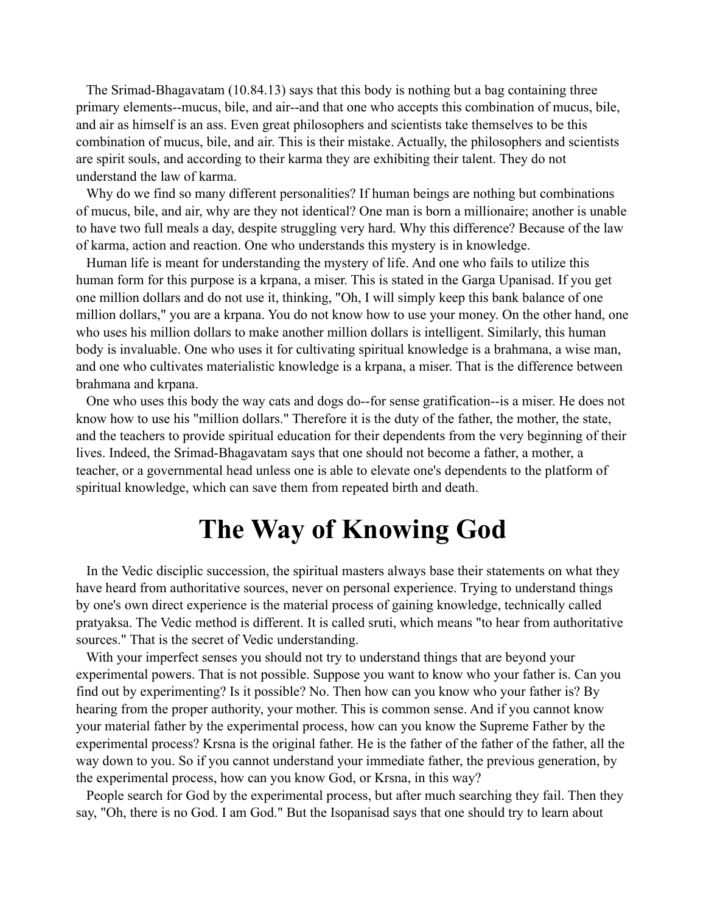The Srimad-Bhagavatam (10.84.13) says that this body is nothing but a bag containing three primary elements--mucus, bile, and air--and that one who accepts this combination of mucus, bile, and air as himself is an ass. Even great philosophers and scientists take themselves to be this combination of mucus, bile, and air. This is their mistake. Actually, the philosophers and scientists are spirit souls, and according to their karma they are exhibiting their talent. They do not understand the law of karma.

Why do we find so many different personalities? If human beings are nothing but combinations of mucus, bile, and air, why are they not identical? One man is born a millionaire; another is unable to have two full meals a day, despite struggling very hard. Why this difference? Because of the law of karma, action and reaction. One who understands this mystery is in knowledge.

Human life is meant for understanding the mystery of life. And one who fails to utilize this human form for this purpose is a krpana, a miser. This is stated in the Garga Upanisad. If you get one million dollars and do not use it, thinking, "Oh, I will simply keep this bank balance of one million dollars," you are a krpana. You do not know how to use your money. On the other hand, one who uses his million dollars to make another million dollars is intelligent. Similarly, this human body is invaluable. One who uses it for cultivating spiritual knowledge is a brahmana, a wise man, and one who cultivates materialistic knowledge is a krpana, a miser. That is the difference between brahmana and krpana.

One who uses this body the way cats and dogs do--for sense gratification--is a miser. He does not know how to use his "million dollars." Therefore it is the duty of the father, the mother, the state, and the teachers to provide spiritual education for their dependents from the very beginning of their lives. Indeed, the Srimad-Bhagavatam says that one should not become a father, a mother, a teacher, or a governmental head unless one is able to elevate one's dependents to the platform of spiritual knowledge, which can save them from repeated birth and death.

# The Way of Knowing God

In the Vedic disciplic succession, the spiritual masters always base their statements on what they have heard from authoritative sources, never on personal experience. Trying to understand things by one's own direct experience is the material process of gaining knowledge, technically called pratyaksa. The Vedic method is different. It is called sruti, which means "to hear from authoritative sources." That is the secret of Vedic understanding.

With your imperfect senses you should not try to understand things that are beyond your experimental powers. That is not possible. Suppose you want to know who your father is. Can you find out by experimenting? Is it possible? No. Then how can you know who your father is? By hearing from the proper authority, your mother. This is common sense. And if you cannot know your material father by the experimental process, how can you know the Supreme Father by the experimental process? Krsna is the original father. He is the father of the father of the father, all the way down to you. So if you cannot understand your immediate father, the previous generation, by the experimental process, how can you know God, or Krsna, in this way?

People search for God by the experimental process, but after much searching they fail. Then they say, "Oh, there is no God. I am God." But the Isopanisad says that one should try to learn about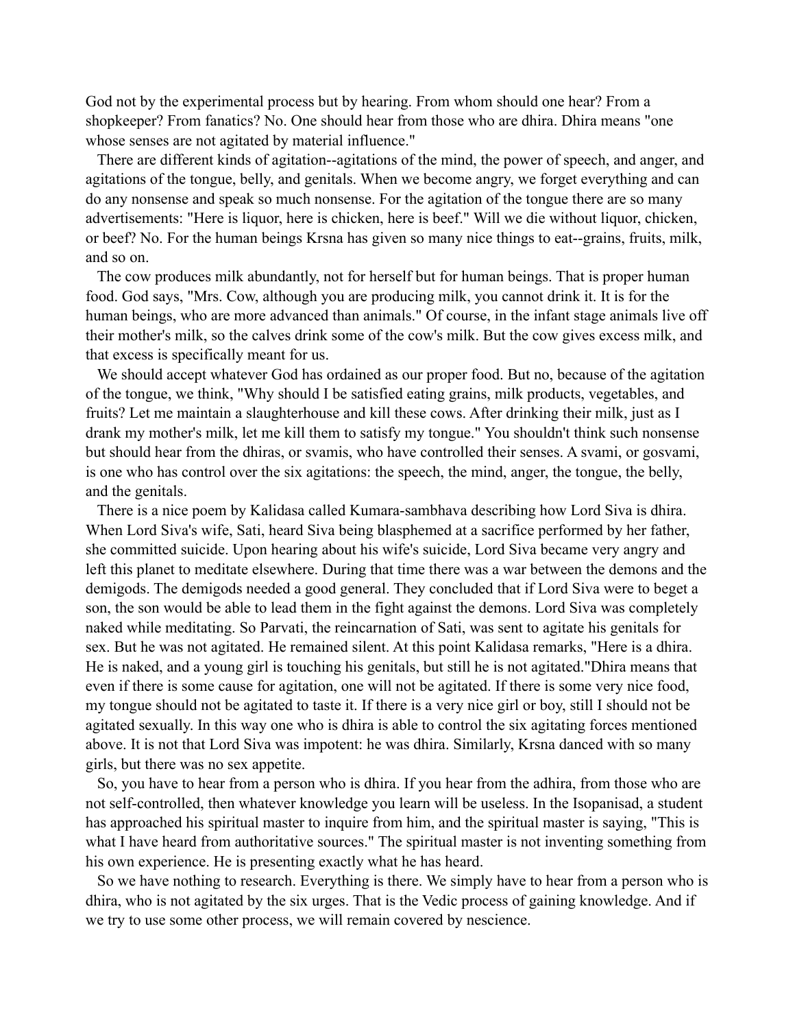God not by the experimental process but by hearing. From whom should one hear? From a shopkeeper? From fanatics? No. One should hear from those who are dhira. Dhira means "one whose senses are not agitated by material influence."

There are different kinds of agitation--agitations of the mind, the power of speech, and anger, and agitations of the tongue, belly, and genitals. When we become angry, we forget everything and can do any nonsense and speak so much nonsense. For the agitation of the tongue there are so many advertisements: "Here is liquor, here is chicken, here is beef." Will we die without liquor, chicken, or beef? No. For the human beings Krsna has given so many nice things to eat--grains, fruits, milk, and so on.

The cow produces milk abundantly, not for herself but for human beings. That is proper human food. God says, "Mrs. Cow, although you are producing milk, you cannot drink it. It is for the human beings, who are more advanced than animals." Of course, in the infant stage animals live off their mother's milk, so the calves drink some of the cow's milk. But the cow gives excess milk, and that excess is specifically meant for us.

We should accept whatever God has ordained as our proper food. But no, because of the agitation of the tongue, we think, "Why should I be satisfied eating grains, milk products, vegetables, and fruits? Let me maintain a slaughterhouse and kill these cows. After drinking their milk, just as I drank my mother's milk, let me kill them to satisfy my tongue." You shouldn't think such nonsense but should hear from the dhiras, or svamis, who have controlled their senses. A svami, or gosvami, is one who has control over the six agitations: the speech, the mind, anger, the tongue, the belly, and the genitals.

There is a nice poem by Kalidasa called Kumara-sambhava describing how Lord Siva is dhira. When Lord Siva's wife, Sati, heard Siva being blasphemed at a sacrifice performed by her father, she committed suicide. Upon hearing about his wife's suicide, Lord Siva became very angry and left this planet to meditate elsewhere. During that time there was a war between the demons and the demigods. The demigods needed a good general. They concluded that if Lord Siva were to beget a son, the son would be able to lead them in the fight against the demons. Lord Siva was completely naked while meditating. So Parvati, the reincarnation of Sati, was sent to agitate his genitals for sex. But he was not agitated. He remained silent. At this point Kalidasa remarks, "Here is a dhira. He is naked, and a young girl is touching his genitals, but still he is not agitated."Dhira means that even if there is some cause for agitation, one will not be agitated. If there is some very nice food, my tongue should not be agitated to taste it. If there is a very nice girl or boy, still I should not be agitated sexually. In this way one who is dhira is able to control the six agitating forces mentioned above. It is not that Lord Siva was impotent: he was dhira. Similarly, Krsna danced with so many girls, but there was no sex appetite.

So, you have to hear from a person who is dhira. If you hear from the adhira, from those who are not self-controlled, then whatever knowledge you learn will be useless. In the Isopanisad, a student has approached his spiritual master to inquire from him, and the spiritual master is saying, "This is what I have heard from authoritative sources." The spiritual master is not inventing something from his own experience. He is presenting exactly what he has heard.

So we have nothing to research. Everything is there. We simply have to hear from a person who is dhira, who is not agitated by the six urges. That is the Vedic process of gaining knowledge. And if we try to use some other process, we will remain covered by nescience.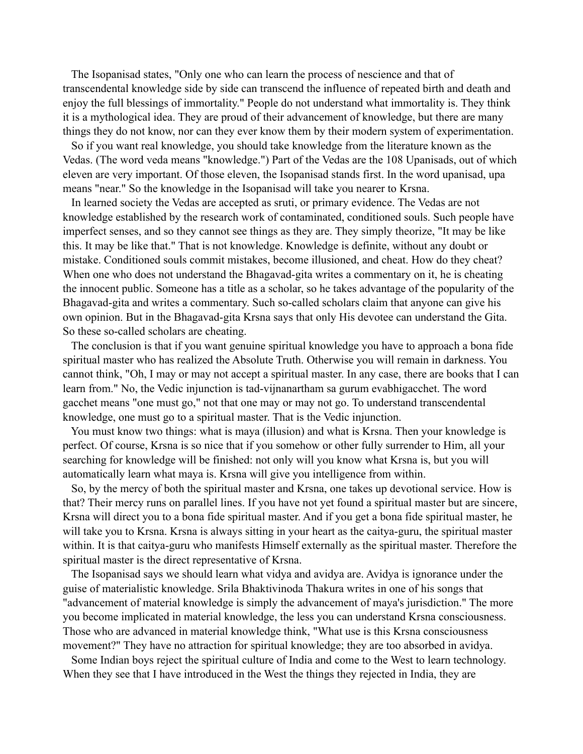The Isopanisad states, "Only one who can learn the process of nescience and that of transcendental knowledge side by side can transcend the influence of repeated birth and death and enjoy the full blessings of immortality." People do not understand what immortality is. They think it is a mythological idea. They are proud of their advancement of knowledge, but there are many things they do not know, nor can they ever know them by their modern system of experimentation.

So if you want real knowledge, you should take knowledge from the literature known as the Vedas. (The word veda means "knowledge.") Part of the Vedas are the 108 Upanisads, out of which eleven are very important. Of those eleven, the Isopanisad stands first. In the word upanisad, upa means "near." So the knowledge in the Isopanisad will take you nearer to Krsna.

In learned society the Vedas are accepted as sruti, or primary evidence. The Vedas are not knowledge established by the research work of contaminated, conditioned souls. Such people have imperfect senses, and so they cannot see things as they are. They simply theorize, "It may be like this. It may be like that." That is not knowledge. Knowledge is definite, without any doubt or mistake. Conditioned souls commit mistakes, become illusioned, and cheat. How do they cheat? When one who does not understand the Bhagavad-gita writes a commentary on it, he is cheating the innocent public. Someone has a title as a scholar, so he takes advantage of the popularity of the Bhagavad-gita and writes a commentary. Such so-called scholars claim that anyone can give his own opinion. But in the Bhagavad-gita Krsna says that only His devotee can understand the Gita. So these so-called scholars are cheating.

The conclusion is that if you want genuine spiritual knowledge you have to approach a bona fide spiritual master who has realized the Absolute Truth. Otherwise you will remain in darkness. You cannot think, "Oh, I may or may not accept a spiritual master. In any case, there are books that I can learn from." No, the Vedic injunction is tad-vijnanartham sa gurum evabhigacchet. The word gacchet means "one must go," not that one may or may not go. To understand transcendental knowledge, one must go to a spiritual master. That is the Vedic injunction.

You must know two things: what is maya (illusion) and what is Krsna. Then your knowledge is perfect. Of course, Krsna is so nice that if you somehow or other fully surrender to Him, all your searching for knowledge will be finished: not only will you know what Krsna is, but you will automatically learn what maya is. Krsna will give you intelligence from within.

So, by the mercy of both the spiritual master and Krsna, one takes up devotional service. How is that? Their mercy runs on parallel lines. If you have not yet found a spiritual master but are sincere, Krsna will direct you to a bona fide spiritual master. And if you get a bona fide spiritual master, he will take you to Krsna. Krsna is always sitting in your heart as the caitya-guru, the spiritual master within. It is that caitya-guru who manifests Himself externally as the spiritual master. Therefore the spiritual master is the direct representative of Krsna.

The Isopanisad says we should learn what vidya and avidya are. Avidya is ignorance under the guise of materialistic knowledge. Srila Bhaktivinoda Thakura writes in one of his songs that "advancement of material knowledge is simply the advancement of maya's jurisdiction." The more you become implicated in material knowledge, the less you can understand Krsna consciousness. Those who are advanced in material knowledge think, "What use is this Krsna consciousness movement?" They have no attraction for spiritual knowledge; they are too absorbed in avidya.

Some Indian boys reject the spiritual culture of India and come to the West to learn technology. When they see that I have introduced in the West the things they rejected in India, they are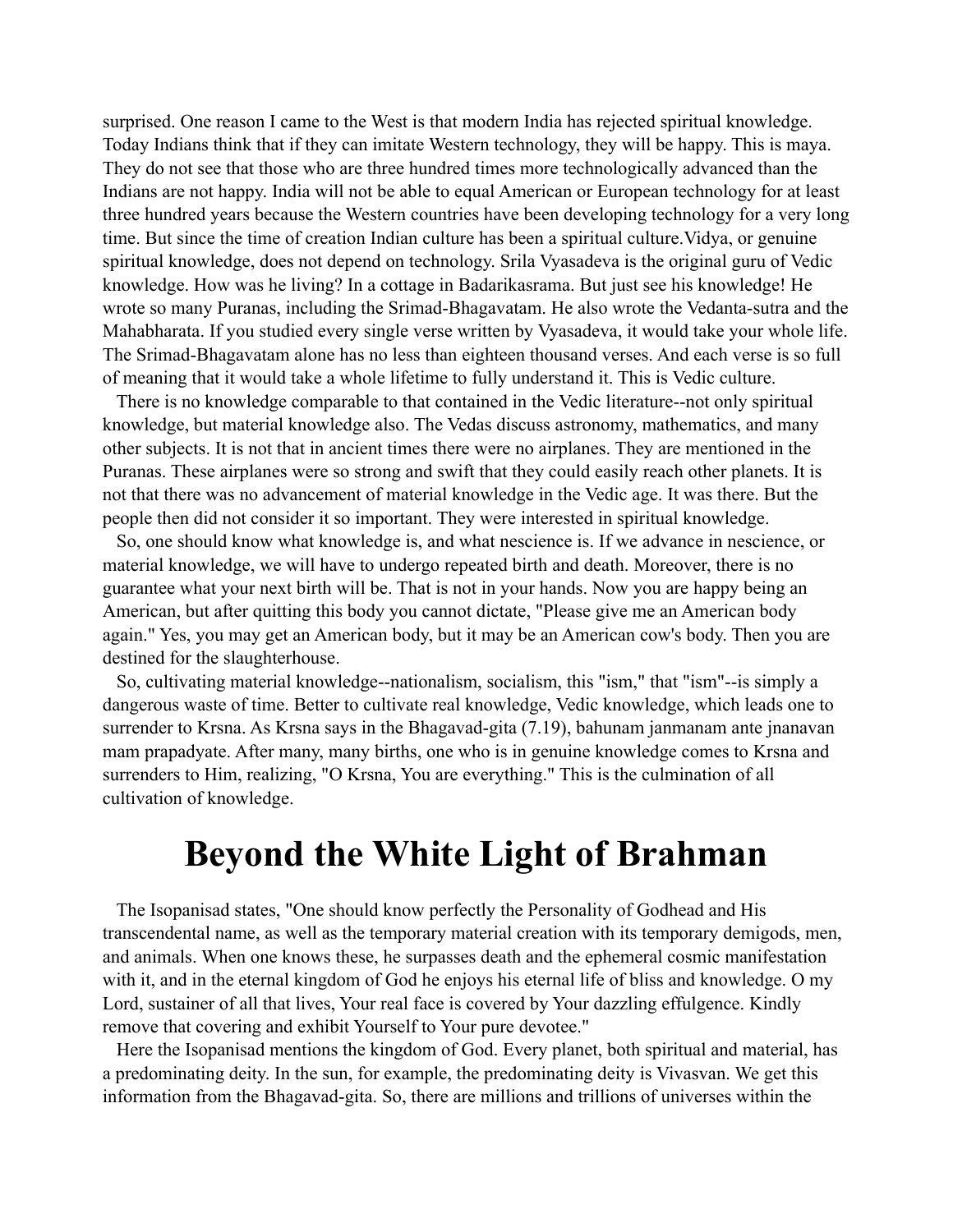surprised. One reason I came to the West is that modern India has rejected spiritual knowledge. Today Indians think that if they can imitate Western technology, they will be happy. This is maya. They do not see that those who are three hundred times more technologically advanced than the Indians are not happy. India will not be able to equal American or European technology for at least three hundred years because the Western countries have been developing technology for a very long time. But since the time of creation Indian culture has been a spiritual culture.Vidya, or genuine spiritual knowledge, does not depend on technology. Srila Vyasadeva is the original guru of Vedic knowledge. How was he living? In a cottage in Badarikasrama. But just see his knowledge! He wrote so many Puranas, including the Srimad-Bhagavatam. He also wrote the Vedanta-sutra and the Mahabharata. If you studied every single verse written by Vyasadeva, it would take your whole life. The Srimad-Bhagavatam alone has no less than eighteen thousand verses. And each verse is so full of meaning that it would take a whole lifetime to fully understand it. This is Vedic culture.

There is no knowledge comparable to that contained in the Vedic literature--not only spiritual knowledge, but material knowledge also. The Vedas discuss astronomy, mathematics, and many other subjects. It is not that in ancient times there were no airplanes. They are mentioned in the Puranas. These airplanes were so strong and swift that they could easily reach other planets. It is not that there was no advancement of material knowledge in the Vedic age. It was there. But the people then did not consider it so important. They were interested in spiritual knowledge.

So, one should know what knowledge is, and what nescience is. If we advance in nescience, or material knowledge, we will have to undergo repeated birth and death. Moreover, there is no guarantee what your next birth will be. That is not in your hands. Now you are happy being an American, but after quitting this body you cannot dictate, "Please give me an American body again." Yes, you may get an American body, but it may be an American cow's body. Then you are destined for the slaughterhouse.

So, cultivating material knowledge--nationalism, socialism, this "ism," that "ism"--is simply a dangerous waste of time. Better to cultivate real knowledge, Vedic knowledge, which leads one to surrender to Krsna. As Krsna says in the Bhagavad-gita (7.19), bahunam janmanam ante jnanavan mam prapadyate. After many, many births, one who is in genuine knowledge comes to Krsna and surrenders to Him, realizing, "O Krsna, You are everything." This is the culmination of all cultivation of knowledge.

# Beyond the White Light of Brahman

The Isopanisad states, "One should know perfectly the Personality of Godhead and His transcendental name, as well as the temporary material creation with its temporary demigods, men, and animals. When one knows these, he surpasses death and the ephemeral cosmic manifestation with it, and in the eternal kingdom of God he enjoys his eternal life of bliss and knowledge. O my Lord, sustainer of all that lives, Your real face is covered by Your dazzling effulgence. Kindly remove that covering and exhibit Yourself to Your pure devotee."

Here the Isopanisad mentions the kingdom of God. Every planet, both spiritual and material, has a predominating deity. In the sun, for example, the predominating deity is Vivasvan. We get this information from the Bhagavad-gita. So, there are millions and trillions of universes within the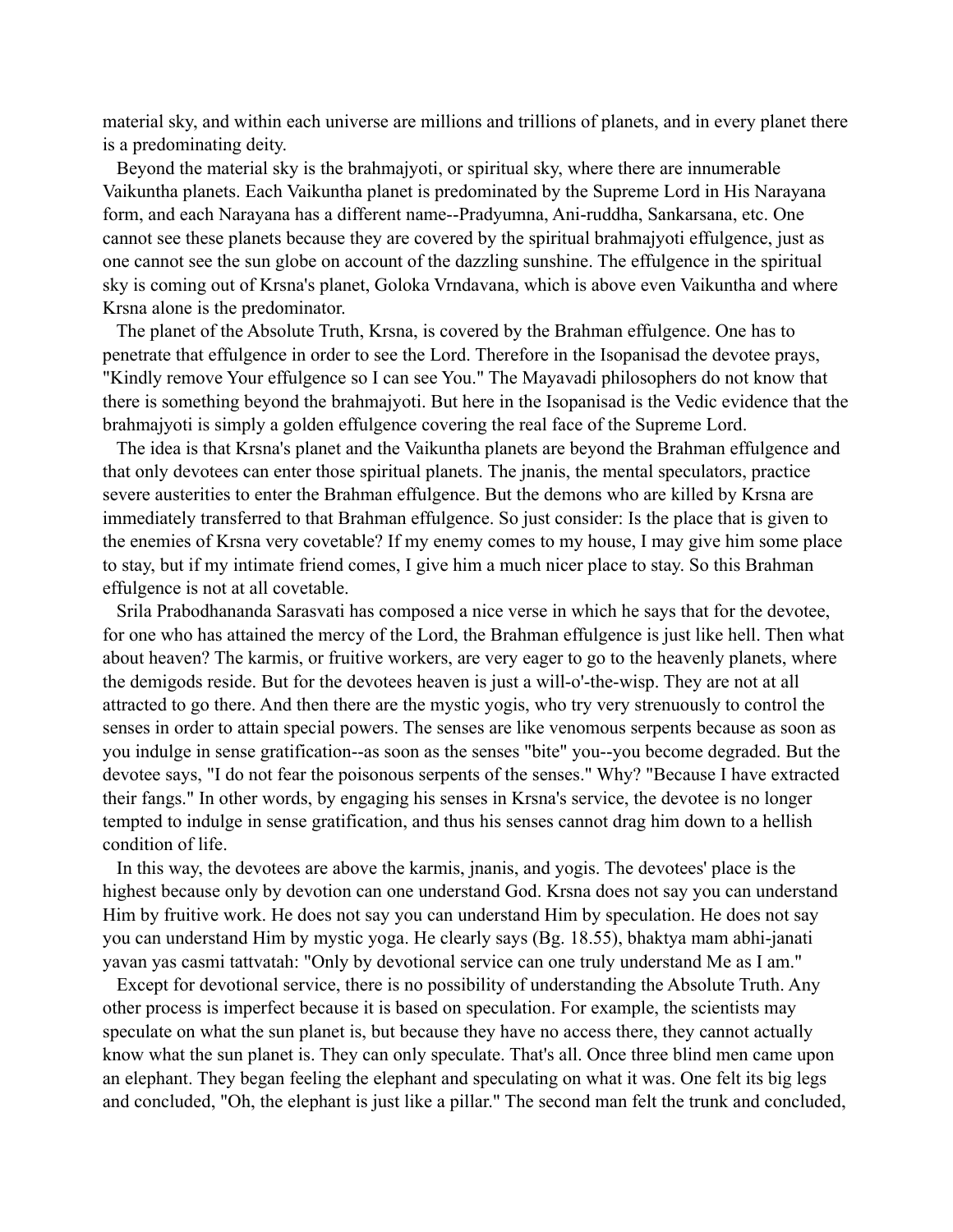material sky, and within each universe are millions and trillions of planets, and in every planet there is a predominating deity.

Beyond the material sky is the brahmajyoti, or spiritual sky, where there are innumerable Vaikuntha planets. Each Vaikuntha planet is predominated by the Supreme Lord in His Narayana form, and each Narayana has a different name--Pradyumna, Ani-ruddha, Sankarsana, etc. One cannot see these planets because they are covered by the spiritual brahmajyoti effulgence, just as one cannot see the sun globe on account of the dazzling sunshine. The effulgence in the spiritual sky is coming out of Krsna's planet, Goloka Vrndavana, which is above even Vaikuntha and where Krsna alone is the predominator.

The planet of the Absolute Truth, Krsna, is covered by the Brahman effulgence. One has to penetrate that effulgence in order to see the Lord. Therefore in the Isopanisad the devotee prays, "Kindly remove Your effulgence so I can see You." The Mayavadi philosophers do not know that there is something beyond the brahmajyoti. But here in the Isopanisad is the Vedic evidence that the brahmajyoti is simply a golden effulgence covering the real face of the Supreme Lord.

The idea is that Krsna's planet and the Vaikuntha planets are beyond the Brahman effulgence and that only devotees can enter those spiritual planets. The jnanis, the mental speculators, practice severe austerities to enter the Brahman effulgence. But the demons who are killed by Krsna are immediately transferred to that Brahman effulgence. So just consider: Is the place that is given to the enemies of Krsna very covetable? If my enemy comes to my house, I may give him some place to stay, but if my intimate friend comes, I give him a much nicer place to stay. So this Brahman effulgence is not at all covetable.

Srila Prabodhananda Sarasvati has composed a nice verse in which he says that for the devotee, for one who has attained the mercy of the Lord, the Brahman effulgence is just like hell. Then what about heaven? The karmis, or fruitive workers, are very eager to go to the heavenly planets, where the demigods reside. But for the devotees heaven is just a will-o'-the-wisp. They are not at all attracted to go there. And then there are the mystic yogis, who try very strenuously to control the senses in order to attain special powers. The senses are like venomous serpents because as soon as you indulge in sense gratification--as soon as the senses "bite" you--you become degraded. But the devotee says, "I do not fear the poisonous serpents of the senses." Why? "Because I have extracted their fangs." In other words, by engaging his senses in Krsna's service, the devotee is no longer tempted to indulge in sense gratification, and thus his senses cannot drag him down to a hellish condition of life.

In this way, the devotees are above the karmis, jnanis, and yogis. The devotees' place is the highest because only by devotion can one understand God. Krsna does not say you can understand Him by fruitive work. He does not say you can understand Him by speculation. He does not say you can understand Him by mystic yoga. He clearly says (Bg. 18.55), bhaktya mam abhi-janati yavan yas casmi tattvatah: "Only by devotional service can one truly understand Me as I am."

Except for devotional service, there is no possibility of understanding the Absolute Truth. Any other process is imperfect because it is based on speculation. For example, the scientists may speculate on what the sun planet is, but because they have no access there, they cannot actually know what the sun planet is. They can only speculate. That's all. Once three blind men came upon an elephant. They began feeling the elephant and speculating on what it was. One felt its big legs and concluded, "Oh, the elephant is just like a pillar." The second man felt the trunk and concluded,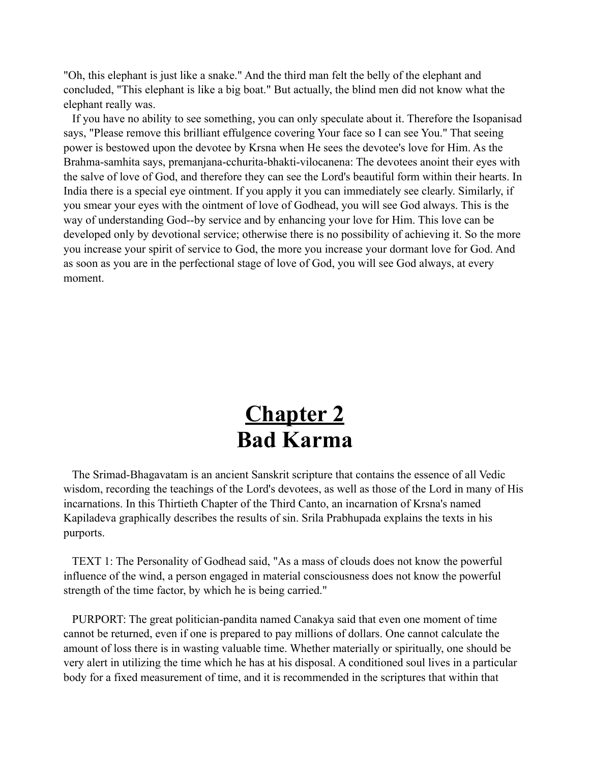"Oh, this elephant is just like a snake." And the third man felt the belly of the elephant and concluded, "This elephant is like a big boat." But actually, the blind men did not know what the elephant really was.

If you have no ability to see something, you can only speculate about it. Therefore the Isopanisad says, "Please remove this brilliant effulgence covering Your face so I can see You." That seeing power is bestowed upon the devotee by Krsna when He sees the devotee's love for Him. As the Brahma-samhita says, premanjana-cchurita-bhakti-vilocanena: The devotees anoint their eyes with the salve of love of God, and therefore they can see the Lord's beautiful form within their hearts. In India there is a special eye ointment. If you apply it you can immediately see clearly. Similarly, if you smear your eyes with the ointment of love of Godhead, you will see God always. This is the way of understanding God--by service and by enhancing your love for Him. This love can be developed only by devotional service; otherwise there is no possibility of achieving it. So the more you increase your spirit of service to God, the more you increase your dormant love for God. And as soon as you are in the perfectional stage of love of God, you will see God always, at every moment.

# Chapter 2
# Bad Karma

The Srimad-Bhagavatam is an ancient Sanskrit scripture that contains the essence of all Vedic wisdom, recording the teachings of the Lord's devotees, as well as those of the Lord in many of His incarnations. In this Thirtieth Chapter of the Third Canto, an incarnation of Krsna's named Kapiladeva graphically describes the results of sin. Srila Prabhupada explains the texts in his purports.

TEXT 1: The Personality of Godhead said, "As a mass of clouds does not know the powerful influence of the wind, a person engaged in material consciousness does not know the powerful strength of the time factor, by which he is being carried."

PURPORT: The great politician-pandita named Canakya said that even one moment of time cannot be returned, even if one is prepared to pay millions of dollars. One cannot calculate the amount of loss there is in wasting valuable time. Whether materially or spiritually, one should be very alert in utilizing the time which he has at his disposal. A conditioned soul lives in a particular body for a fixed measurement of time, and it is recommended in the scriptures that within that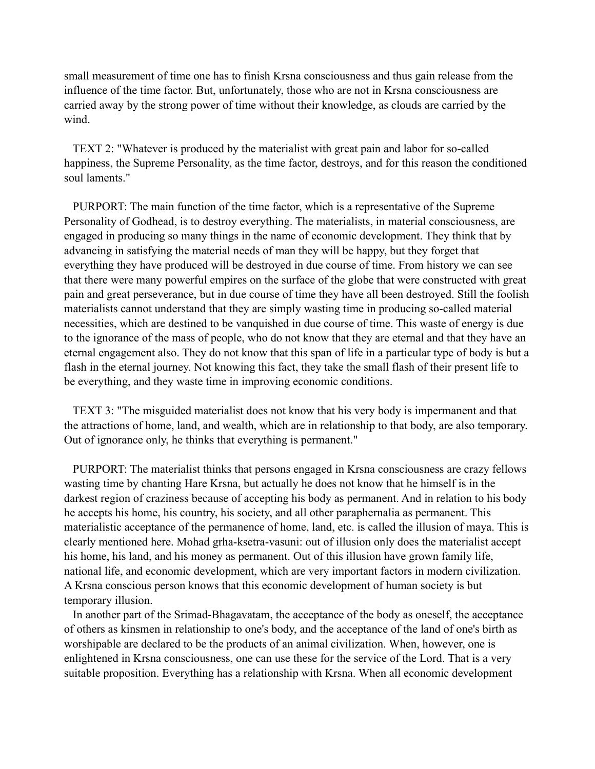small measurement of time one has to finish Krsna consciousness and thus gain release from the influence of the time factor. But, unfortunately, those who are not in Krsna consciousness are carried away by the strong power of time without their knowledge, as clouds are carried by the wind.

TEXT 2: "Whatever is produced by the materialist with great pain and labor for so-called happiness, the Supreme Personality, as the time factor, destroys, and for this reason the conditioned soul laments."

PURPORT: The main function of the time factor, which is a representative of the Supreme Personality of Godhead, is to destroy everything. The materialists, in material consciousness, are engaged in producing so many things in the name of economic development. They think that by advancing in satisfying the material needs of man they will be happy, but they forget that everything they have produced will be destroyed in due course of time. From history we can see that there were many powerful empires on the surface of the globe that were constructed with great pain and great perseverance, but in due course of time they have all been destroyed. Still the foolish materialists cannot understand that they are simply wasting time in producing so-called material necessities, which are destined to be vanquished in due course of time. This waste of energy is due to the ignorance of the mass of people, who do not know that they are eternal and that they have an eternal engagement also. They do not know that this span of life in a particular type of body is but a flash in the eternal journey. Not knowing this fact, they take the small flash of their present life to be everything, and they waste time in improving economic conditions.

TEXT 3: "The misguided materialist does not know that his very body is impermanent and that the attractions of home, land, and wealth, which are in relationship to that body, are also temporary. Out of ignorance only, he thinks that everything is permanent."

PURPORT: The materialist thinks that persons engaged in Krsna consciousness are crazy fellows wasting time by chanting Hare Krsna, but actually he does not know that he himself is in the darkest region of craziness because of accepting his body as permanent. And in relation to his body he accepts his home, his country, his society, and all other paraphernalia as permanent. This materialistic acceptance of the permanence of home, land, etc. is called the illusion of maya. This is clearly mentioned here. Mohad grha-ksetra-vasuni: out of illusion only does the materialist accept his home, his land, and his money as permanent. Out of this illusion have grown family life, national life, and economic development, which are very important factors in modern civilization. A Krsna conscious person knows that this economic development of human society is but temporary illusion.

In another part of the Srimad-Bhagavatam, the acceptance of the body as oneself, the acceptance of others as kinsmen in relationship to one's body, and the acceptance of the land of one's birth as worshipable are declared to be the products of an animal civilization. When, however, one is enlightened in Krsna consciousness, one can use these for the service of the Lord. That is a very suitable proposition. Everything has a relationship with Krsna. When all economic development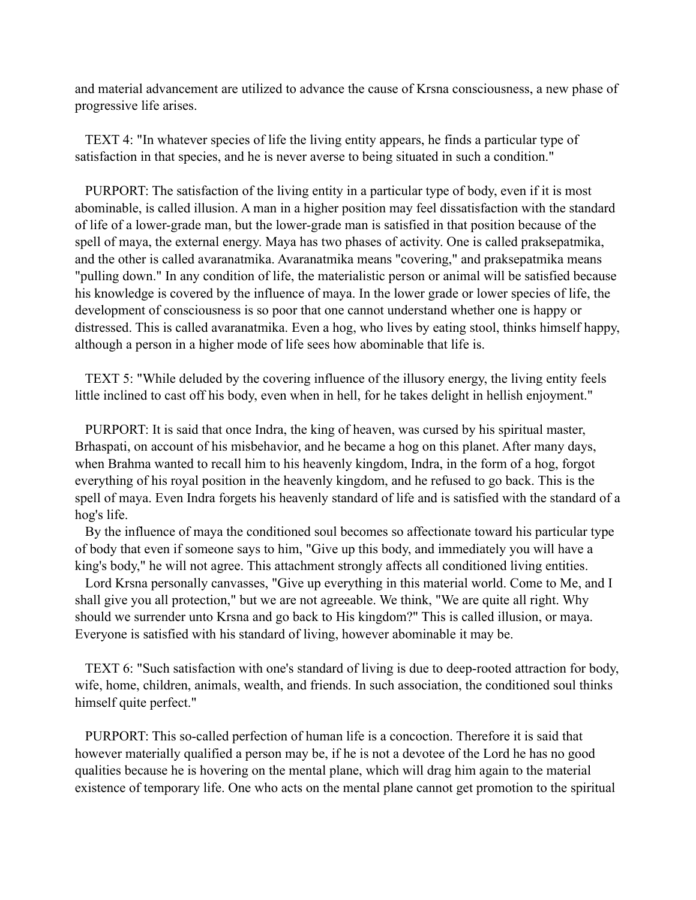and material advancement are utilized to advance the cause of Krsna consciousness, a new phase of progressive life arises.

TEXT 4: "In whatever species of life the living entity appears, he finds a particular type of satisfaction in that species, and he is never averse to being situated in such a condition."

PURPORT: The satisfaction of the living entity in a particular type of body, even if it is most abominable, is called illusion. A man in a higher position may feel dissatisfaction with the standard of life of a lower-grade man, but the lower-grade man is satisfied in that position because of the spell of maya, the external energy. Maya has two phases of activity. One is called praksepatmika, and the other is called avaranatmika. Avaranatmika means "covering," and praksepatmika means "pulling down." In any condition of life, the materialistic person or animal will be satisfied because his knowledge is covered by the influence of maya. In the lower grade or lower species of life, the development of consciousness is so poor that one cannot understand whether one is happy or distressed. This is called avaranatmika. Even a hog, who lives by eating stool, thinks himself happy, although a person in a higher mode of life sees how abominable that life is.

TEXT 5: "While deluded by the covering influence of the illusory energy, the living entity feels little inclined to cast off his body, even when in hell, for he takes delight in hellish enjoyment."

PURPORT: It is said that once Indra, the king of heaven, was cursed by his spiritual master, Brhaspati, on account of his misbehavior, and he became a hog on this planet. After many days, when Brahma wanted to recall him to his heavenly kingdom, Indra, in the form of a hog, forgot everything of his royal position in the heavenly kingdom, and he refused to go back. This is the spell of maya. Even Indra forgets his heavenly standard of life and is satisfied with the standard of a hog's life.

By the influence of maya the conditioned soul becomes so affectionate toward his particular type of body that even if someone says to him, "Give up this body, and immediately you will have a king's body," he will not agree. This attachment strongly affects all conditioned living entities.

Lord Krsna personally canvasses, "Give up everything in this material world. Come to Me, and I shall give you all protection," but we are not agreeable. We think, "We are quite all right. Why should we surrender unto Krsna and go back to His kingdom?" This is called illusion, or maya. Everyone is satisfied with his standard of living, however abominable it may be.

TEXT 6: "Such satisfaction with one's standard of living is due to deep-rooted attraction for body, wife, home, children, animals, wealth, and friends. In such association, the conditioned soul thinks himself quite perfect."

PURPORT: This so-called perfection of human life is a concoction. Therefore it is said that however materially qualified a person may be, if he is not a devotee of the Lord he has no good qualities because he is hovering on the mental plane, which will drag him again to the material existence of temporary life. One who acts on the mental plane cannot get promotion to the spiritual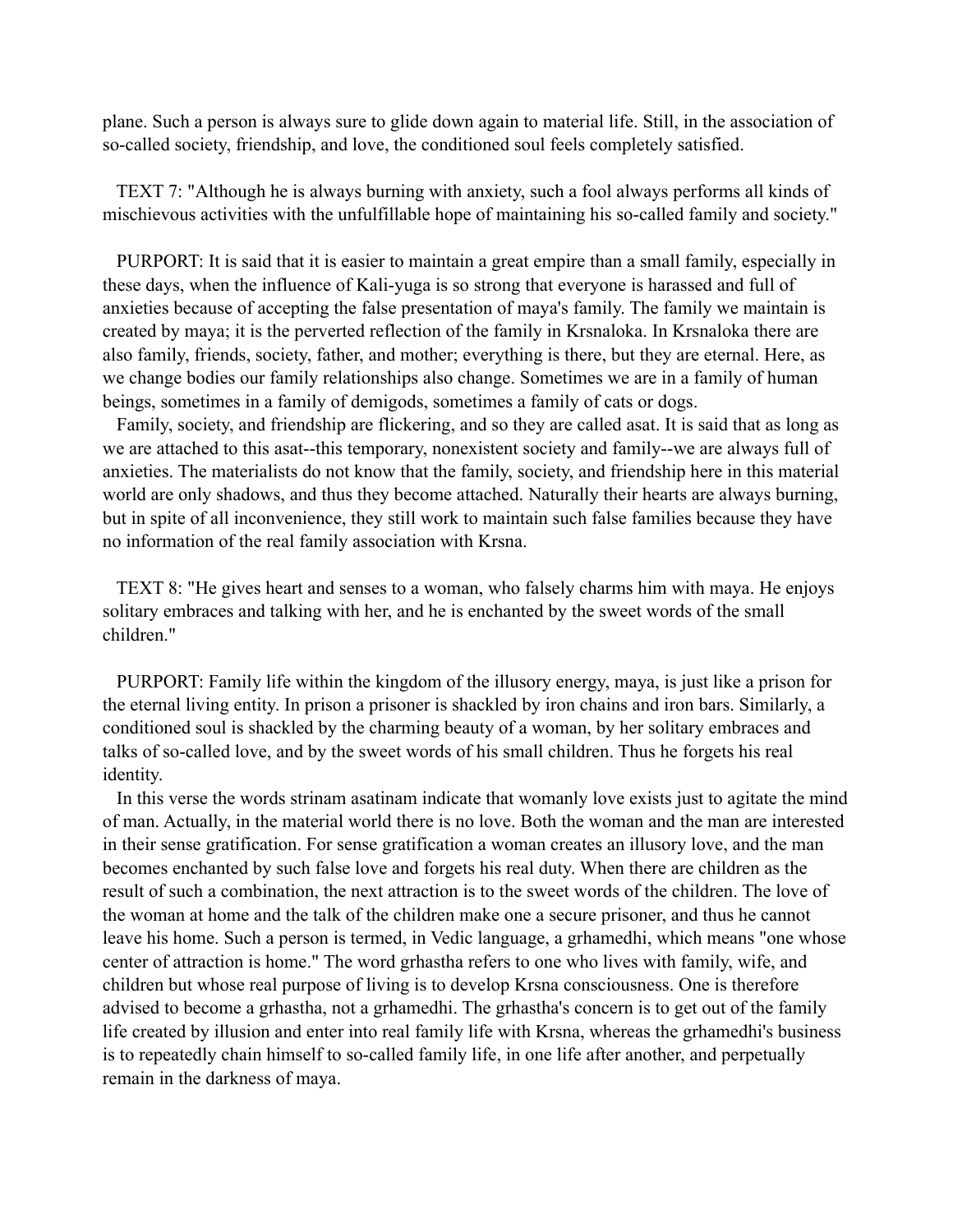plane. Such a person is always sure to glide down again to material life. Still, in the association of so-called society, friendship, and love, the conditioned soul feels completely satisfied.

TEXT 7: "Although he is always burning with anxiety, such a fool always performs all kinds of mischievous activities with the unfulfillable hope of maintaining his so-called family and society."

PURPORT: It is said that it is easier to maintain a great empire than a small family, especially in these days, when the influence of Kali-yuga is so strong that everyone is harassed and full of anxieties because of accepting the false presentation of maya's family. The family we maintain is created by maya; it is the perverted reflection of the family in Krsnaloka. In Krsnaloka there are also family, friends, society, father, and mother; everything is there, but they are eternal. Here, as we change bodies our family relationships also change. Sometimes we are in a family of human beings, sometimes in a family of demigods, sometimes a family of cats or dogs.

Family, society, and friendship are flickering, and so they are called asat. It is said that as long as we are attached to this asat--this temporary, nonexistent society and family--we are always full of anxieties. The materialists do not know that the family, society, and friendship here in this material world are only shadows, and thus they become attached. Naturally their hearts are always burning, but in spite of all inconvenience, they still work to maintain such false families because they have no information of the real family association with Krsna.

TEXT 8: "He gives heart and senses to a woman, who falsely charms him with maya. He enjoys solitary embraces and talking with her, and he is enchanted by the sweet words of the small children."

PURPORT: Family life within the kingdom of the illusory energy, maya, is just like a prison for the eternal living entity. In prison a prisoner is shackled by iron chains and iron bars. Similarly, a conditioned soul is shackled by the charming beauty of a woman, by her solitary embraces and talks of so-called love, and by the sweet words of his small children. Thus he forgets his real identity.

In this verse the words strinam asatinam indicate that womanly love exists just to agitate the mind of man. Actually, in the material world there is no love. Both the woman and the man are interested in their sense gratification. For sense gratification a woman creates an illusory love, and the man becomes enchanted by such false love and forgets his real duty. When there are children as the result of such a combination, the next attraction is to the sweet words of the children. The love of the woman at home and the talk of the children make one a secure prisoner, and thus he cannot leave his home. Such a person is termed, in Vedic language, a grhamedhi, which means "one whose center of attraction is home." The word grhastha refers to one who lives with family, wife, and children but whose real purpose of living is to develop Krsna consciousness. One is therefore advised to become a grhastha, not a grhamedhi. The grhastha's concern is to get out of the family life created by illusion and enter into real family life with Krsna, whereas the grhamedhi's business is to repeatedly chain himself to so-called family life, in one life after another, and perpetually remain in the darkness of maya.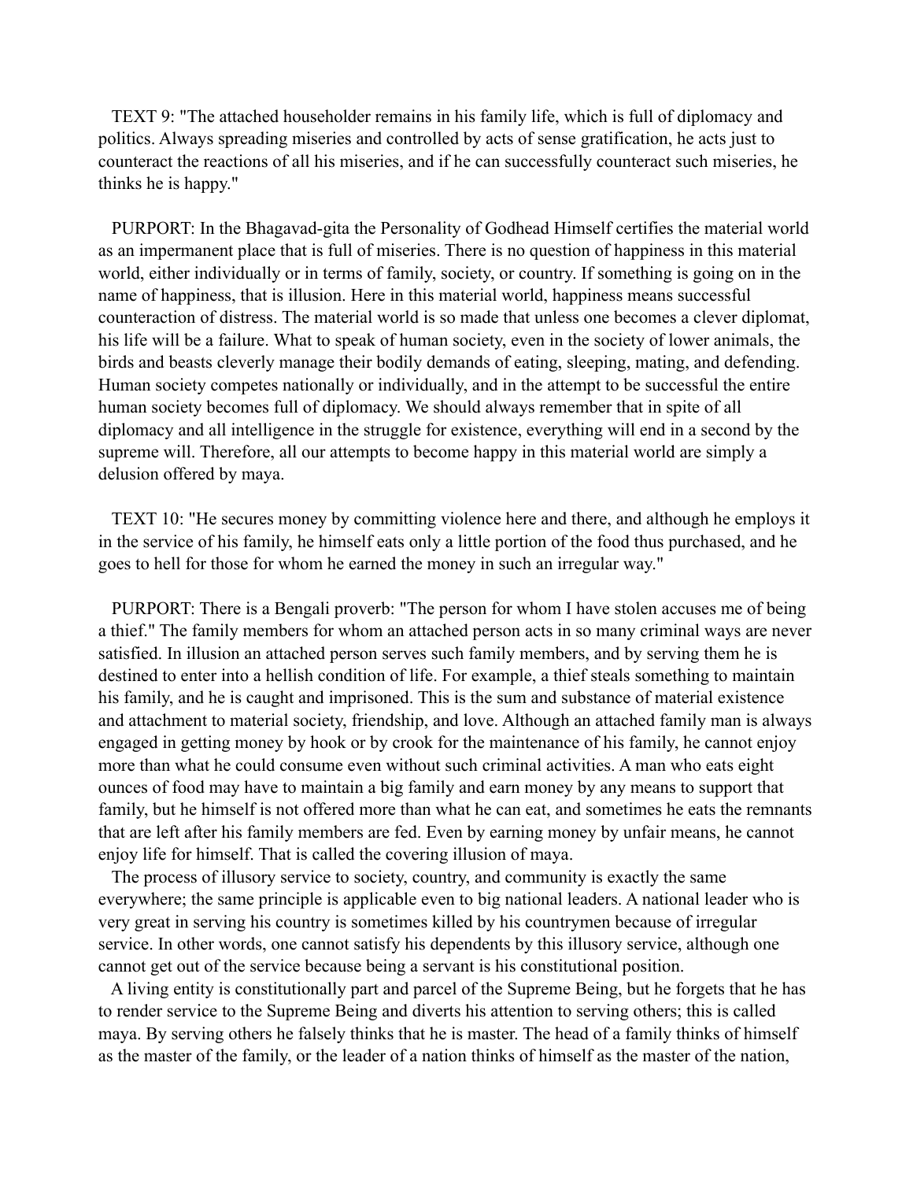TEXT 9: "The attached householder remains in his family life, which is full of diplomacy and politics. Always spreading miseries and controlled by acts of sense gratification, he acts just to counteract the reactions of all his miseries, and if he can successfully counteract such miseries, he thinks he is happy."

PURPORT: In the Bhagavad-gita the Personality of Godhead Himself certifies the material world as an impermanent place that is full of miseries. There is no question of happiness in this material world, either individually or in terms of family, society, or country. If something is going on in the name of happiness, that is illusion. Here in this material world, happiness means successful counteraction of distress. The material world is so made that unless one becomes a clever diplomat, his life will be a failure. What to speak of human society, even in the society of lower animals, the birds and beasts cleverly manage their bodily demands of eating, sleeping, mating, and defending. Human society competes nationally or individually, and in the attempt to be successful the entire human society becomes full of diplomacy. We should always remember that in spite of all diplomacy and all intelligence in the struggle for existence, everything will end in a second by the supreme will. Therefore, all our attempts to become happy in this material world are simply a delusion offered by maya.

TEXT 10: "He secures money by committing violence here and there, and although he employs it in the service of his family, he himself eats only a little portion of the food thus purchased, and he goes to hell for those for whom he earned the money in such an irregular way."

PURPORT: There is a Bengali proverb: "The person for whom I have stolen accuses me of being a thief." The family members for whom an attached person acts in so many criminal ways are never satisfied. In illusion an attached person serves such family members, and by serving them he is destined to enter into a hellish condition of life. For example, a thief steals something to maintain his family, and he is caught and imprisoned. This is the sum and substance of material existence and attachment to material society, friendship, and love. Although an attached family man is always engaged in getting money by hook or by crook for the maintenance of his family, he cannot enjoy more than what he could consume even without such criminal activities. A man who eats eight ounces of food may have to maintain a big family and earn money by any means to support that family, but he himself is not offered more than what he can eat, and sometimes he eats the remnants that are left after his family members are fed. Even by earning money by unfair means, he cannot enjoy life for himself. That is called the covering illusion of maya.

The process of illusory service to society, country, and community is exactly the same everywhere; the same principle is applicable even to big national leaders. A national leader who is very great in serving his country is sometimes killed by his countrymen because of irregular service. In other words, one cannot satisfy his dependents by this illusory service, although one cannot get out of the service because being a servant is his constitutional position.

A living entity is constitutionally part and parcel of the Supreme Being, but he forgets that he has to render service to the Supreme Being and diverts his attention to serving others; this is called maya. By serving others he falsely thinks that he is master. The head of a family thinks of himself as the master of the family, or the leader of a nation thinks of himself as the master of the nation,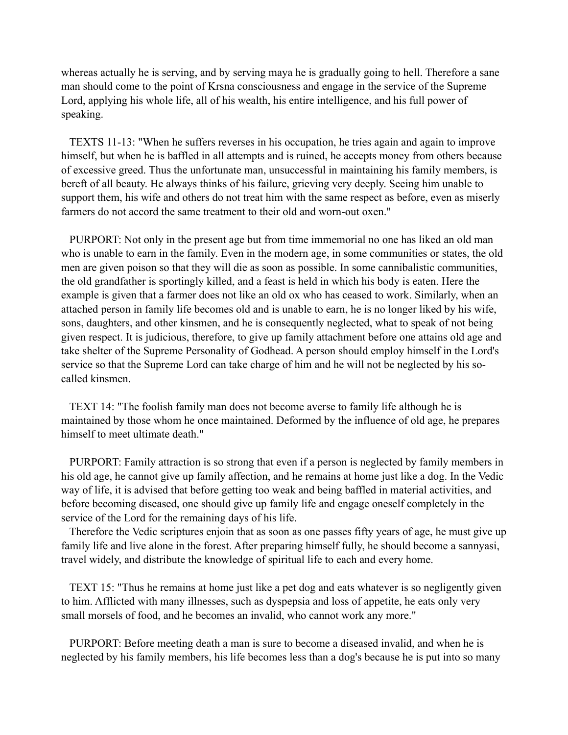whereas actually he is serving, and by serving maya he is gradually going to hell. Therefore a sane man should come to the point of Krsna consciousness and engage in the service of the Supreme Lord, applying his whole life, all of his wealth, his entire intelligence, and his full power of speaking.

TEXTS 11-13: "When he suffers reverses in his occupation, he tries again and again to improve himself, but when he is baffled in all attempts and is ruined, he accepts money from others because of excessive greed. Thus the unfortunate man, unsuccessful in maintaining his family members, is bereft of all beauty. He always thinks of his failure, grieving very deeply. Seeing him unable to support them, his wife and others do not treat him with the same respect as before, even as miserly farmers do not accord the same treatment to their old and worn-out oxen."

PURPORT: Not only in the present age but from time immemorial no one has liked an old man who is unable to earn in the family. Even in the modern age, in some communities or states, the old men are given poison so that they will die as soon as possible. In some cannibalistic communities, the old grandfather is sportingly killed, and a feast is held in which his body is eaten. Here the example is given that a farmer does not like an old ox who has ceased to work. Similarly, when an attached person in family life becomes old and is unable to earn, he is no longer liked by his wife, sons, daughters, and other kinsmen, and he is consequently neglected, what to speak of not being given respect. It is judicious, therefore, to give up family attachment before one attains old age and take shelter of the Supreme Personality of Godhead. A person should employ himself in the Lord's service so that the Supreme Lord can take charge of him and he will not be neglected by his so-called kinsmen.

TEXT 14: "The foolish family man does not become averse to family life although he is maintained by those whom he once maintained. Deformed by the influence of old age, he prepares himself to meet ultimate death."

PURPORT: Family attraction is so strong that even if a person is neglected by family members in his old age, he cannot give up family affection, and he remains at home just like a dog. In the Vedic way of life, it is advised that before getting too weak and being baffled in material activities, and before becoming diseased, one should give up family life and engage oneself completely in the service of the Lord for the remaining days of his life.

Therefore the Vedic scriptures enjoin that as soon as one passes fifty years of age, he must give up family life and live alone in the forest. After preparing himself fully, he should become a sannyasi, travel widely, and distribute the knowledge of spiritual life to each and every home.

TEXT 15: "Thus he remains at home just like a pet dog and eats whatever is so negligently given to him. Afflicted with many illnesses, such as dyspepsia and loss of appetite, he eats only very small morsels of food, and he becomes an invalid, who cannot work any more."

PURPORT: Before meeting death a man is sure to become a diseased invalid, and when he is neglected by his family members, his life becomes less than a dog's because he is put into so many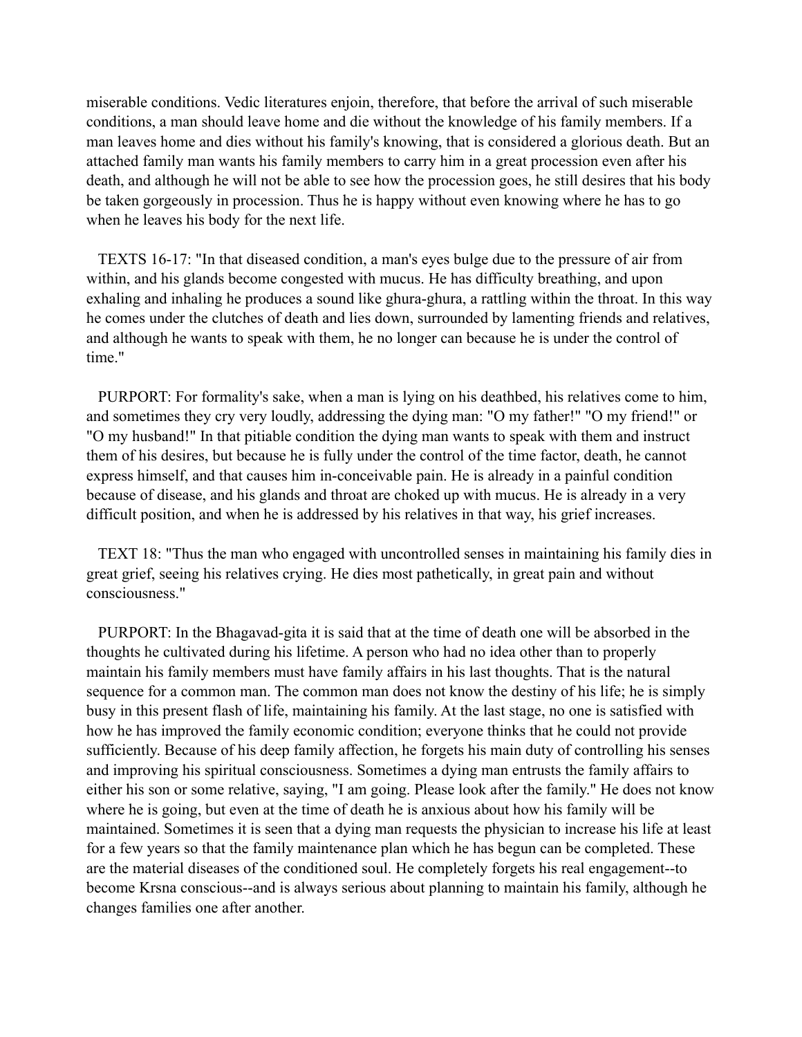miserable conditions. Vedic literatures enjoin, therefore, that before the arrival of such miserable conditions, a man should leave home and die without the knowledge of his family members. If a man leaves home and dies without his family's knowing, that is considered a glorious death. But an attached family man wants his family members to carry him in a great procession even after his death, and although he will not be able to see how the procession goes, he still desires that his body be taken gorgeously in procession. Thus he is happy without even knowing where he has to go when he leaves his body for the next life.

TEXTS 16-17: "In that diseased condition, a man's eyes bulge due to the pressure of air from within, and his glands become congested with mucus. He has difficulty breathing, and upon exhaling and inhaling he produces a sound like ghura-ghura, a rattling within the throat. In this way he comes under the clutches of death and lies down, surrounded by lamenting friends and relatives, and although he wants to speak with them, he no longer can because he is under the control of time."

PURPORT: For formality's sake, when a man is lying on his deathbed, his relatives come to him, and sometimes they cry very loudly, addressing the dying man: "O my father!" "O my friend!" or "O my husband!" In that pitiable condition the dying man wants to speak with them and instruct them of his desires, but because he is fully under the control of the time factor, death, he cannot express himself, and that causes him in-conceivable pain. He is already in a painful condition because of disease, and his glands and throat are choked up with mucus. He is already in a very difficult position, and when he is addressed by his relatives in that way, his grief increases.

TEXT 18: "Thus the man who engaged with uncontrolled senses in maintaining his family dies in great grief, seeing his relatives crying. He dies most pathetically, in great pain and without consciousness."

PURPORT: In the Bhagavad-gita it is said that at the time of death one will be absorbed in the thoughts he cultivated during his lifetime. A person who had no idea other than to properly maintain his family members must have family affairs in his last thoughts. That is the natural sequence for a common man. The common man does not know the destiny of his life; he is simply busy in this present flash of life, maintaining his family. At the last stage, no one is satisfied with how he has improved the family economic condition; everyone thinks that he could not provide sufficiently. Because of his deep family affection, he forgets his main duty of controlling his senses and improving his spiritual consciousness. Sometimes a dying man entrusts the family affairs to either his son or some relative, saying, "I am going. Please look after the family." He does not know where he is going, but even at the time of death he is anxious about how his family will be maintained. Sometimes it is seen that a dying man requests the physician to increase his life at least for a few years so that the family maintenance plan which he has begun can be completed. These are the material diseases of the conditioned soul. He completely forgets his real engagement--to become Krsna conscious--and is always serious about planning to maintain his family, although he changes families one after another.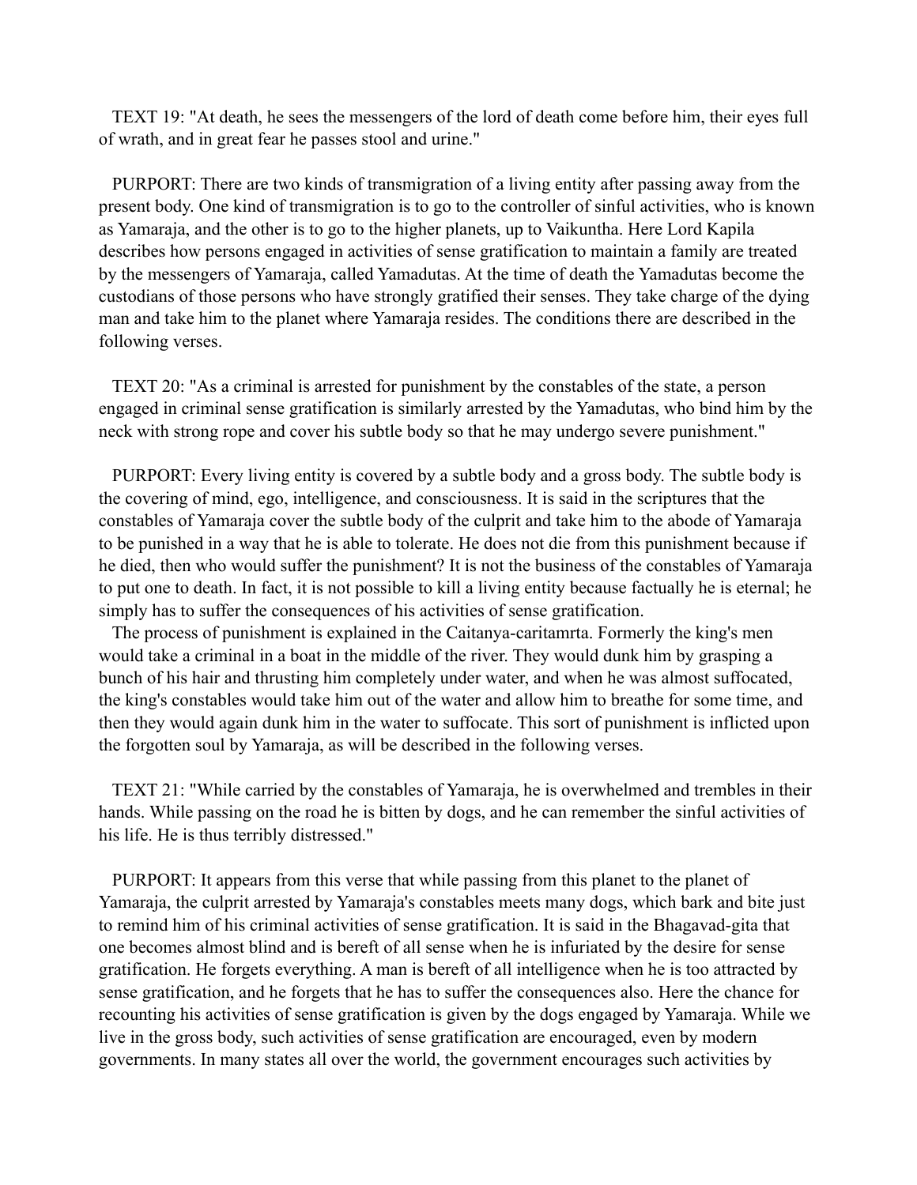TEXT 19: "At death, he sees the messengers of the lord of death come before him, their eyes full of wrath, and in great fear he passes stool and urine."

PURPORT: There are two kinds of transmigration of a living entity after passing away from the present body. One kind of transmigration is to go to the controller of sinful activities, who is known as Yamaraja, and the other is to go to the higher planets, up to Vaikuntha. Here Lord Kapila describes how persons engaged in activities of sense gratification to maintain a family are treated by the messengers of Yamaraja, called Yamadutas. At the time of death the Yamadutas become the custodians of those persons who have strongly gratified their senses. They take charge of the dying man and take him to the planet where Yamaraja resides. The conditions there are described in the following verses.

TEXT 20: "As a criminal is arrested for punishment by the constables of the state, a person engaged in criminal sense gratification is similarly arrested by the Yamadutas, who bind him by the neck with strong rope and cover his subtle body so that he may undergo severe punishment."

PURPORT: Every living entity is covered by a subtle body and a gross body. The subtle body is the covering of mind, ego, intelligence, and consciousness. It is said in the scriptures that the constables of Yamaraja cover the subtle body of the culprit and take him to the abode of Yamaraja to be punished in a way that he is able to tolerate. He does not die from this punishment because if he died, then who would suffer the punishment? It is not the business of the constables of Yamaraja to put one to death. In fact, it is not possible to kill a living entity because factually he is eternal; he simply has to suffer the consequences of his activities of sense gratification.

The process of punishment is explained in the Caitanya-caritamrta. Formerly the king's men would take a criminal in a boat in the middle of the river. They would dunk him by grasping a bunch of his hair and thrusting him completely under water, and when he was almost suffocated, the king's constables would take him out of the water and allow him to breathe for some time, and then they would again dunk him in the water to suffocate. This sort of punishment is inflicted upon the forgotten soul by Yamaraja, as will be described in the following verses.

TEXT 21: "While carried by the constables of Yamaraja, he is overwhelmed and trembles in their hands. While passing on the road he is bitten by dogs, and he can remember the sinful activities of his life. He is thus terribly distressed."

PURPORT: It appears from this verse that while passing from this planet to the planet of Yamaraja, the culprit arrested by Yamaraja's constables meets many dogs, which bark and bite just to remind him of his criminal activities of sense gratification. It is said in the Bhagavad-gita that one becomes almost blind and is bereft of all sense when he is infuriated by the desire for sense gratification. He forgets everything. A man is bereft of all intelligence when he is too attracted by sense gratification, and he forgets that he has to suffer the consequences also. Here the chance for recounting his activities of sense gratification is given by the dogs engaged by Yamaraja. While we live in the gross body, such activities of sense gratification are encouraged, even by modern governments. In many states all over the world, the government encourages such activities by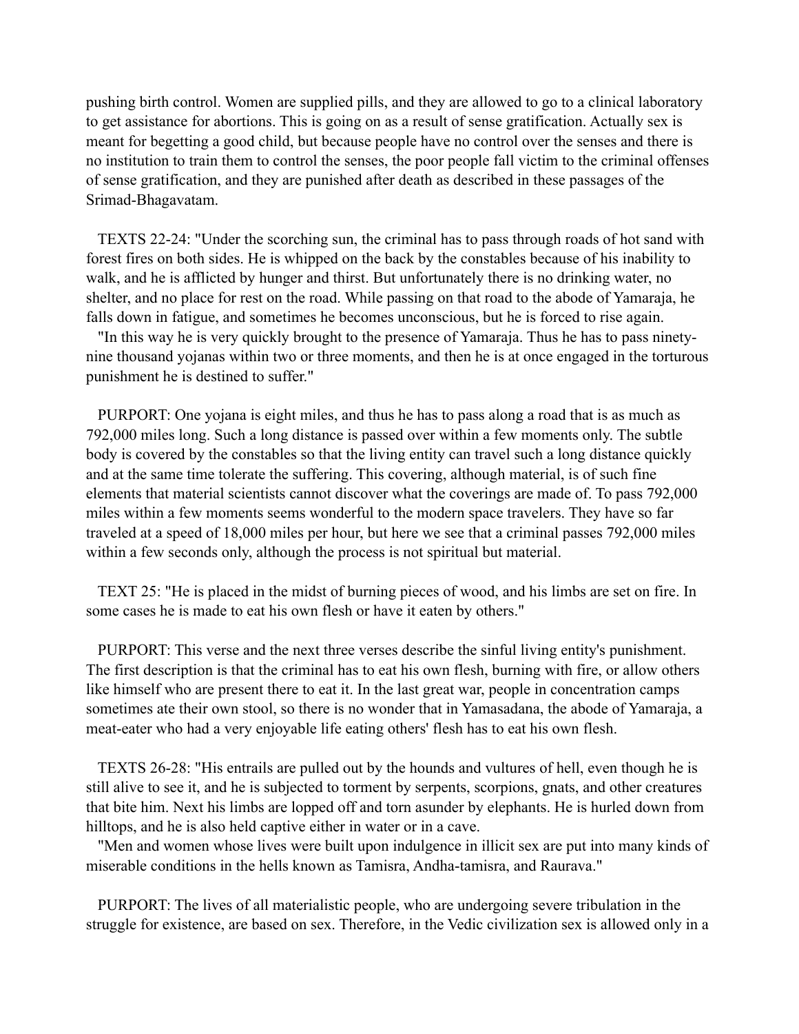pushing birth control. Women are supplied pills, and they are allowed to go to a clinical laboratory to get assistance for abortions. This is going on as a result of sense gratification. Actually sex is meant for begetting a good child, but because people have no control over the senses and there is no institution to train them to control the senses, the poor people fall victim to the criminal offenses of sense gratification, and they are punished after death as described in these passages of the Srimad-Bhagavatam.

TEXTS 22-24: "Under the scorching sun, the criminal has to pass through roads of hot sand with forest fires on both sides. He is whipped on the back by the constables because of his inability to walk, and he is afflicted by hunger and thirst. But unfortunately there is no drinking water, no shelter, and no place for rest on the road. While passing on that road to the abode of Yamaraja, he falls down in fatigue, and sometimes he becomes unconscious, but he is forced to rise again.

"In this way he is very quickly brought to the presence of Yamaraja. Thus he has to pass ninety-nine thousand yojanas within two or three moments, and then he is at once engaged in the torturous punishment he is destined to suffer."

PURPORT: One yojana is eight miles, and thus he has to pass along a road that is as much as 792,000 miles long. Such a long distance is passed over within a few moments only. The subtle body is covered by the constables so that the living entity can travel such a long distance quickly and at the same time tolerate the suffering. This covering, although material, is of such fine elements that material scientists cannot discover what the coverings are made of. To pass 792,000 miles within a few moments seems wonderful to the modern space travelers. They have so far traveled at a speed of 18,000 miles per hour, but here we see that a criminal passes 792,000 miles within a few seconds only, although the process is not spiritual but material.

TEXT 25: "He is placed in the midst of burning pieces of wood, and his limbs are set on fire. In some cases he is made to eat his own flesh or have it eaten by others."

PURPORT: This verse and the next three verses describe the sinful living entity's punishment. The first description is that the criminal has to eat his own flesh, burning with fire, or allow others like himself who are present there to eat it. In the last great war, people in concentration camps sometimes ate their own stool, so there is no wonder that in Yamasadana, the abode of Yamaraja, a meat-eater who had a very enjoyable life eating others' flesh has to eat his own flesh.

TEXTS 26-28: "His entrails are pulled out by the hounds and vultures of hell, even though he is still alive to see it, and he is subjected to torment by serpents, scorpions, gnats, and other creatures that bite him. Next his limbs are lopped off and torn asunder by elephants. He is hurled down from hilltops, and he is also held captive either in water or in a cave.

"Men and women whose lives were built upon indulgence in illicit sex are put into many kinds of miserable conditions in the hells known as Tamisra, Andha-tamisra, and Raurava."

PURPORT: The lives of all materialistic people, who are undergoing severe tribulation in the struggle for existence, are based on sex. Therefore, in the Vedic civilization sex is allowed only in a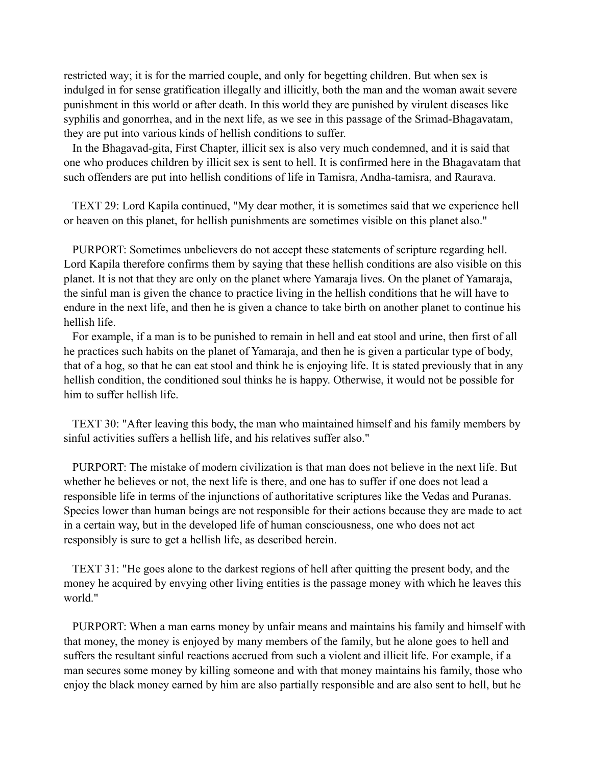restricted way; it is for the married couple, and only for begetting children. But when sex is indulged in for sense gratification illegally and illicitly, both the man and the woman await severe punishment in this world or after death. In this world they are punished by virulent diseases like syphilis and gonorrhea, and in the next life, as we see in this passage of the Srimad-Bhagavatam, they are put into various kinds of hellish conditions to suffer.

In the Bhagavad-gita, First Chapter, illicit sex is also very much condemned, and it is said that one who produces children by illicit sex is sent to hell. It is confirmed here in the Bhagavatam that such offenders are put into hellish conditions of life in Tamisra, Andha-tamisra, and Raurava.

TEXT 29: Lord Kapila continued, "My dear mother, it is sometimes said that we experience hell or heaven on this planet, for hellish punishments are sometimes visible on this planet also."

PURPORT: Sometimes unbelievers do not accept these statements of scripture regarding hell. Lord Kapila therefore confirms them by saying that these hellish conditions are also visible on this planet. It is not that they are only on the planet where Yamaraja lives. On the planet of Yamaraja, the sinful man is given the chance to practice living in the hellish conditions that he will have to endure in the next life, and then he is given a chance to take birth on another planet to continue his hellish life.

For example, if a man is to be punished to remain in hell and eat stool and urine, then first of all he practices such habits on the planet of Yamaraja, and then he is given a particular type of body, that of a hog, so that he can eat stool and think he is enjoying life. It is stated previously that in any hellish condition, the conditioned soul thinks he is happy. Otherwise, it would not be possible for him to suffer hellish life.

TEXT 30: "After leaving this body, the man who maintained himself and his family members by sinful activities suffers a hellish life, and his relatives suffer also."

PURPORT: The mistake of modern civilization is that man does not believe in the next life. But whether he believes or not, the next life is there, and one has to suffer if one does not lead a responsible life in terms of the injunctions of authoritative scriptures like the Vedas and Puranas. Species lower than human beings are not responsible for their actions because they are made to act in a certain way, but in the developed life of human consciousness, one who does not act responsibly is sure to get a hellish life, as described herein.

TEXT 31: "He goes alone to the darkest regions of hell after quitting the present body, and the money he acquired by envying other living entities is the passage money with which he leaves this world."

PURPORT: When a man earns money by unfair means and maintains his family and himself with that money, the money is enjoyed by many members of the family, but he alone goes to hell and suffers the resultant sinful reactions accrued from such a violent and illicit life. For example, if a man secures some money by killing someone and with that money maintains his family, those who enjoy the black money earned by him are also partially responsible and are also sent to hell, but he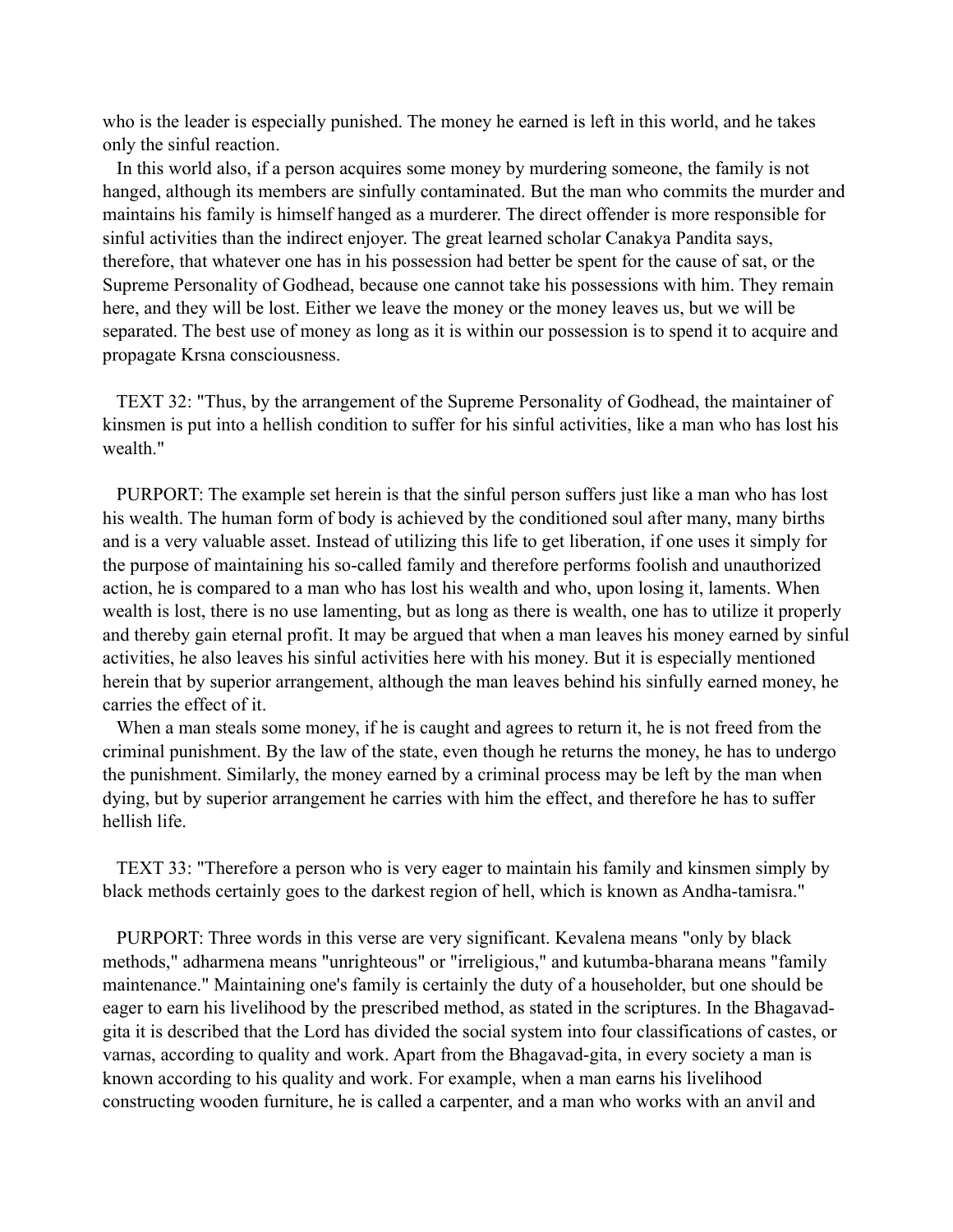who is the leader is especially punished. The money he earned is left in this world, and he takes only the sinful reaction.

In this world also, if a person acquires some money by murdering someone, the family is not hanged, although its members are sinfully contaminated. But the man who commits the murder and maintains his family is himself hanged as a murderer. The direct offender is more responsible for sinful activities than the indirect enjoyer. The great learned scholar Canakya Pandita says, therefore, that whatever one has in his possession had better be spent for the cause of sat, or the Supreme Personality of Godhead, because one cannot take his possessions with him. They remain here, and they will be lost. Either we leave the money or the money leaves us, but we will be separated. The best use of money as long as it is within our possession is to spend it to acquire and propagate Krsna consciousness.

TEXT 32: "Thus, by the arrangement of the Supreme Personality of Godhead, the maintainer of kinsmen is put into a hellish condition to suffer for his sinful activities, like a man who has lost his wealth."

PURPORT: The example set herein is that the sinful person suffers just like a man who has lost his wealth. The human form of body is achieved by the conditioned soul after many, many births and is a very valuable asset. Instead of utilizing this life to get liberation, if one uses it simply for the purpose of maintaining his so-called family and therefore performs foolish and unauthorized action, he is compared to a man who has lost his wealth and who, upon losing it, laments. When wealth is lost, there is no use lamenting, but as long as there is wealth, one has to utilize it properly and thereby gain eternal profit. It may be argued that when a man leaves his money earned by sinful activities, he also leaves his sinful activities here with his money. But it is especially mentioned herein that by superior arrangement, although the man leaves behind his sinfully earned money, he carries the effect of it.

When a man steals some money, if he is caught and agrees to return it, he is not freed from the criminal punishment. By the law of the state, even though he returns the money, he has to undergo the punishment. Similarly, the money earned by a criminal process may be left by the man when dying, but by superior arrangement he carries with him the effect, and therefore he has to suffer hellish life.

TEXT 33: "Therefore a person who is very eager to maintain his family and kinsmen simply by black methods certainly goes to the darkest region of hell, which is known as Andha-tamisra."

PURPORT: Three words in this verse are very significant. Kevalena means "only by black methods," adharmena means "unrighteous" or "irreligious," and kutumba-bharana means "family maintenance." Maintaining one's family is certainly the duty of a householder, but one should be eager to earn his livelihood by the prescribed method, as stated in the scriptures. In the Bhagavad-gita it is described that the Lord has divided the social system into four classifications of castes, or varnas, according to quality and work. Apart from the Bhagavad-gita, in every society a man is known according to his quality and work. For example, when a man earns his livelihood constructing wooden furniture, he is called a carpenter, and a man who works with an anvil and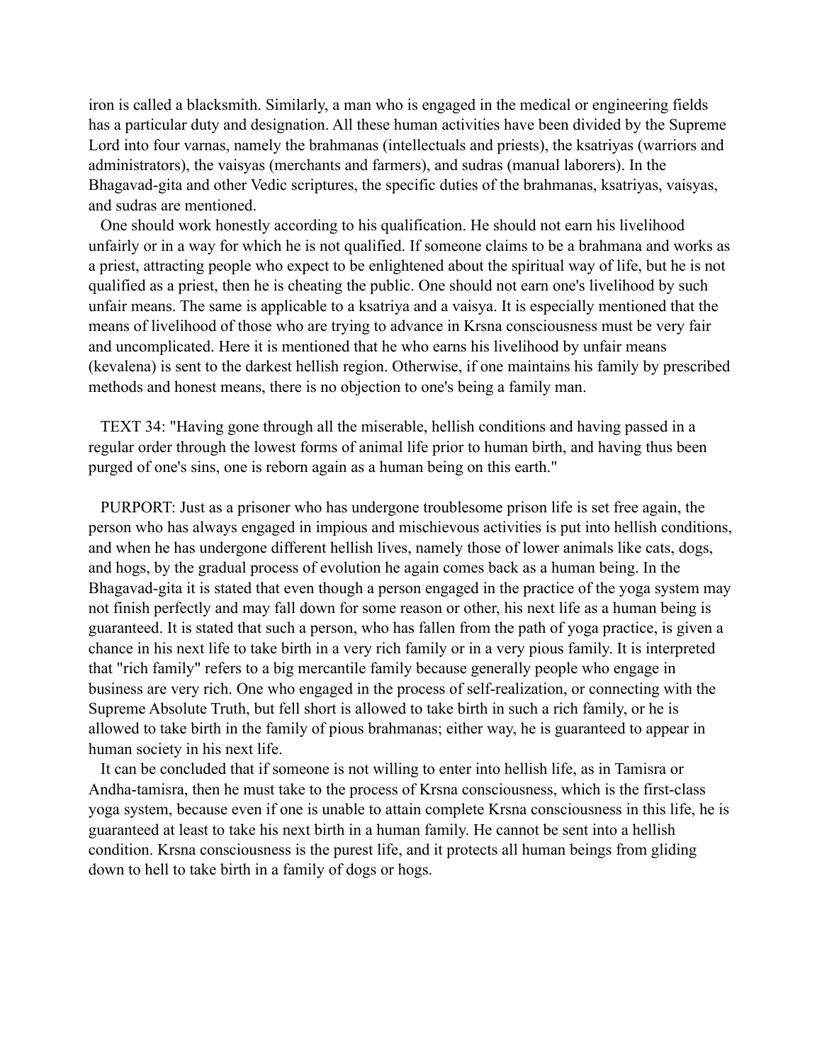iron is called a blacksmith. Similarly, a man who is engaged in the medical or engineering fields has a particular duty and designation. All these human activities have been divided by the Supreme Lord into four varnas, namely the brahmanas (intellectuals and priests), the ksatriyas (warriors and administrators), the vaisyas (merchants and farmers), and sudras (manual laborers). In the Bhagavad-gita and other Vedic scriptures, the specific duties of the brahmanas, ksatriyas, vaisyas, and sudras are mentioned.

One should work honestly according to his qualification. He should not earn his livelihood unfairly or in a way for which he is not qualified. If someone claims to be a brahmana and works as a priest, attracting people who expect to be enlightened about the spiritual way of life, but he is not qualified as a priest, then he is cheating the public. One should not earn one's livelihood by such unfair means. The same is applicable to a ksatriya and a vaisya. It is especially mentioned that the means of livelihood of those who are trying to advance in Krsna consciousness must be very fair and uncomplicated. Here it is mentioned that he who earns his livelihood by unfair means (kevalena) is sent to the darkest hellish region. Otherwise, if one maintains his family by prescribed methods and honest means, there is no objection to one's being a family man.

TEXT 34: "Having gone through all the miserable, hellish conditions and having passed in a regular order through the lowest forms of animal life prior to human birth, and having thus been purged of one's sins, one is reborn again as a human being on this earth."

PURPORT: Just as a prisoner who has undergone troublesome prison life is set free again, the person who has always engaged in impious and mischievous activities is put into hellish conditions, and when he has undergone different hellish lives, namely those of lower animals like cats, dogs, and hogs, by the gradual process of evolution he again comes back as a human being. In the Bhagavad-gita it is stated that even though a person engaged in the practice of the yoga system may not finish perfectly and may fall down for some reason or other, his next life as a human being is guaranteed. It is stated that such a person, who has fallen from the path of yoga practice, is given a chance in his next life to take birth in a very rich family or in a very pious family. It is interpreted that "rich family" refers to a big mercantile family because generally people who engage in business are very rich. One who engaged in the process of self-realization, or connecting with the Supreme Absolute Truth, but fell short is allowed to take birth in such a rich family, or he is allowed to take birth in the family of pious brahmanas; either way, he is guaranteed to appear in human society in his next life.

It can be concluded that if someone is not willing to enter into hellish life, as in Tamisra or Andha-tamisra, then he must take to the process of Krsna consciousness, which is the first-class yoga system, because even if one is unable to attain complete Krsna consciousness in this life, he is guaranteed at least to take his next birth in a human family. He cannot be sent into a hellish condition. Krsna consciousness is the purest life, and it protects all human beings from gliding down to hell to take birth in a family of dogs or hogs.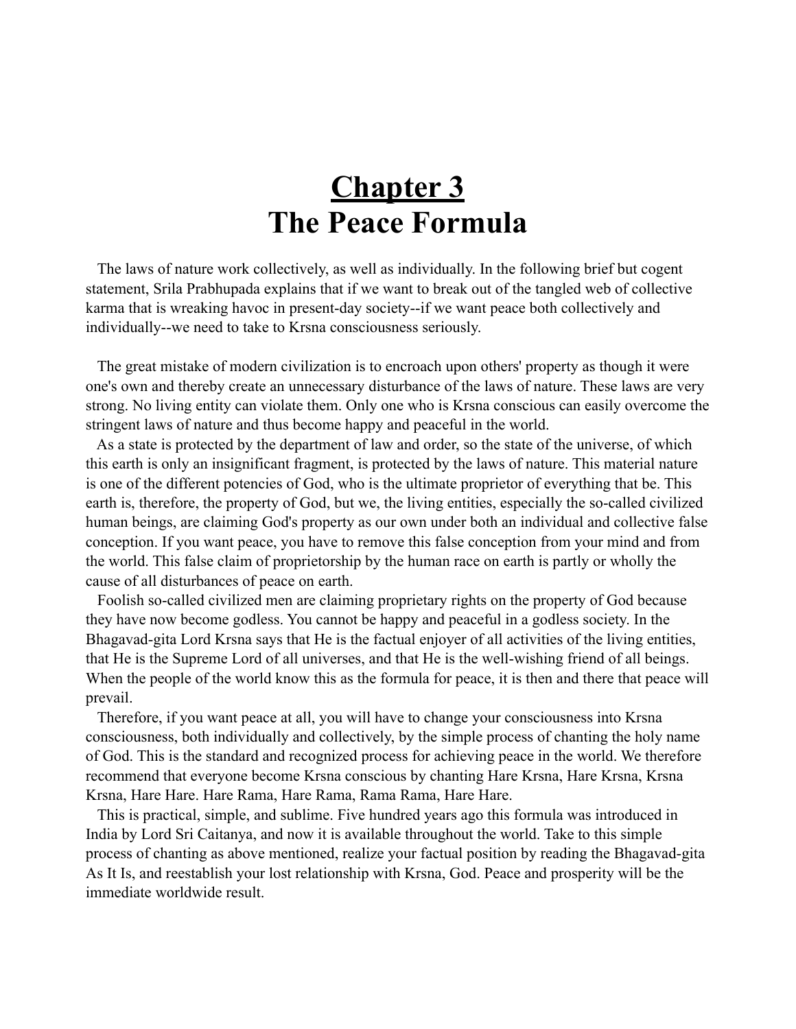# Chapter 3
# The Peace Formula

The laws of nature work collectively, as well as individually. In the following brief but cogent statement, Srila Prabhupada explains that if we want to break out of the tangled web of collective karma that is wreaking havoc in present-day society--if we want peace both collectively and individually--we need to take to Krsna consciousness seriously.

The great mistake of modern civilization is to encroach upon others' property as though it were one's own and thereby create an unnecessary disturbance of the laws of nature. These laws are very strong. No living entity can violate them. Only one who is Krsna conscious can easily overcome the stringent laws of nature and thus become happy and peaceful in the world.

As a state is protected by the department of law and order, so the state of the universe, of which this earth is only an insignificant fragment, is protected by the laws of nature. This material nature is one of the different potencies of God, who is the ultimate proprietor of everything that be. This earth is, therefore, the property of God, but we, the living entities, especially the so-called civilized human beings, are claiming God's property as our own under both an individual and collective false conception. If you want peace, you have to remove this false conception from your mind and from the world. This false claim of proprietorship by the human race on earth is partly or wholly the cause of all disturbances of peace on earth.

Foolish so-called civilized men are claiming proprietary rights on the property of God because they have now become godless. You cannot be happy and peaceful in a godless society. In the Bhagavad-gita Lord Krsna says that He is the factual enjoyer of all activities of the living entities, that He is the Supreme Lord of all universes, and that He is the well-wishing friend of all beings. When the people of the world know this as the formula for peace, it is then and there that peace will prevail.

Therefore, if you want peace at all, you will have to change your consciousness into Krsna consciousness, both individually and collectively, by the simple process of chanting the holy name of God. This is the standard and recognized process for achieving peace in the world. We therefore recommend that everyone become Krsna conscious by chanting Hare Krsna, Hare Krsna, Krsna Krsna, Hare Hare. Hare Rama, Hare Rama, Rama Rama, Hare Hare.

This is practical, simple, and sublime. Five hundred years ago this formula was introduced in India by Lord Sri Caitanya, and now it is available throughout the world. Take to this simple process of chanting as above mentioned, realize your factual position by reading the Bhagavad-gita As It Is, and reestablish your lost relationship with Krsna, God. Peace and prosperity will be the immediate worldwide result.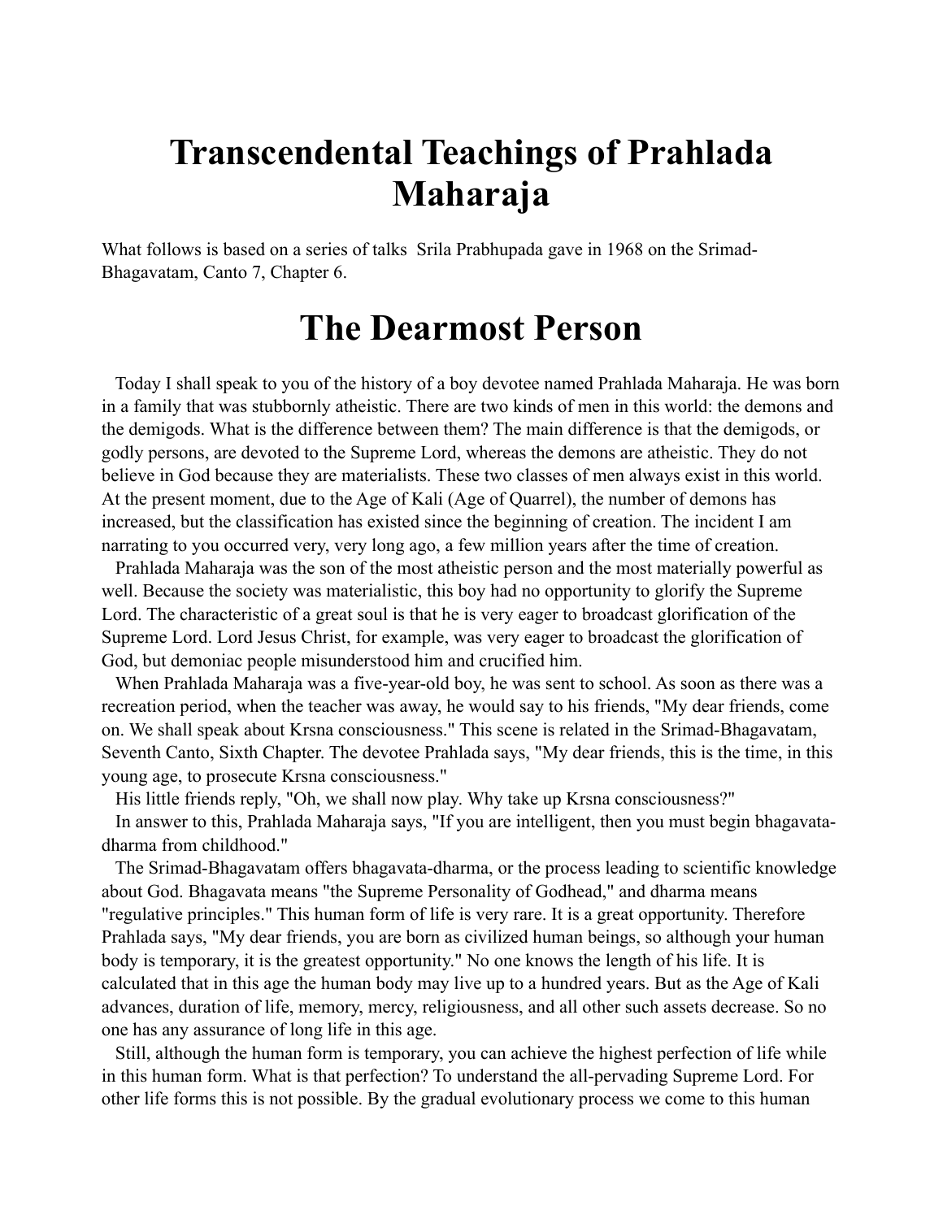# Transcendental Teachings of Prahlada Maharaja

What follows is based on a series of talks Srila Prabhupada gave in 1968 on the Srimad-Bhagavatam, Canto 7, Chapter 6.

# The Dearmost Person

Today I shall speak to you of the history of a boy devotee named Prahlada Maharaja. He was born in a family that was stubbornly atheistic. There are two kinds of men in this world: the demons and the demigods. What is the difference between them? The main difference is that the demigods, or godly persons, are devoted to the Supreme Lord, whereas the demons are atheistic. They do not believe in God because they are materialists. These two classes of men always exist in this world. At the present moment, due to the Age of Kali (Age of Quarrel), the number of demons has increased, but the classification has existed since the beginning of creation. The incident I am narrating to you occurred very, very long ago, a few million years after the time of creation.

Prahlada Maharaja was the son of the most atheistic person and the most materially powerful as well. Because the society was materialistic, this boy had no opportunity to glorify the Supreme Lord. The characteristic of a great soul is that he is very eager to broadcast glorification of the Supreme Lord. Lord Jesus Christ, for example, was very eager to broadcast the glorification of God, but demoniac people misunderstood him and crucified him.

When Prahlada Maharaja was a five-year-old boy, he was sent to school. As soon as there was a recreation period, when the teacher was away, he would say to his friends, "My dear friends, come on. We shall speak about Krsna consciousness." This scene is related in the Srimad-Bhagavatam, Seventh Canto, Sixth Chapter. The devotee Prahlada says, "My dear friends, this is the time, in this young age, to prosecute Krsna consciousness."

His little friends reply, "Oh, we shall now play. Why take up Krsna consciousness?"

In answer to this, Prahlada Maharaja says, "If you are intelligent, then you must begin bhagavata-dharma from childhood."

The Srimad-Bhagavatam offers bhagavata-dharma, or the process leading to scientific knowledge about God. Bhagavata means "the Supreme Personality of Godhead," and dharma means "regulative principles." This human form of life is very rare. It is a great opportunity. Therefore Prahlada says, "My dear friends, you are born as civilized human beings, so although your human body is temporary, it is the greatest opportunity." No one knows the length of his life. It is calculated that in this age the human body may live up to a hundred years. But as the Age of Kali advances, duration of life, memory, mercy, religiousness, and all other such assets decrease. So no one has any assurance of long life in this age.

Still, although the human form is temporary, you can achieve the highest perfection of life while in this human form. What is that perfection? To understand the all-pervading Supreme Lord. For other life forms this is not possible. By the gradual evolutionary process we come to this human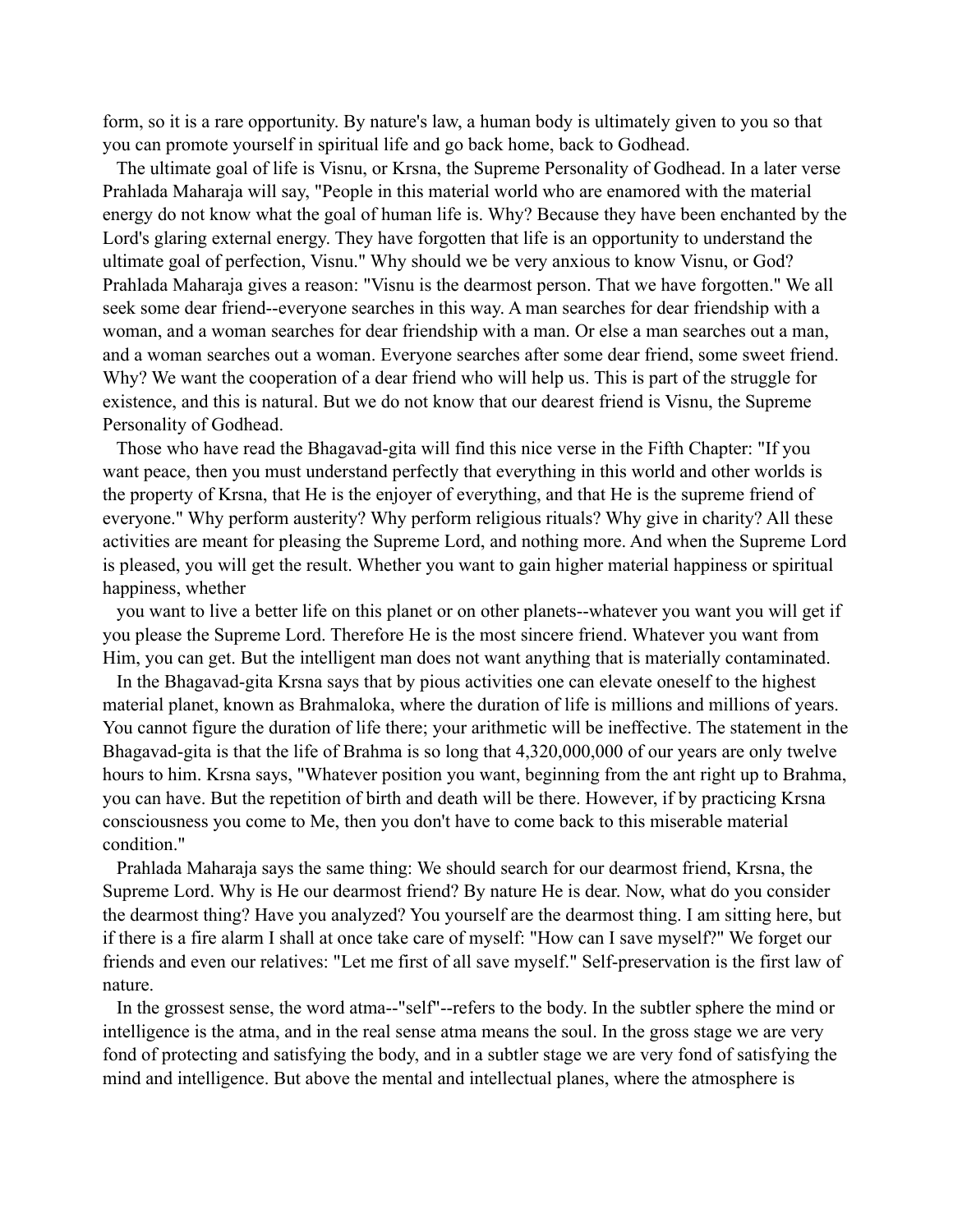form, so it is a rare opportunity. By nature's law, a human body is ultimately given to you so that you can promote yourself in spiritual life and go back home, back to Godhead.

The ultimate goal of life is Visnu, or Krsna, the Supreme Personality of Godhead. In a later verse Prahlada Maharaja will say, "People in this material world who are enamored with the material energy do not know what the goal of human life is. Why? Because they have been enchanted by the Lord's glaring external energy. They have forgotten that life is an opportunity to understand the ultimate goal of perfection, Visnu." Why should we be very anxious to know Visnu, or God? Prahlada Maharaja gives a reason: "Visnu is the dearmost person. That we have forgotten." We all seek some dear friend--everyone searches in this way. A man searches for dear friendship with a woman, and a woman searches for dear friendship with a man. Or else a man searches out a man, and a woman searches out a woman. Everyone searches after some dear friend, some sweet friend. Why? We want the cooperation of a dear friend who will help us. This is part of the struggle for existence, and this is natural. But we do not know that our dearest friend is Visnu, the Supreme Personality of Godhead.

Those who have read the Bhagavad-gita will find this nice verse in the Fifth Chapter: "If you want peace, then you must understand perfectly that everything in this world and other worlds is the property of Krsna, that He is the enjoyer of everything, and that He is the supreme friend of everyone." Why perform austerity? Why perform religious rituals? Why give in charity? All these activities are meant for pleasing the Supreme Lord, and nothing more. And when the Supreme Lord is pleased, you will get the result. Whether you want to gain higher material happiness or spiritual happiness, whether you want to live a better life on this planet or on other planets--whatever you want you will get if you please the Supreme Lord. Therefore He is the most sincere friend. Whatever you want from Him, you can get. But the intelligent man does not want anything that is materially contaminated.

In the Bhagavad-gita Krsna says that by pious activities one can elevate oneself to the highest material planet, known as Brahmaloka, where the duration of life is millions and millions of years. You cannot figure the duration of life there; your arithmetic will be ineffective. The statement in the Bhagavad-gita is that the life of Brahma is so long that 4,320,000,000 of our years are only twelve hours to him. Krsna says, "Whatever position you want, beginning from the ant right up to Brahma, you can have. But the repetition of birth and death will be there. However, if by practicing Krsna consciousness you come to Me, then you don't have to come back to this miserable material condition."

Prahlada Maharaja says the same thing: We should search for our dearmost friend, Krsna, the Supreme Lord. Why is He our dearmost friend? By nature He is dear. Now, what do you consider the dearmost thing? Have you analyzed? You yourself are the dearmost thing. I am sitting here, but if there is a fire alarm I shall at once take care of myself: "How can I save myself?" We forget our friends and even our relatives: "Let me first of all save myself." Self-preservation is the first law of nature.

In the grossest sense, the word atma--"self"--refers to the body. In the subtler sphere the mind or intelligence is the atma, and in the real sense atma means the soul. In the gross stage we are very fond of protecting and satisfying the body, and in a subtler stage we are very fond of satisfying the mind and intelligence. But above the mental and intellectual planes, where the atmosphere is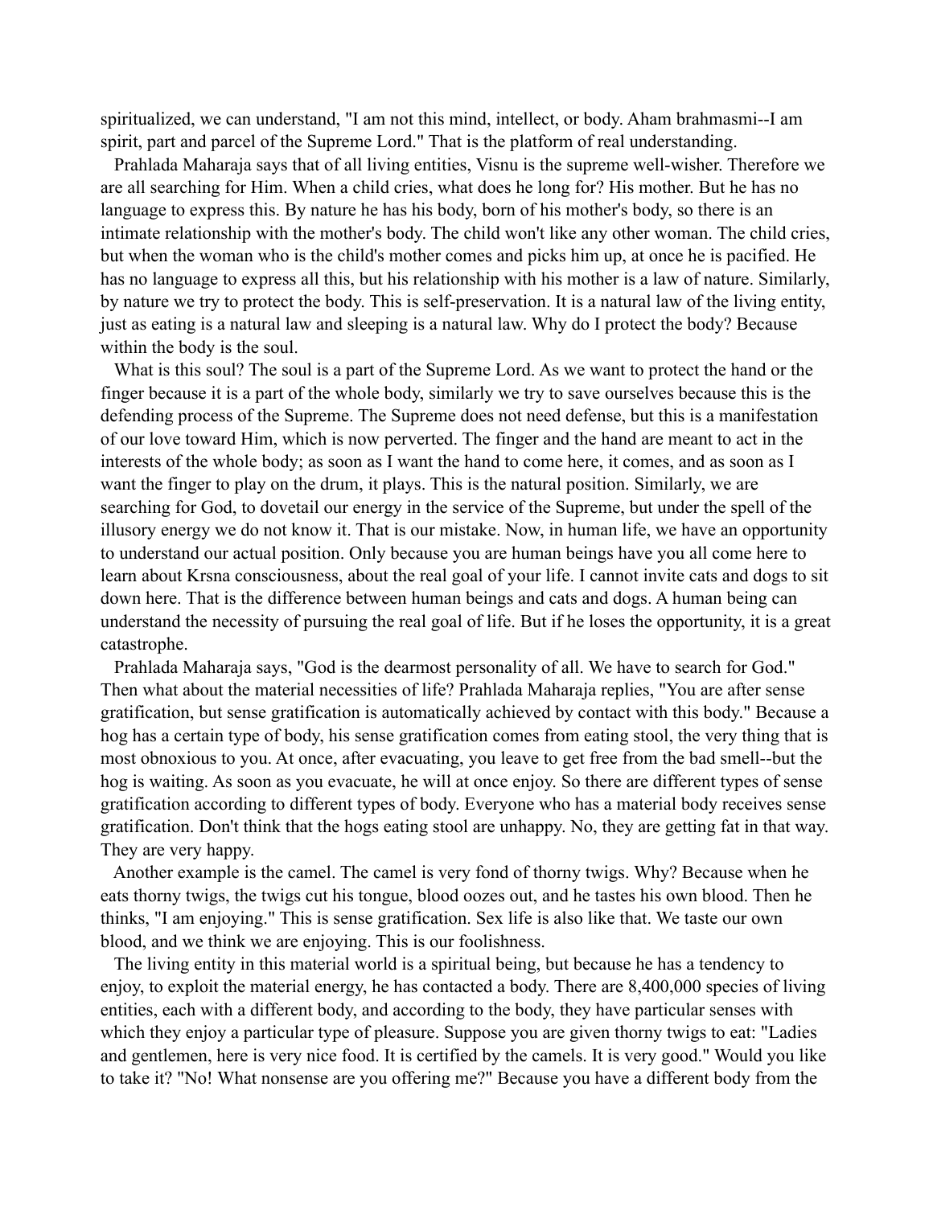spiritualized, we can understand, "I am not this mind, intellect, or body. Aham brahmasmi--I am spirit, part and parcel of the Supreme Lord." That is the platform of real understanding.

Prahlada Maharaja says that of all living entities, Visnu is the supreme well-wisher. Therefore we are all searching for Him. When a child cries, what does he long for? His mother. But he has no language to express this. By nature he has his body, born of his mother's body, so there is an intimate relationship with the mother's body. The child won't like any other woman. The child cries, but when the woman who is the child's mother comes and picks him up, at once he is pacified. He has no language to express all this, but his relationship with his mother is a law of nature. Similarly, by nature we try to protect the body. This is self-preservation. It is a natural law of the living entity, just as eating is a natural law and sleeping is a natural law. Why do I protect the body? Because within the body is the soul.

What is this soul? The soul is a part of the Supreme Lord. As we want to protect the hand or the finger because it is a part of the whole body, similarly we try to save ourselves because this is the defending process of the Supreme. The Supreme does not need defense, but this is a manifestation of our love toward Him, which is now perverted. The finger and the hand are meant to act in the interests of the whole body; as soon as I want the hand to come here, it comes, and as soon as I want the finger to play on the drum, it plays. This is the natural position. Similarly, we are searching for God, to dovetail our energy in the service of the Supreme, but under the spell of the illusory energy we do not know it. That is our mistake. Now, in human life, we have an opportunity to understand our actual position. Only because you are human beings have you all come here to learn about Krsna consciousness, about the real goal of your life. I cannot invite cats and dogs to sit down here. That is the difference between human beings and cats and dogs. A human being can understand the necessity of pursuing the real goal of life. But if he loses the opportunity, it is a great catastrophe.

Prahlada Maharaja says, "God is the dearmost personality of all. We have to search for God." Then what about the material necessities of life? Prahlada Maharaja replies, "You are after sense gratification, but sense gratification is automatically achieved by contact with this body." Because a hog has a certain type of body, his sense gratification comes from eating stool, the very thing that is most obnoxious to you. At once, after evacuating, you leave to get free from the bad smell--but the hog is waiting. As soon as you evacuate, he will at once enjoy. So there are different types of sense gratification according to different types of body. Everyone who has a material body receives sense gratification. Don't think that the hogs eating stool are unhappy. No, they are getting fat in that way. They are very happy.

Another example is the camel. The camel is very fond of thorny twigs. Why? Because when he eats thorny twigs, the twigs cut his tongue, blood oozes out, and he tastes his own blood. Then he thinks, "I am enjoying." This is sense gratification. Sex life is also like that. We taste our own blood, and we think we are enjoying. This is our foolishness.

The living entity in this material world is a spiritual being, but because he has a tendency to enjoy, to exploit the material energy, he has contacted a body. There are 8,400,000 species of living entities, each with a different body, and according to the body, they have particular senses with which they enjoy a particular type of pleasure. Suppose you are given thorny twigs to eat: "Ladies and gentlemen, here is very nice food. It is certified by the camels. It is very good." Would you like to take it? "No! What nonsense are you offering me?" Because you have a different body from the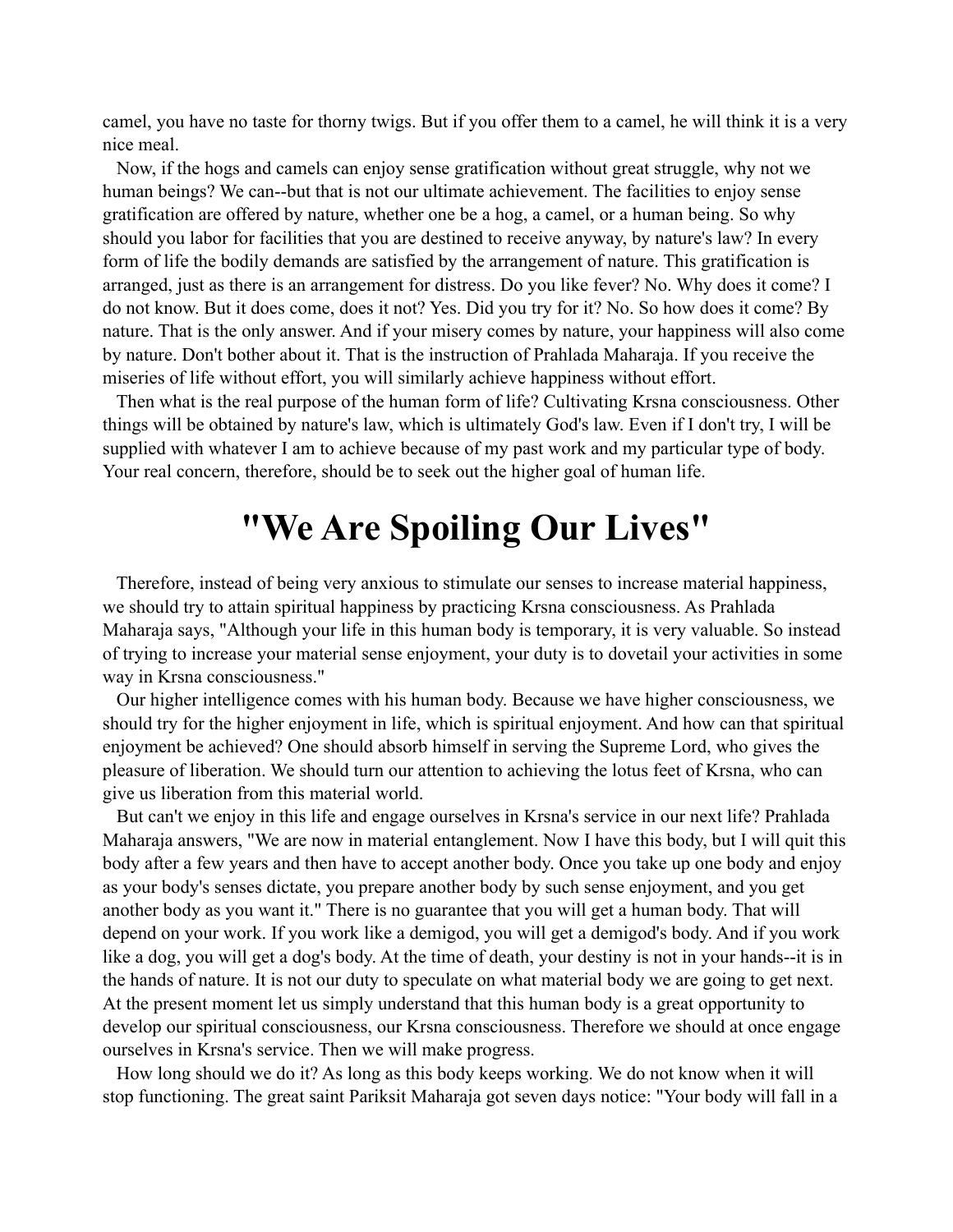camel, you have no taste for thorny twigs. But if you offer them to a camel, he will think it is a very nice meal.

Now, if the hogs and camels can enjoy sense gratification without great struggle, why not we human beings? We can--but that is not our ultimate achievement. The facilities to enjoy sense gratification are offered by nature, whether one be a hog, a camel, or a human being. So why should you labor for facilities that you are destined to receive anyway, by nature's law? In every form of life the bodily demands are satisfied by the arrangement of nature. This gratification is arranged, just as there is an arrangement for distress. Do you like fever? No. Why does it come? I do not know. But it does come, does it not? Yes. Did you try for it? No. So how does it come? By nature. That is the only answer. And if your misery comes by nature, your happiness will also come by nature. Don't bother about it. That is the instruction of Prahlada Maharaja. If you receive the miseries of life without effort, you will similarly achieve happiness without effort.

Then what is the real purpose of the human form of life? Cultivating Krsna consciousness. Other things will be obtained by nature's law, which is ultimately God's law. Even if I don't try, I will be supplied with whatever I am to achieve because of my past work and my particular type of body. Your real concern, therefore, should be to seek out the higher goal of human life.

# "We Are Spoiling Our Lives"

Therefore, instead of being very anxious to stimulate our senses to increase material happiness, we should try to attain spiritual happiness by practicing Krsna consciousness. As Prahlada Maharaja says, "Although your life in this human body is temporary, it is very valuable. So instead of trying to increase your material sense enjoyment, your duty is to dovetail your activities in some way in Krsna consciousness."

Our higher intelligence comes with his human body. Because we have higher consciousness, we should try for the higher enjoyment in life, which is spiritual enjoyment. And how can that spiritual enjoyment be achieved? One should absorb himself in serving the Supreme Lord, who gives the pleasure of liberation. We should turn our attention to achieving the lotus feet of Krsna, who can give us liberation from this material world.

But can't we enjoy in this life and engage ourselves in Krsna's service in our next life? Prahlada Maharaja answers, "We are now in material entanglement. Now I have this body, but I will quit this body after a few years and then have to accept another body. Once you take up one body and enjoy as your body's senses dictate, you prepare another body by such sense enjoyment, and you get another body as you want it." There is no guarantee that you will get a human body. That will depend on your work. If you work like a demigod, you will get a demigod's body. And if you work like a dog, you will get a dog's body. At the time of death, your destiny is not in your hands--it is in the hands of nature. It is not our duty to speculate on what material body we are going to get next. At the present moment let us simply understand that this human body is a great opportunity to develop our spiritual consciousness, our Krsna consciousness. Therefore we should at once engage ourselves in Krsna's service. Then we will make progress.

How long should we do it? As long as this body keeps working. We do not know when it will stop functioning. The great saint Pariksit Maharaja got seven days notice: "Your body will fall in a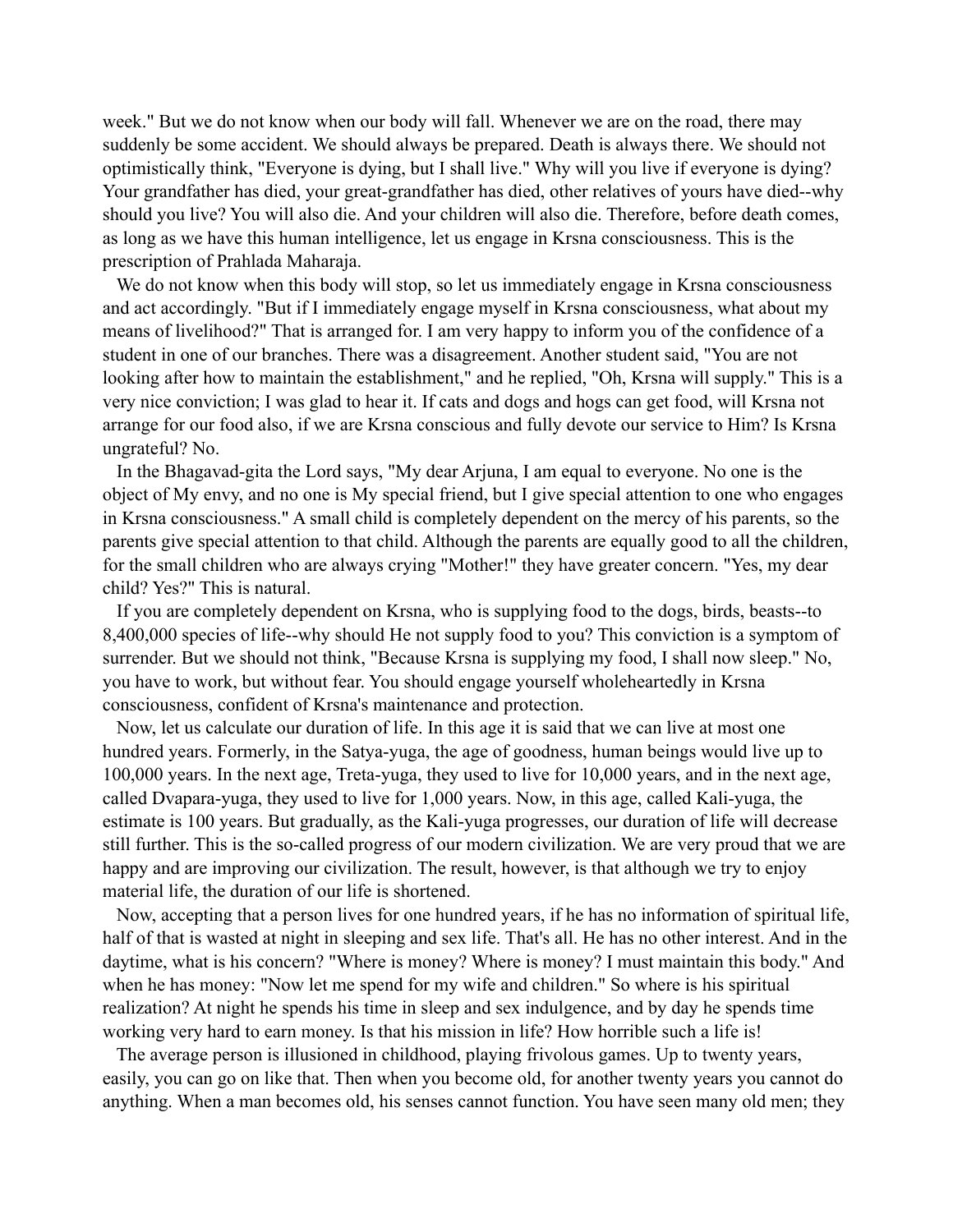week." But we do not know when our body will fall. Whenever we are on the road, there may suddenly be some accident. We should always be prepared. Death is always there. We should not optimistically think, "Everyone is dying, but I shall live." Why will you live if everyone is dying? Your grandfather has died, your great-grandfather has died, other relatives of yours have died--why should you live? You will also die. And your children will also die. Therefore, before death comes, as long as we have this human intelligence, let us engage in Krsna consciousness. This is the prescription of Prahlada Maharaja.

We do not know when this body will stop, so let us immediately engage in Krsna consciousness and act accordingly. "But if I immediately engage myself in Krsna consciousness, what about my means of livelihood?" That is arranged for. I am very happy to inform you of the confidence of a student in one of our branches. There was a disagreement. Another student said, "You are not looking after how to maintain the establishment," and he replied, "Oh, Krsna will supply." This is a very nice conviction; I was glad to hear it. If cats and dogs and hogs can get food, will Krsna not arrange for our food also, if we are Krsna conscious and fully devote our service to Him? Is Krsna ungrateful? No.

In the Bhagavad-gita the Lord says, "My dear Arjuna, I am equal to everyone. No one is the object of My envy, and no one is My special friend, but I give special attention to one who engages in Krsna consciousness." A small child is completely dependent on the mercy of his parents, so the parents give special attention to that child. Although the parents are equally good to all the children, for the small children who are always crying "Mother!" they have greater concern. "Yes, my dear child? Yes?" This is natural.

If you are completely dependent on Krsna, who is supplying food to the dogs, birds, beasts--to 8,400,000 species of life--why should He not supply food to you? This conviction is a symptom of surrender. But we should not think, "Because Krsna is supplying my food, I shall now sleep." No, you have to work, but without fear. You should engage yourself wholeheartedly in Krsna consciousness, confident of Krsna's maintenance and protection.

Now, let us calculate our duration of life. In this age it is said that we can live at most one hundred years. Formerly, in the Satya-yuga, the age of goodness, human beings would live up to 100,000 years. In the next age, Treta-yuga, they used to live for 10,000 years, and in the next age, called Dvapara-yuga, they used to live for 1,000 years. Now, in this age, called Kali-yuga, the estimate is 100 years. But gradually, as the Kali-yuga progresses, our duration of life will decrease still further. This is the so-called progress of our modern civilization. We are very proud that we are happy and are improving our civilization. The result, however, is that although we try to enjoy material life, the duration of our life is shortened.

Now, accepting that a person lives for one hundred years, if he has no information of spiritual life, half of that is wasted at night in sleeping and sex life. That's all. He has no other interest. And in the daytime, what is his concern? "Where is money? Where is money? I must maintain this body." And when he has money: "Now let me spend for my wife and children." So where is his spiritual realization? At night he spends his time in sleep and sex indulgence, and by day he spends time working very hard to earn money. Is that his mission in life? How horrible such a life is!

The average person is illusioned in childhood, playing frivolous games. Up to twenty years, easily, you can go on like that. Then when you become old, for another twenty years you cannot do anything. When a man becomes old, his senses cannot function. You have seen many old men; they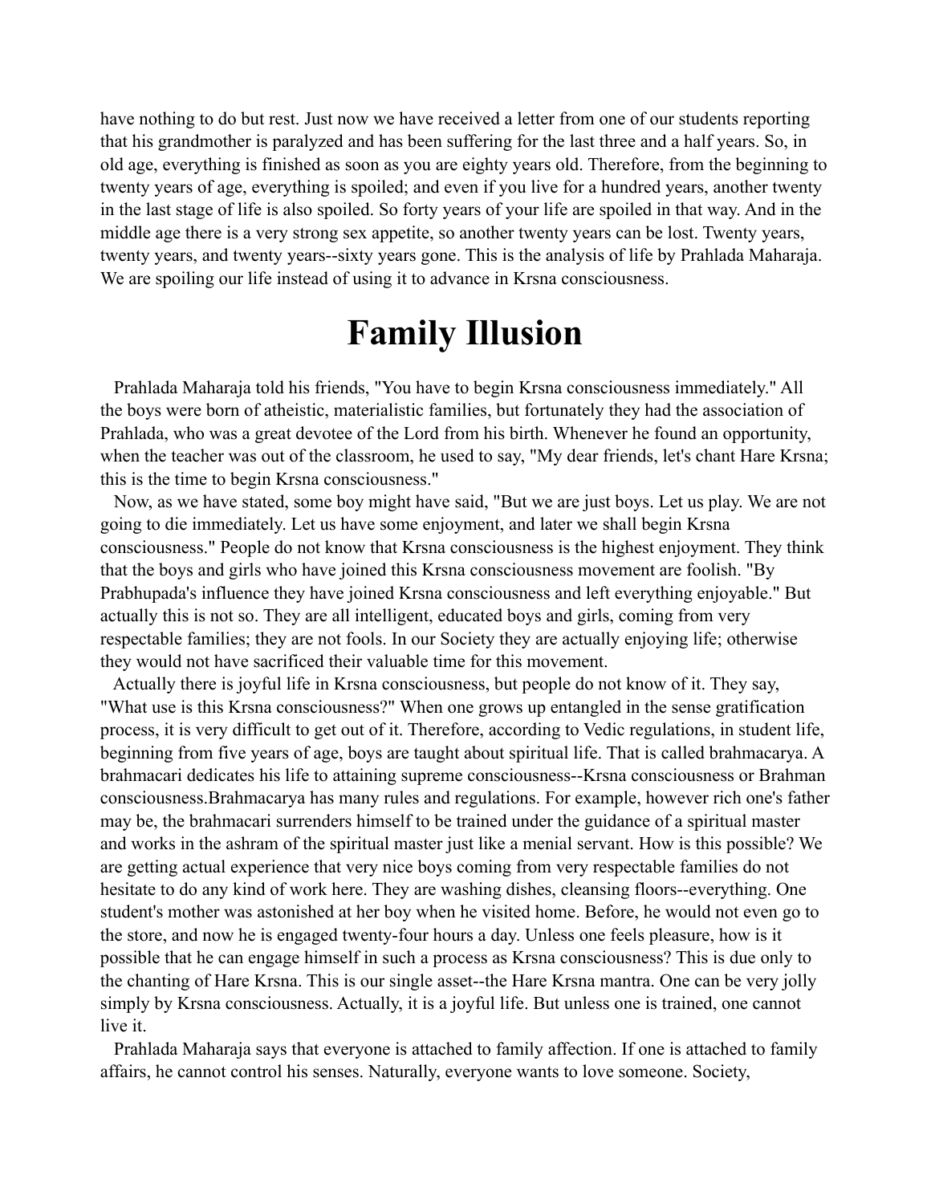have nothing to do but rest. Just now we have received a letter from one of our students reporting that his grandmother is paralyzed and has been suffering for the last three and a half years. So, in old age, everything is finished as soon as you are eighty years old. Therefore, from the beginning to twenty years of age, everything is spoiled; and even if you live for a hundred years, another twenty in the last stage of life is also spoiled. So forty years of your life are spoiled in that way. And in the middle age there is a very strong sex appetite, so another twenty years can be lost. Twenty years, twenty years, and twenty years--sixty years gone. This is the analysis of life by Prahlada Maharaja. We are spoiling our life instead of using it to advance in Krsna consciousness.

# Family Illusion

Prahlada Maharaja told his friends, "You have to begin Krsna consciousness immediately." All the boys were born of atheistic, materialistic families, but fortunately they had the association of Prahlada, who was a great devotee of the Lord from his birth. Whenever he found an opportunity, when the teacher was out of the classroom, he used to say, "My dear friends, let's chant Hare Krsna; this is the time to begin Krsna consciousness."

Now, as we have stated, some boy might have said, "But we are just boys. Let us play. We are not going to die immediately. Let us have some enjoyment, and later we shall begin Krsna consciousness." People do not know that Krsna consciousness is the highest enjoyment. They think that the boys and girls who have joined this Krsna consciousness movement are foolish. "By Prabhupada's influence they have joined Krsna consciousness and left everything enjoyable." But actually this is not so. They are all intelligent, educated boys and girls, coming from very respectable families; they are not fools. In our Society they are actually enjoying life; otherwise they would not have sacrificed their valuable time for this movement.

Actually there is joyful life in Krsna consciousness, but people do not know of it. They say, "What use is this Krsna consciousness?" When one grows up entangled in the sense gratification process, it is very difficult to get out of it. Therefore, according to Vedic regulations, in student life, beginning from five years of age, boys are taught about spiritual life. That is called brahmacarya. A brahmacari dedicates his life to attaining supreme consciousness--Krsna consciousness or Brahman consciousness.Brahmacarya has many rules and regulations. For example, however rich one's father may be, the brahmacari surrenders himself to be trained under the guidance of a spiritual master and works in the ashram of the spiritual master just like a menial servant. How is this possible? We are getting actual experience that very nice boys coming from very respectable families do not hesitate to do any kind of work here. They are washing dishes, cleansing floors--everything. One student's mother was astonished at her boy when he visited home. Before, he would not even go to the store, and now he is engaged twenty-four hours a day. Unless one feels pleasure, how is it possible that he can engage himself in such a process as Krsna consciousness? This is due only to the chanting of Hare Krsna. This is our single asset--the Hare Krsna mantra. One can be very jolly simply by Krsna consciousness. Actually, it is a joyful life. But unless one is trained, one cannot live it.

Prahlada Maharaja says that everyone is attached to family affection. If one is attached to family affairs, he cannot control his senses. Naturally, everyone wants to love someone. Society,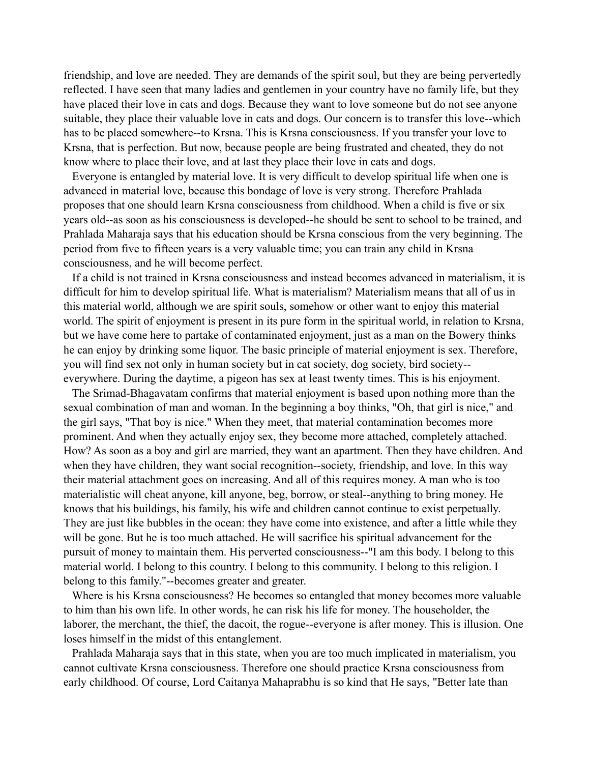friendship, and love are needed. They are demands of the spirit soul, but they are being pervertedly reflected. I have seen that many ladies and gentlemen in your country have no family life, but they have placed their love in cats and dogs. Because they want to love someone but do not see anyone suitable, they place their valuable love in cats and dogs. Our concern is to transfer this love--which has to be placed somewhere--to Krsna. This is Krsna consciousness. If you transfer your love to Krsna, that is perfection. But now, because people are being frustrated and cheated, they do not know where to place their love, and at last they place their love in cats and dogs.

Everyone is entangled by material love. It is very difficult to develop spiritual life when one is advanced in material love, because this bondage of love is very strong. Therefore Prahlada proposes that one should learn Krsna consciousness from childhood. When a child is five or six years old--as soon as his consciousness is developed--he should be sent to school to be trained, and Prahlada Maharaja says that his education should be Krsna conscious from the very beginning. The period from five to fifteen years is a very valuable time; you can train any child in Krsna consciousness, and he will become perfect.

If a child is not trained in Krsna consciousness and instead becomes advanced in materialism, it is difficult for him to develop spiritual life. What is materialism? Materialism means that all of us in this material world, although we are spirit souls, somehow or other want to enjoy this material world. The spirit of enjoyment is present in its pure form in the spiritual world, in relation to Krsna, but we have come here to partake of contaminated enjoyment, just as a man on the Bowery thinks he can enjoy by drinking some liquor. The basic principle of material enjoyment is sex. Therefore, you will find sex not only in human society but in cat society, dog society, bird society--everywhere. During the daytime, a pigeon has sex at least twenty times. This is his enjoyment.

The Srimad-Bhagavatam confirms that material enjoyment is based upon nothing more than the sexual combination of man and woman. In the beginning a boy thinks, "Oh, that girl is nice," and the girl says, "That boy is nice." When they meet, that material contamination becomes more prominent. And when they actually enjoy sex, they become more attached, completely attached. How? As soon as a boy and girl are married, they want an apartment. Then they have children. And when they have children, they want social recognition--society, friendship, and love. In this way their material attachment goes on increasing. And all of this requires money. A man who is too materialistic will cheat anyone, kill anyone, beg, borrow, or steal--anything to bring money. He knows that his buildings, his family, his wife and children cannot continue to exist perpetually. They are just like bubbles in the ocean: they have come into existence, and after a little while they will be gone. But he is too much attached. He will sacrifice his spiritual advancement for the pursuit of money to maintain them. His perverted consciousness--"I am this body. I belong to this material world. I belong to this country. I belong to this community. I belong to this religion. I belong to this family."--becomes greater and greater.

Where is his Krsna consciousness? He becomes so entangled that money becomes more valuable to him than his own life. In other words, he can risk his life for money. The householder, the laborer, the merchant, the thief, the dacoit, the rogue--everyone is after money. This is illusion. One loses himself in the midst of this entanglement.

Prahlada Maharaja says that in this state, when you are too much implicated in materialism, you cannot cultivate Krsna consciousness. Therefore one should practice Krsna consciousness from early childhood. Of course, Lord Caitanya Mahaprabhu is so kind that He says, "Better late than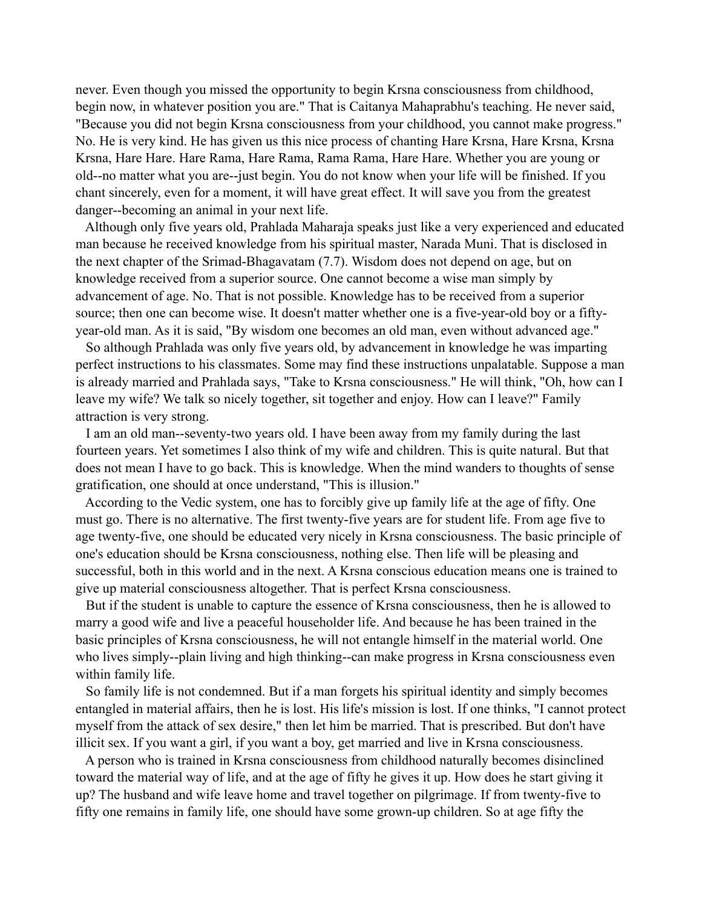never. Even though you missed the opportunity to begin Krsna consciousness from childhood, begin now, in whatever position you are." That is Caitanya Mahaprabhu's teaching. He never said, "Because you did not begin Krsna consciousness from your childhood, you cannot make progress." No. He is very kind. He has given us this nice process of chanting Hare Krsna, Hare Krsna, Krsna Krsna, Hare Hare. Hare Rama, Hare Rama, Rama Rama, Hare Hare. Whether you are young or old--no matter what you are--just begin. You do not know when your life will be finished. If you chant sincerely, even for a moment, it will have great effect. It will save you from the greatest danger--becoming an animal in your next life.

Although only five years old, Prahlada Maharaja speaks just like a very experienced and educated man because he received knowledge from his spiritual master, Narada Muni. That is disclosed in the next chapter of the Srimad-Bhagavatam (7.7). Wisdom does not depend on age, but on knowledge received from a superior source. One cannot become a wise man simply by advancement of age. No. That is not possible. Knowledge has to be received from a superior source; then one can become wise. It doesn't matter whether one is a five-year-old boy or a fifty-year-old man. As it is said, "By wisdom one becomes an old man, even without advanced age."

So although Prahlada was only five years old, by advancement in knowledge he was imparting perfect instructions to his classmates. Some may find these instructions unpalatable. Suppose a man is already married and Prahlada says, "Take to Krsna consciousness." He will think, "Oh, how can I leave my wife? We talk so nicely together, sit together and enjoy. How can I leave?" Family attraction is very strong.

I am an old man--seventy-two years old. I have been away from my family during the last fourteen years. Yet sometimes I also think of my wife and children. This is quite natural. But that does not mean I have to go back. This is knowledge. When the mind wanders to thoughts of sense gratification, one should at once understand, "This is illusion."

According to the Vedic system, one has to forcibly give up family life at the age of fifty. One must go. There is no alternative. The first twenty-five years are for student life. From age five to age twenty-five, one should be educated very nicely in Krsna consciousness. The basic principle of one's education should be Krsna consciousness, nothing else. Then life will be pleasing and successful, both in this world and in the next. A Krsna conscious education means one is trained to give up material consciousness altogether. That is perfect Krsna consciousness.

But if the student is unable to capture the essence of Krsna consciousness, then he is allowed to marry a good wife and live a peaceful householder life. And because he has been trained in the basic principles of Krsna consciousness, he will not entangle himself in the material world. One who lives simply--plain living and high thinking--can make progress in Krsna consciousness even within family life.

So family life is not condemned. But if a man forgets his spiritual identity and simply becomes entangled in material affairs, then he is lost. His life's mission is lost. If one thinks, "I cannot protect myself from the attack of sex desire," then let him be married. That is prescribed. But don't have illicit sex. If you want a girl, if you want a boy, get married and live in Krsna consciousness.

A person who is trained in Krsna consciousness from childhood naturally becomes disinclined toward the material way of life, and at the age of fifty he gives it up. How does he start giving it up? The husband and wife leave home and travel together on pilgrimage. If from twenty-five to fifty one remains in family life, one should have some grown-up children. So at age fifty the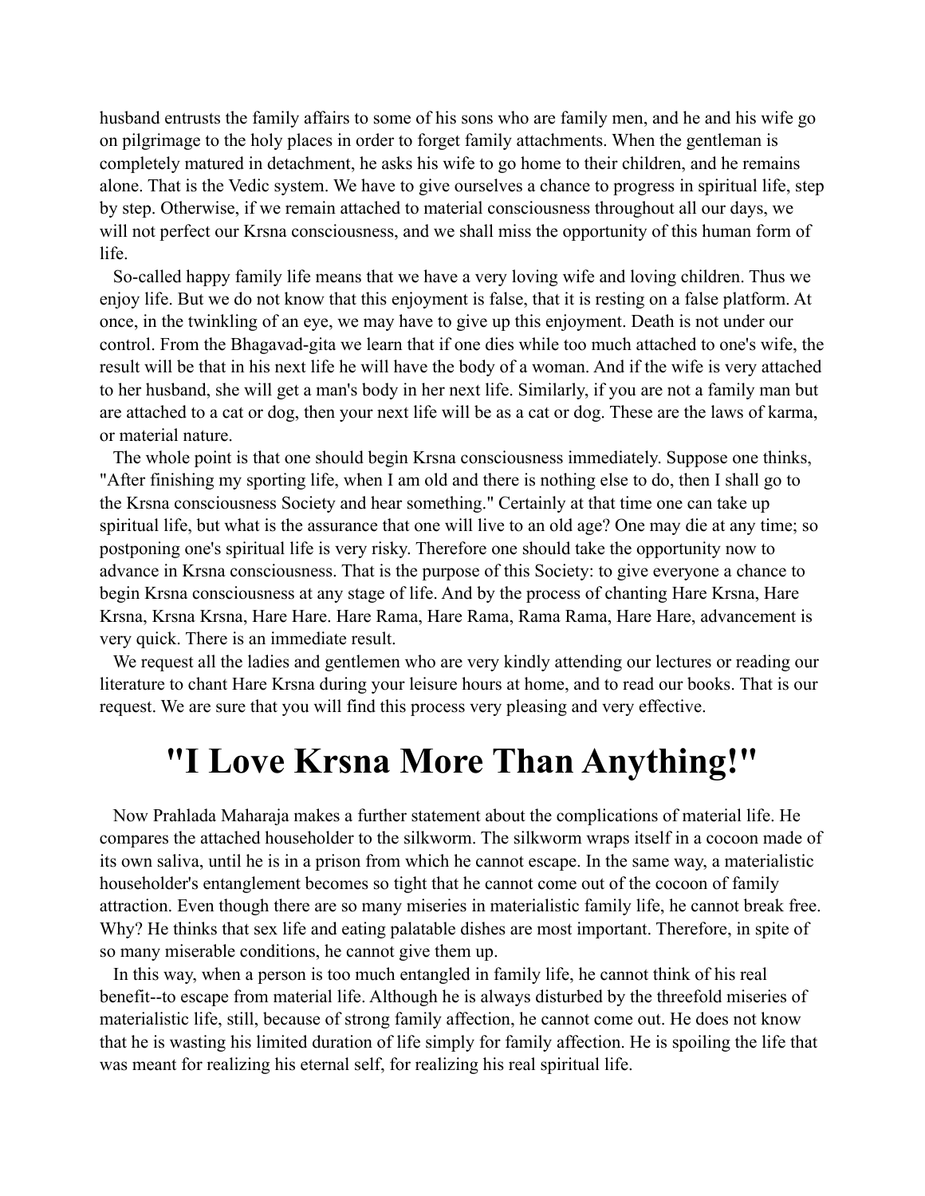husband entrusts the family affairs to some of his sons who are family men, and he and his wife go on pilgrimage to the holy places in order to forget family attachments. When the gentleman is completely matured in detachment, he asks his wife to go home to their children, and he remains alone. That is the Vedic system. We have to give ourselves a chance to progress in spiritual life, step by step. Otherwise, if we remain attached to material consciousness throughout all our days, we will not perfect our Krsna consciousness, and we shall miss the opportunity of this human form of life.

So-called happy family life means that we have a very loving wife and loving children. Thus we enjoy life. But we do not know that this enjoyment is false, that it is resting on a false platform. At once, in the twinkling of an eye, we may have to give up this enjoyment. Death is not under our control. From the Bhagavad-gita we learn that if one dies while too much attached to one's wife, the result will be that in his next life he will have the body of a woman. And if the wife is very attached to her husband, she will get a man's body in her next life. Similarly, if you are not a family man but are attached to a cat or dog, then your next life will be as a cat or dog. These are the laws of karma, or material nature.

The whole point is that one should begin Krsna consciousness immediately. Suppose one thinks, "After finishing my sporting life, when I am old and there is nothing else to do, then I shall go to the Krsna consciousness Society and hear something." Certainly at that time one can take up spiritual life, but what is the assurance that one will live to an old age? One may die at any time; so postponing one's spiritual life is very risky. Therefore one should take the opportunity now to advance in Krsna consciousness. That is the purpose of this Society: to give everyone a chance to begin Krsna consciousness at any stage of life. And by the process of chanting Hare Krsna, Hare Krsna, Krsna Krsna, Hare Hare. Hare Rama, Hare Rama, Rama Rama, Hare Hare, advancement is very quick. There is an immediate result.

We request all the ladies and gentlemen who are very kindly attending our lectures or reading our literature to chant Hare Krsna during your leisure hours at home, and to read our books. That is our request. We are sure that you will find this process very pleasing and very effective.

# "I Love Krsna More Than Anything!"

Now Prahlada Maharaja makes a further statement about the complications of material life. He compares the attached householder to the silkworm. The silkworm wraps itself in a cocoon made of its own saliva, until he is in a prison from which he cannot escape. In the same way, a materialistic householder's entanglement becomes so tight that he cannot come out of the cocoon of family attraction. Even though there are so many miseries in materialistic family life, he cannot break free. Why? He thinks that sex life and eating palatable dishes are most important. Therefore, in spite of so many miserable conditions, he cannot give them up.

In this way, when a person is too much entangled in family life, he cannot think of his real benefit--to escape from material life. Although he is always disturbed by the threefold miseries of materialistic life, still, because of strong family affection, he cannot come out. He does not know that he is wasting his limited duration of life simply for family affection. He is spoiling the life that was meant for realizing his eternal self, for realizing his real spiritual life.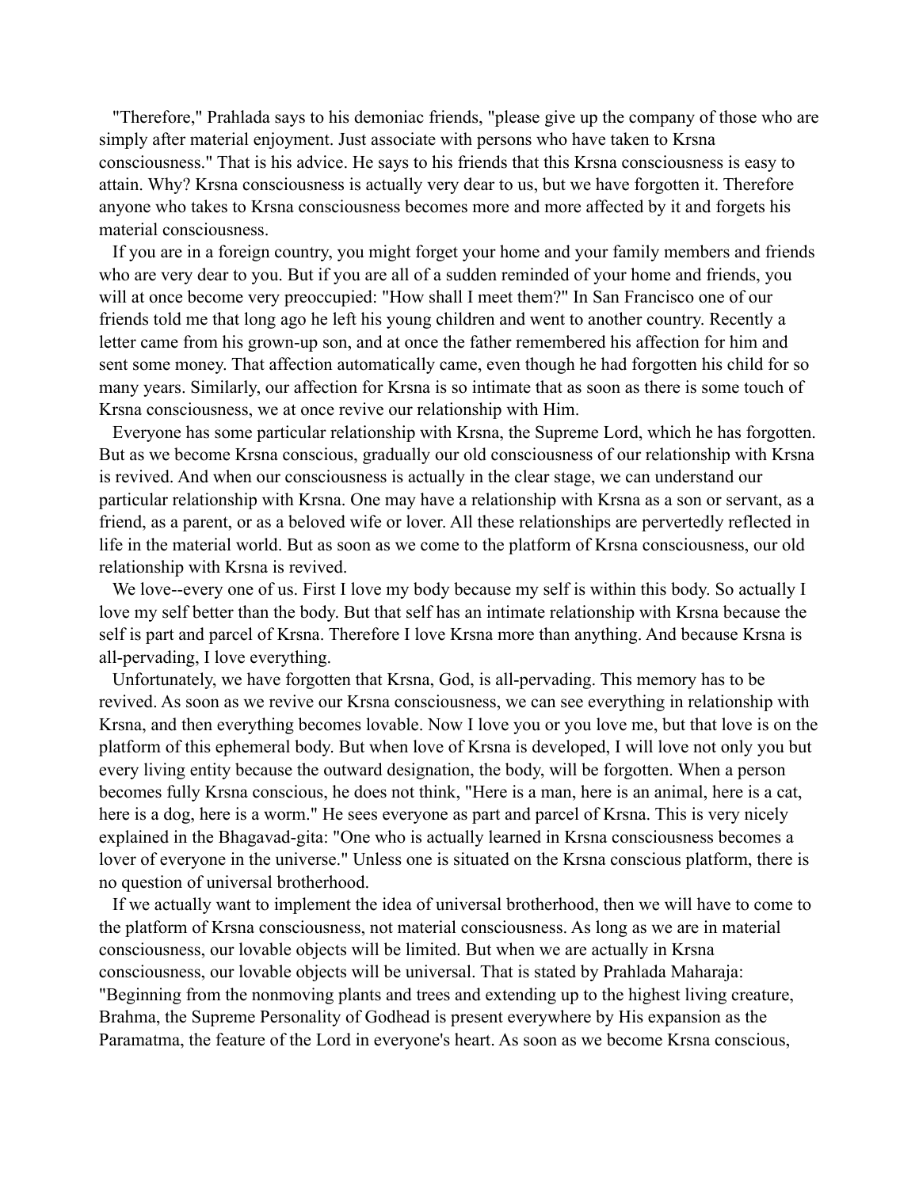"Therefore," Prahlada says to his demoniac friends, "please give up the company of those who are simply after material enjoyment. Just associate with persons who have taken to Krsna consciousness." That is his advice. He says to his friends that this Krsna consciousness is easy to attain. Why? Krsna consciousness is actually very dear to us, but we have forgotten it. Therefore anyone who takes to Krsna consciousness becomes more and more affected by it and forgets his material consciousness.

If you are in a foreign country, you might forget your home and your family members and friends who are very dear to you. But if you are all of a sudden reminded of your home and friends, you will at once become very preoccupied: "How shall I meet them?" In San Francisco one of our friends told me that long ago he left his young children and went to another country. Recently a letter came from his grown-up son, and at once the father remembered his affection for him and sent some money. That affection automatically came, even though he had forgotten his child for so many years. Similarly, our affection for Krsna is so intimate that as soon as there is some touch of Krsna consciousness, we at once revive our relationship with Him.

Everyone has some particular relationship with Krsna, the Supreme Lord, which he has forgotten. But as we become Krsna conscious, gradually our old consciousness of our relationship with Krsna is revived. And when our consciousness is actually in the clear stage, we can understand our particular relationship with Krsna. One may have a relationship with Krsna as a son or servant, as a friend, as a parent, or as a beloved wife or lover. All these relationships are pervertedly reflected in life in the material world. But as soon as we come to the platform of Krsna consciousness, our old relationship with Krsna is revived.

We love--every one of us. First I love my body because my self is within this body. So actually I love my self better than the body. But that self has an intimate relationship with Krsna because the self is part and parcel of Krsna. Therefore I love Krsna more than anything. And because Krsna is all-pervading, I love everything.

Unfortunately, we have forgotten that Krsna, God, is all-pervading. This memory has to be revived. As soon as we revive our Krsna consciousness, we can see everything in relationship with Krsna, and then everything becomes lovable. Now I love you or you love me, but that love is on the platform of this ephemeral body. But when love of Krsna is developed, I will love not only you but every living entity because the outward designation, the body, will be forgotten. When a person becomes fully Krsna conscious, he does not think, "Here is a man, here is an animal, here is a cat, here is a dog, here is a worm." He sees everyone as part and parcel of Krsna. This is very nicely explained in the Bhagavad-gita: "One who is actually learned in Krsna consciousness becomes a lover of everyone in the universe." Unless one is situated on the Krsna conscious platform, there is no question of universal brotherhood.

If we actually want to implement the idea of universal brotherhood, then we will have to come to the platform of Krsna consciousness, not material consciousness. As long as we are in material consciousness, our lovable objects will be limited. But when we are actually in Krsna consciousness, our lovable objects will be universal. That is stated by Prahlada Maharaja: "Beginning from the nonmoving plants and trees and extending up to the highest living creature, Brahma, the Supreme Personality of Godhead is present everywhere by His expansion as the Paramatma, the feature of the Lord in everyone's heart. As soon as we become Krsna conscious,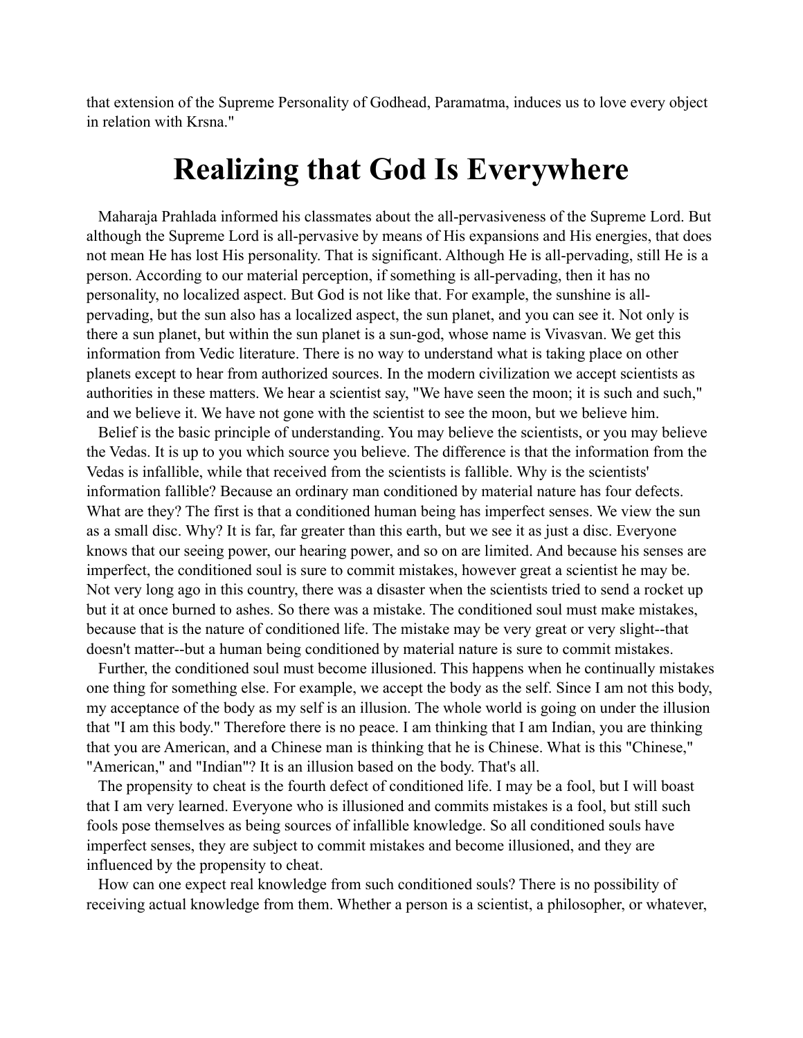that extension of the Supreme Personality of Godhead, Paramatma, induces us to love every object in relation with Krsna."

# Realizing that God Is Everywhere

Maharaja Prahlada informed his classmates about the all-pervasiveness of the Supreme Lord. But although the Supreme Lord is all-pervasive by means of His expansions and His energies, that does not mean He has lost His personality. That is significant. Although He is all-pervading, still He is a person. According to our material perception, if something is all-pervading, then it has no personality, no localized aspect. But God is not like that. For example, the sunshine is all-pervading, but the sun also has a localized aspect, the sun planet, and you can see it. Not only is there a sun planet, but within the sun planet is a sun-god, whose name is Vivasvan. We get this information from Vedic literature. There is no way to understand what is taking place on other planets except to hear from authorized sources. In the modern civilization we accept scientists as authorities in these matters. We hear a scientist say, "We have seen the moon; it is such and such," and we believe it. We have not gone with the scientist to see the moon, but we believe him.

Belief is the basic principle of understanding. You may believe the scientists, or you may believe the Vedas. It is up to you which source you believe. The difference is that the information from the Vedas is infallible, while that received from the scientists is fallible. Why is the scientists' information fallible? Because an ordinary man conditioned by material nature has four defects. What are they? The first is that a conditioned human being has imperfect senses. We view the sun as a small disc. Why? It is far, far greater than this earth, but we see it as just a disc. Everyone knows that our seeing power, our hearing power, and so on are limited. And because his senses are imperfect, the conditioned soul is sure to commit mistakes, however great a scientist he may be. Not very long ago in this country, there was a disaster when the scientists tried to send a rocket up but it at once burned to ashes. So there was a mistake. The conditioned soul must make mistakes, because that is the nature of conditioned life. The mistake may be very great or very slight--that doesn't matter--but a human being conditioned by material nature is sure to commit mistakes.

Further, the conditioned soul must become illusioned. This happens when he continually mistakes one thing for something else. For example, we accept the body as the self. Since I am not this body, my acceptance of the body as my self is an illusion. The whole world is going on under the illusion that "I am this body." Therefore there is no peace. I am thinking that I am Indian, you are thinking that you are American, and a Chinese man is thinking that he is Chinese. What is this "Chinese," "American," and "Indian"? It is an illusion based on the body. That's all.

The propensity to cheat is the fourth defect of conditioned life. I may be a fool, but I will boast that I am very learned. Everyone who is illusioned and commits mistakes is a fool, but still such fools pose themselves as being sources of infallible knowledge. So all conditioned souls have imperfect senses, they are subject to commit mistakes and become illusioned, and they are influenced by the propensity to cheat.

How can one expect real knowledge from such conditioned souls? There is no possibility of receiving actual knowledge from them. Whether a person is a scientist, a philosopher, or whatever,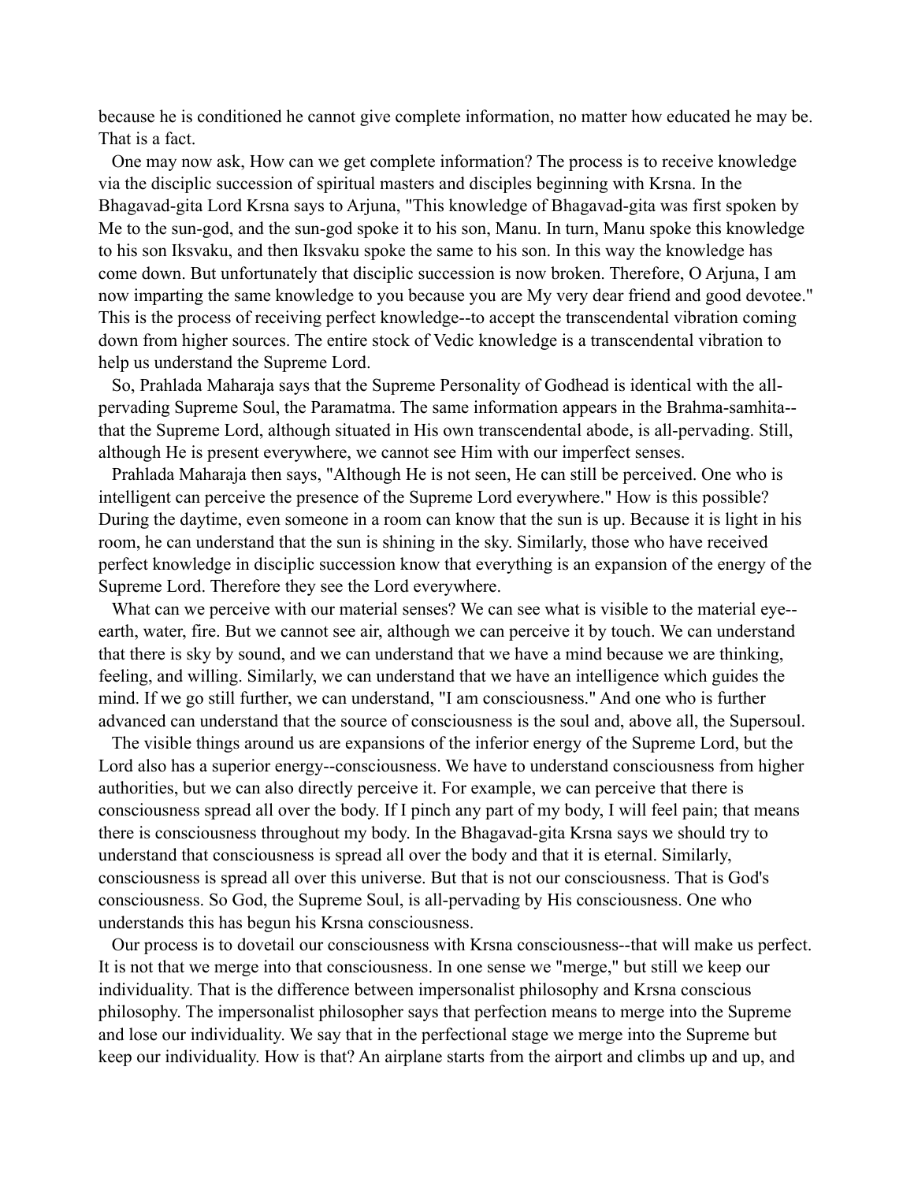because he is conditioned he cannot give complete information, no matter how educated he may be. That is a fact.

One may now ask, How can we get complete information? The process is to receive knowledge via the disciplic succession of spiritual masters and disciples beginning with Krsna. In the Bhagavad-gita Lord Krsna says to Arjuna, "This knowledge of Bhagavad-gita was first spoken by Me to the sun-god, and the sun-god spoke it to his son, Manu. In turn, Manu spoke this knowledge to his son Iksvaku, and then Iksvaku spoke the same to his son. In this way the knowledge has come down. But unfortunately that disciplic succession is now broken. Therefore, O Arjuna, I am now imparting the same knowledge to you because you are My very dear friend and good devotee." This is the process of receiving perfect knowledge--to accept the transcendental vibration coming down from higher sources. The entire stock of Vedic knowledge is a transcendental vibration to help us understand the Supreme Lord.

So, Prahlada Maharaja says that the Supreme Personality of Godhead is identical with the all-pervading Supreme Soul, the Paramatma. The same information appears in the Brahma-samhita--that the Supreme Lord, although situated in His own transcendental abode, is all-pervading. Still, although He is present everywhere, we cannot see Him with our imperfect senses.

Prahlada Maharaja then says, "Although He is not seen, He can still be perceived. One who is intelligent can perceive the presence of the Supreme Lord everywhere." How is this possible? During the daytime, even someone in a room can know that the sun is up. Because it is light in his room, he can understand that the sun is shining in the sky. Similarly, those who have received perfect knowledge in disciplic succession know that everything is an expansion of the energy of the Supreme Lord. Therefore they see the Lord everywhere.

What can we perceive with our material senses? We can see what is visible to the material eye--earth, water, fire. But we cannot see air, although we can perceive it by touch. We can understand that there is sky by sound, and we can understand that we have a mind because we are thinking, feeling, and willing. Similarly, we can understand that we have an intelligence which guides the mind. If we go still further, we can understand, "I am consciousness." And one who is further advanced can understand that the source of consciousness is the soul and, above all, the Supersoul.

The visible things around us are expansions of the inferior energy of the Supreme Lord, but the Lord also has a superior energy--consciousness. We have to understand consciousness from higher authorities, but we can also directly perceive it. For example, we can perceive that there is consciousness spread all over the body. If I pinch any part of my body, I will feel pain; that means there is consciousness throughout my body. In the Bhagavad-gita Krsna says we should try to understand that consciousness is spread all over the body and that it is eternal. Similarly, consciousness is spread all over this universe. But that is not our consciousness. That is God's consciousness. So God, the Supreme Soul, is all-pervading by His consciousness. One who understands this has begun his Krsna consciousness.

Our process is to dovetail our consciousness with Krsna consciousness--that will make us perfect. It is not that we merge into that consciousness. In one sense we "merge," but still we keep our individuality. That is the difference between impersonalist philosophy and Krsna conscious philosophy. The impersonalist philosopher says that perfection means to merge into the Supreme and lose our individuality. We say that in the perfectional stage we merge into the Supreme but keep our individuality. How is that? An airplane starts from the airport and climbs up and up, and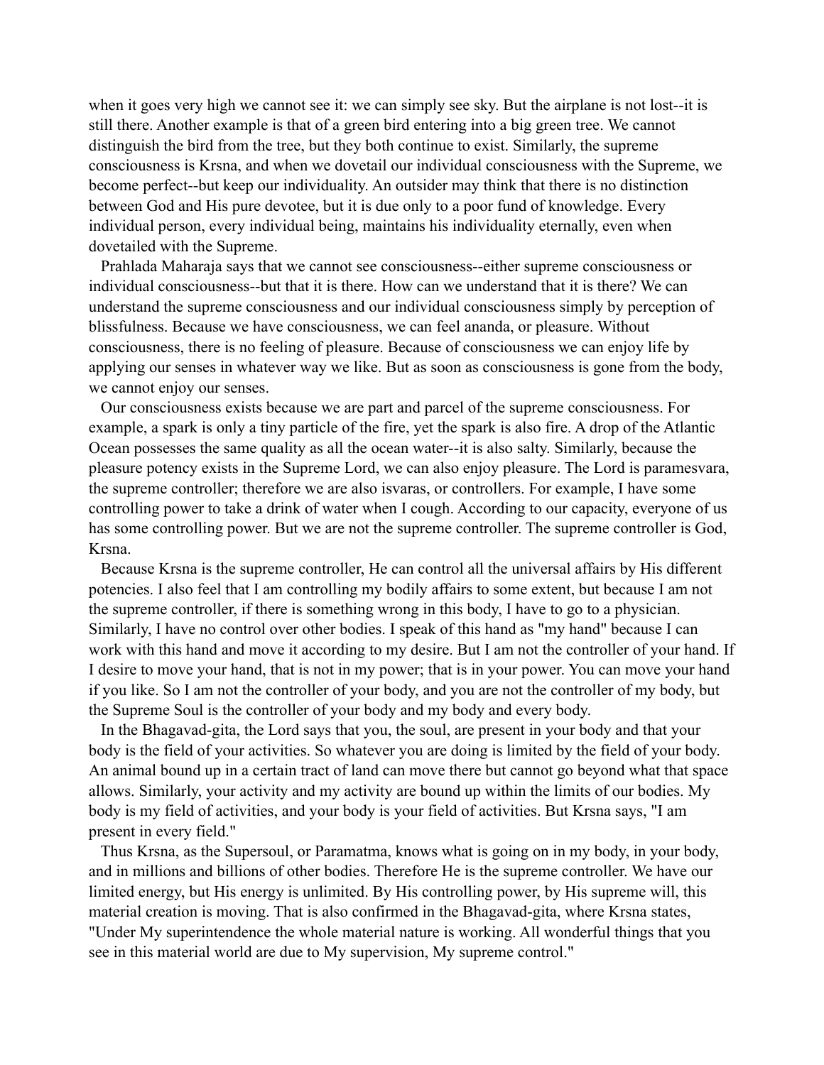when it goes very high we cannot see it: we can simply see sky. But the airplane is not lost--it is still there. Another example is that of a green bird entering into a big green tree. We cannot distinguish the bird from the tree, but they both continue to exist. Similarly, the supreme consciousness is Krsna, and when we dovetail our individual consciousness with the Supreme, we become perfect--but keep our individuality. An outsider may think that there is no distinction between God and His pure devotee, but it is due only to a poor fund of knowledge. Every individual person, every individual being, maintains his individuality eternally, even when dovetailed with the Supreme.

Prahlada Maharaja says that we cannot see consciousness--either supreme consciousness or individual consciousness--but that it is there. How can we understand that it is there? We can understand the supreme consciousness and our individual consciousness simply by perception of blissfulness. Because we have consciousness, we can feel ananda, or pleasure. Without consciousness, there is no feeling of pleasure. Because of consciousness we can enjoy life by applying our senses in whatever way we like. But as soon as consciousness is gone from the body, we cannot enjoy our senses.

Our consciousness exists because we are part and parcel of the supreme consciousness. For example, a spark is only a tiny particle of the fire, yet the spark is also fire. A drop of the Atlantic Ocean possesses the same quality as all the ocean water--it is also salty. Similarly, because the pleasure potency exists in the Supreme Lord, we can also enjoy pleasure. The Lord is paramesvara, the supreme controller; therefore we are also isvaras, or controllers. For example, I have some controlling power to take a drink of water when I cough. According to our capacity, everyone of us has some controlling power. But we are not the supreme controller. The supreme controller is God, Krsna.

Because Krsna is the supreme controller, He can control all the universal affairs by His different potencies. I also feel that I am controlling my bodily affairs to some extent, but because I am not the supreme controller, if there is something wrong in this body, I have to go to a physician. Similarly, I have no control over other bodies. I speak of this hand as "my hand" because I can work with this hand and move it according to my desire. But I am not the controller of your hand. If I desire to move your hand, that is not in my power; that is in your power. You can move your hand if you like. So I am not the controller of your body, and you are not the controller of my body, but the Supreme Soul is the controller of your body and my body and every body.

In the Bhagavad-gita, the Lord says that you, the soul, are present in your body and that your body is the field of your activities. So whatever you are doing is limited by the field of your body. An animal bound up in a certain tract of land can move there but cannot go beyond what that space allows. Similarly, your activity and my activity are bound up within the limits of our bodies. My body is my field of activities, and your body is your field of activities. But Krsna says, "I am present in every field."

Thus Krsna, as the Supersoul, or Paramatma, knows what is going on in my body, in your body, and in millions and billions of other bodies. Therefore He is the supreme controller. We have our limited energy, but His energy is unlimited. By His controlling power, by His supreme will, this material creation is moving. That is also confirmed in the Bhagavad-gita, where Krsna states, "Under My superintendence the whole material nature is working. All wonderful things that you see in this material world are due to My supervision, My supreme control."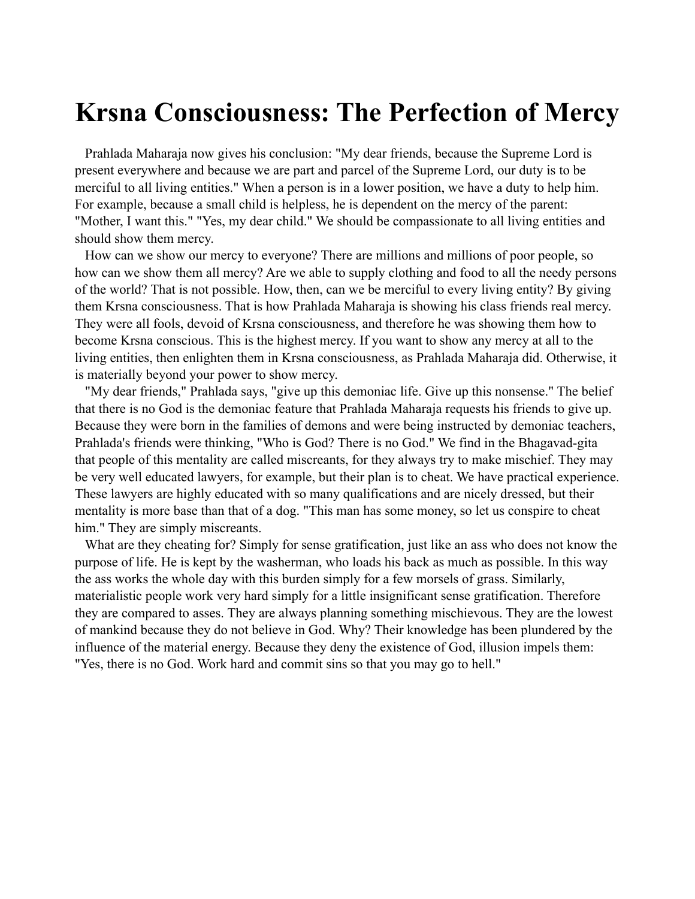# Krsna Consciousness: The Perfection of Mercy

Prahlada Maharaja now gives his conclusion: "My dear friends, because the Supreme Lord is present everywhere and because we are part and parcel of the Supreme Lord, our duty is to be merciful to all living entities." When a person is in a lower position, we have a duty to help him. For example, because a small child is helpless, he is dependent on the mercy of the parent: "Mother, I want this." "Yes, my dear child." We should be compassionate to all living entities and should show them mercy.

How can we show our mercy to everyone? There are millions and millions of poor people, so how can we show them all mercy? Are we able to supply clothing and food to all the needy persons of the world? That is not possible. How, then, can we be merciful to every living entity? By giving them Krsna consciousness. That is how Prahlada Maharaja is showing his class friends real mercy. They were all fools, devoid of Krsna consciousness, and therefore he was showing them how to become Krsna conscious. This is the highest mercy. If you want to show any mercy at all to the living entities, then enlighten them in Krsna consciousness, as Prahlada Maharaja did. Otherwise, it is materially beyond your power to show mercy.

"My dear friends," Prahlada says, "give up this demoniac life. Give up this nonsense." The belief that there is no God is the demoniac feature that Prahlada Maharaja requests his friends to give up. Because they were born in the families of demons and were being instructed by demoniac teachers, Prahlada's friends were thinking, "Who is God? There is no God." We find in the Bhagavad-gita that people of this mentality are called miscreants, for they always try to make mischief. They may be very well educated lawyers, for example, but their plan is to cheat. We have practical experience. These lawyers are highly educated with so many qualifications and are nicely dressed, but their mentality is more base than that of a dog. "This man has some money, so let us conspire to cheat him." They are simply miscreants.

What are they cheating for? Simply for sense gratification, just like an ass who does not know the purpose of life. He is kept by the washerman, who loads his back as much as possible. In this way the ass works the whole day with this burden simply for a few morsels of grass. Similarly, materialistic people work very hard simply for a little insignificant sense gratification. Therefore they are compared to asses. They are always planning something mischievous. They are the lowest of mankind because they do not believe in God. Why? Their knowledge has been plundered by the influence of the material energy. Because they deny the existence of God, illusion impels them: "Yes, there is no God. Work hard and commit sins so that you may go to hell."